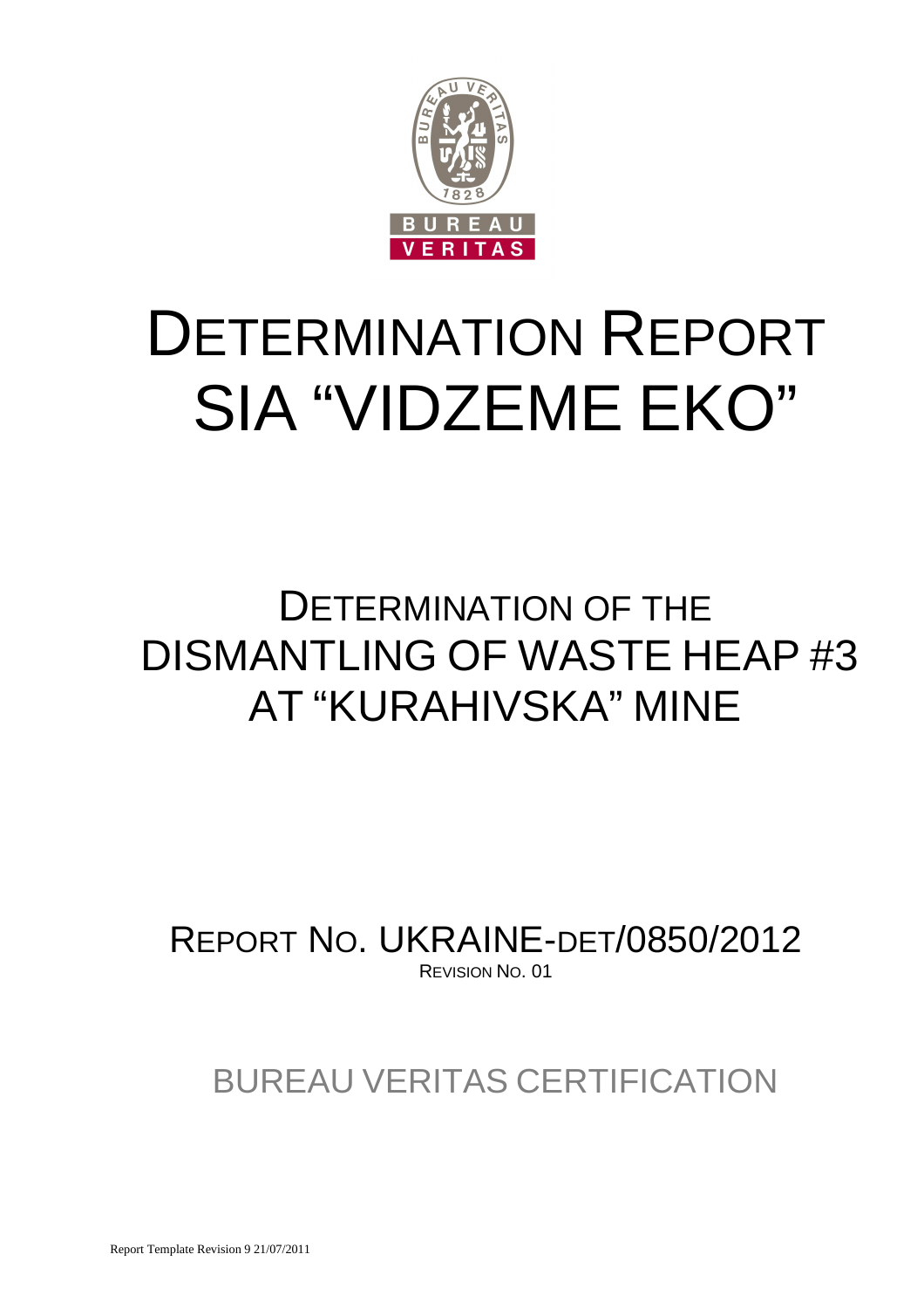# DETERMINATION REPORT
# SIA "VIDZEME EKO"

## DETERMINATION OF THE DISMANTLING OF WASTE HEAP #3 AT "KURAHIVSKA" MINE

REPORT NO. UKRAINE-DET/0850/2012

REVISION NO. 01

BUREAU VERITAS CERTIFICATION

Report Template Revision 9 21/07/2011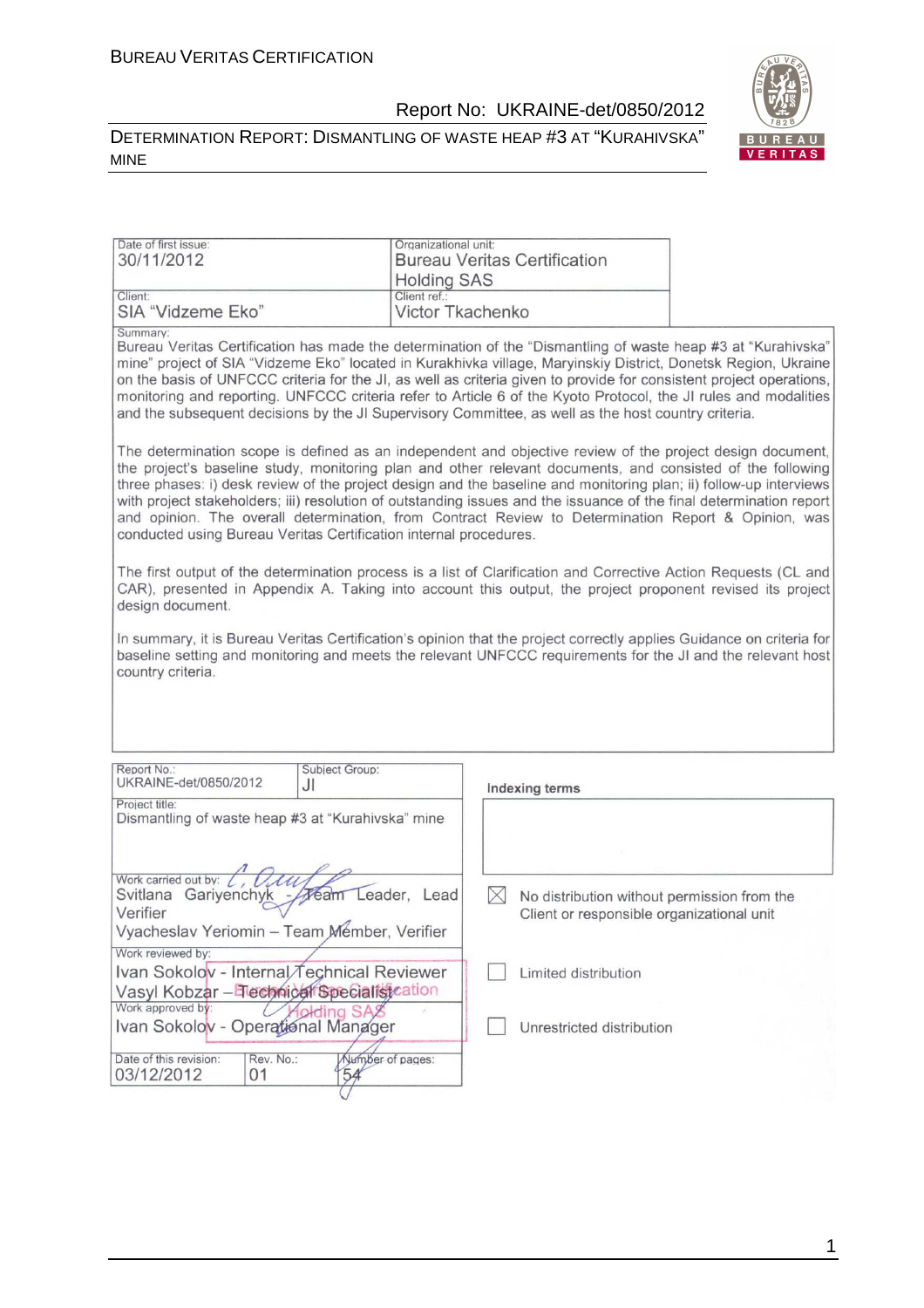| Date of first issue: 30/11/2012 | Organizational unit: Bureau Veritas Certification Holding SAS |
|---|---|
| Client: SIA "Vidzeme Eko" | Client ref.: Victor Tkachenko |

Summary:

Bureau Veritas Certification has made the determination of the "Dismantling of waste heap #3 at "Kurahivska" mine" project of SIA "Vidzeme Eko" located in Kurakhivka village, Maryinskiy District, Donetsk Region, Ukraine on the basis of UNFCCC criteria for the JI, as well as criteria given to provide for consistent project operations, monitoring and reporting. UNFCCC criteria refer to Article 6 of the Kyoto Protocol, the JI rules and modalities and the subsequent decisions by the JI Supervisory Committee, as well as the host country criteria.

The determination scope is defined as an independent and objective review of the project design document, the project's baseline study, monitoring plan and other relevant documents, and consisted of the following three phases: i) desk review of the project design and the baseline and monitoring plan; ii) follow-up interviews with project stakeholders; iii) resolution of outstanding issues and the issuance of the final determination report and opinion. The overall determination, from Contract Review to Determination Report & Opinion, was conducted using Bureau Veritas Certification internal procedures.

The first output of the determination process is a list of Clarification and Corrective Action Requests (CL and CAR), presented in Appendix A. Taking into account this output, the project proponent revised its project design document.

In summary, it is Bureau Veritas Certification's opinion that the project correctly applies Guidance on criteria for baseline setting and monitoring and meets the relevant UNFCCC requirements for the JI and the relevant host country criteria.

| Report No.: UKRAINE-det/0850/2012 | Subject Group: JI | Indexing terms |
|---|---|---|
| Project title: Dismantling of waste heap #3 at "Kurahivska" mine | | |
| Work carried out by: Svitlana Gariyenchyk - Team Leader, Lead Verifier; Vyacheslav Yeriomin – Team Member, Verifier | | ☒ No distribution without permission from the Client or responsible organizational unit |
| Work reviewed by: Ivan Sokolov - Internal Technical Reviewer; Vasyl Kobzar – Technical Specialist | | ☐ Limited distribution |
| Work approved by: Ivan Sokolov - Operational Manager | | ☐ Unrestricted distribution |
| Date of this revision: 03/12/2012 | Rev. No.: 01 | Number of pages: 54 |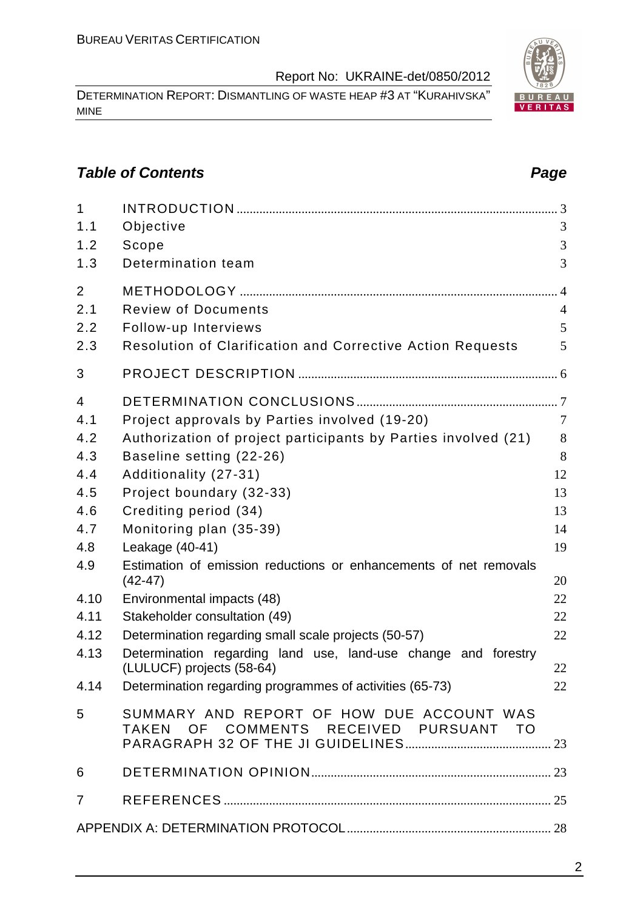## Table of Contents

| | | Page |
|---|---|---|
| 1 | INTRODUCTION | 3 |
| 1.1 | Objective | 3 |
| 1.2 | Scope | 3 |
| 1.3 | Determination team | 3 |
| 2 | METHODOLOGY | 4 |
| 2.1 | Review of Documents | 4 |
| 2.2 | Follow-up Interviews | 5 |
| 2.3 | Resolution of Clarification and Corrective Action Requests | 5 |
| 3 | PROJECT DESCRIPTION | 6 |
| 4 | DETERMINATION CONCLUSIONS | 7 |
| 4.1 | Project approvals by Parties involved (19-20) | 7 |
| 4.2 | Authorization of project participants by Parties involved (21) | 8 |
| 4.3 | Baseline setting (22-26) | 8 |
| 4.4 | Additionality (27-31) | 12 |
| 4.5 | Project boundary (32-33) | 13 |
| 4.6 | Crediting period (34) | 13 |
| 4.7 | Monitoring plan (35-39) | 14 |
| 4.8 | Leakage (40-41) | 19 |
| 4.9 | Estimation of emission reductions or enhancements of net removals (42-47) | 20 |
| 4.10 | Environmental impacts (48) | 22 |
| 4.11 | Stakeholder consultation (49) | 22 |
| 4.12 | Determination regarding small scale projects (50-57) | 22 |
| 4.13 | Determination regarding land use, land-use change and forestry (LULUCF) projects (58-64) | 22 |
| 4.14 | Determination regarding programmes of activities (65-73) | 22 |
| 5 | SUMMARY AND REPORT OF HOW DUE ACCOUNT WAS TAKEN OF COMMENTS RECEIVED PURSUANT TO PARAGRAPH 32 OF THE JI GUIDELINES | 23 |
| 6 | DETERMINATION OPINION | 23 |
| 7 | REFERENCES | 25 |
| | APPENDIX A: DETERMINATION PROTOCOL | 28 |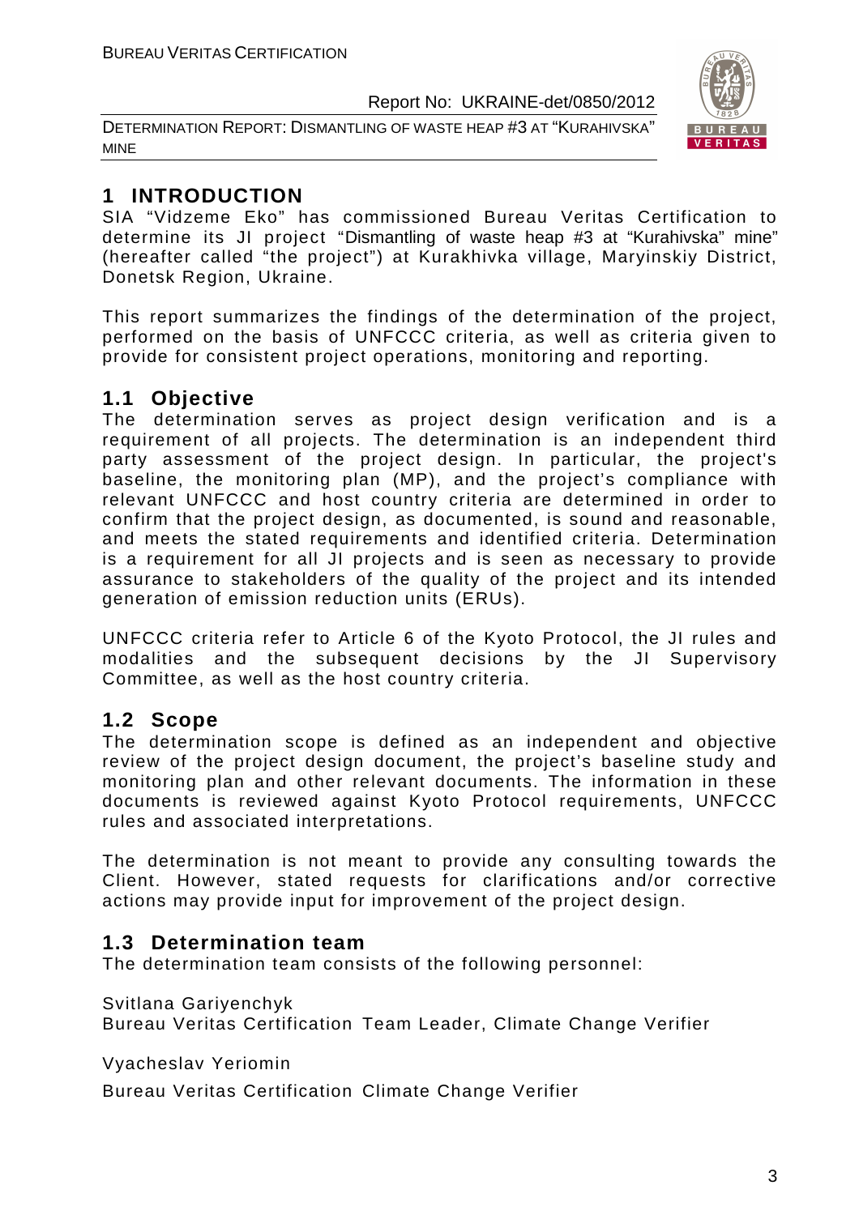# 1 INTRODUCTION

SIA "Vidzeme Eko" has commissioned Bureau Veritas Certification to determine its JI project "Dismantling of waste heap #3 at "Kurahivska" mine" (hereafter called "the project") at Kurakhivka village, Maryinskiy District, Donetsk Region, Ukraine.

This report summarizes the findings of the determination of the project, performed on the basis of UNFCCC criteria, as well as criteria given to provide for consistent project operations, monitoring and reporting.

## 1.1 Objective

The determination serves as project design verification and is a requirement of all projects. The determination is an independent third party assessment of the project design. In particular, the project's baseline, the monitoring plan (MP), and the project's compliance with relevant UNFCCC and host country criteria are determined in order to confirm that the project design, as documented, is sound and reasonable, and meets the stated requirements and identified criteria. Determination is a requirement for all JI projects and is seen as necessary to provide assurance to stakeholders of the quality of the project and its intended generation of emission reduction units (ERUs).

UNFCCC criteria refer to Article 6 of the Kyoto Protocol, the JI rules and modalities and the subsequent decisions by the JI Supervisory Committee, as well as the host country criteria.

## 1.2 Scope

The determination scope is defined as an independent and objective review of the project design document, the project's baseline study and monitoring plan and other relevant documents. The information in these documents is reviewed against Kyoto Protocol requirements, UNFCCC rules and associated interpretations.

The determination is not meant to provide any consulting towards the Client. However, stated requests for clarifications and/or corrective actions may provide input for improvement of the project design.

## 1.3 Determination team

The determination team consists of the following personnel:

Svitlana Gariyenchyk
Bureau Veritas Certification Team Leader, Climate Change Verifier

Vyacheslav Yeriomin

Bureau Veritas Certification Climate Change Verifier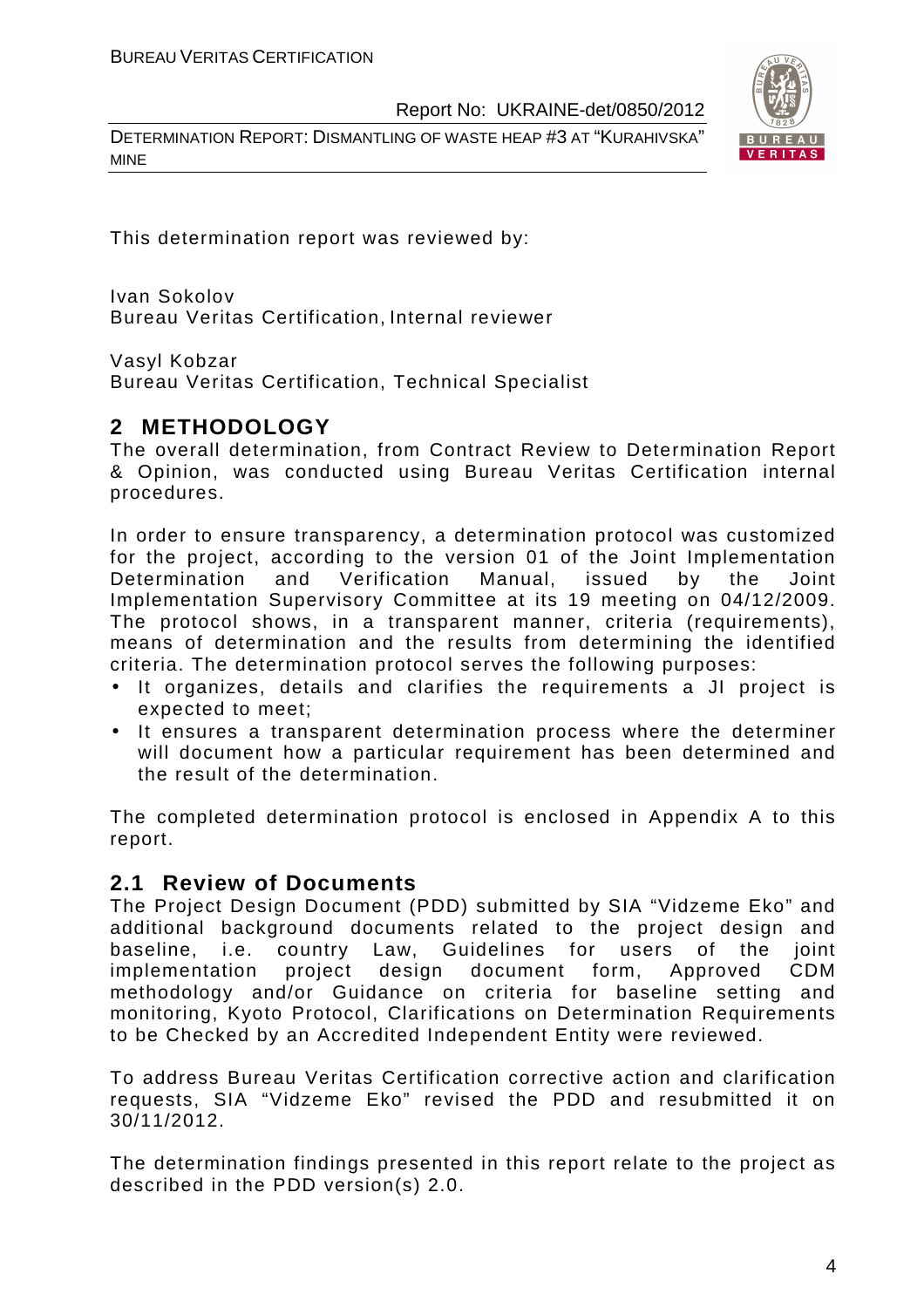This determination report was reviewed by:

Ivan Sokolov
Bureau Veritas Certification, Internal reviewer

Vasyl Kobzar
Bureau Veritas Certification, Technical Specialist

## 2 METHODOLOGY

The overall determination, from Contract Review to Determination Report & Opinion, was conducted using Bureau Veritas Certification internal procedures.

In order to ensure transparency, a determination protocol was customized for the project, according to the version 01 of the Joint Implementation Determination and Verification Manual, issued by the Joint Implementation Supervisory Committee at its 19 meeting on 04/12/2009. The protocol shows, in a transparent manner, criteria (requirements), means of determination and the results from determining the identified criteria. The determination protocol serves the following purposes:

- It organizes, details and clarifies the requirements a JI project is expected to meet;
- It ensures a transparent determination process where the determiner will document how a particular requirement has been determined and the result of the determination.

The completed determination protocol is enclosed in Appendix A to this report.

### 2.1 Review of Documents

The Project Design Document (PDD) submitted by SIA "Vidzeme Eko" and additional background documents related to the project design and baseline, i.e. country Law, Guidelines for users of the joint implementation project design document form, Approved CDM methodology and/or Guidance on criteria for baseline setting and monitoring, Kyoto Protocol, Clarifications on Determination Requirements to be Checked by an Accredited Independent Entity were reviewed.

To address Bureau Veritas Certification corrective action and clarification requests, SIA "Vidzeme Eko" revised the PDD and resubmitted it on 30/11/2012.

The determination findings presented in this report relate to the project as described in the PDD version(s) 2.0.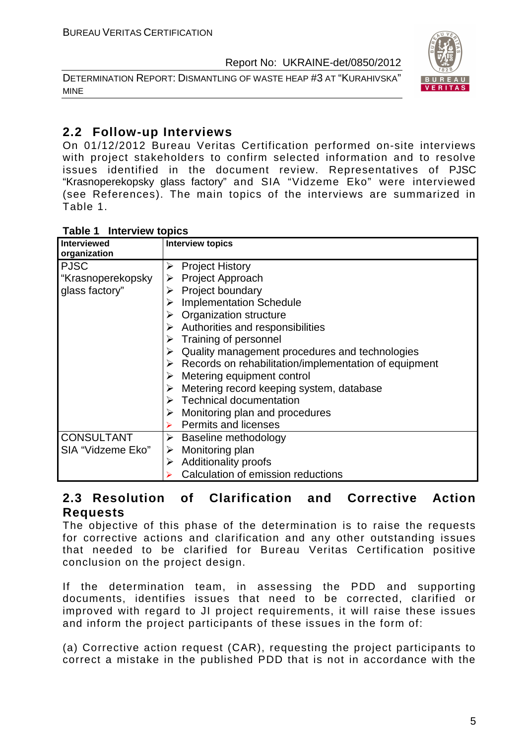## 2.2 Follow-up Interviews

On 01/12/2012 Bureau Veritas Certification performed on-site interviews with project stakeholders to confirm selected information and to resolve issues identified in the document review. Representatives of PJSC "Krasnoperekopsky glass factory" and SIA "Vidzeme Eko" were interviewed (see References). The main topics of the interviews are summarized in Table 1.

**Table 1 Interview topics**

| Interviewed organization | Interview topics |
|---|---|
| PJSC "Krasnoperekopsky glass factory" | ➢ Project History<br>➢ Project Approach<br>➢ Project boundary<br>➢ Implementation Schedule<br>➢ Organization structure<br>➢ Authorities and responsibilities<br>➢ Training of personnel<br>➢ Quality management procedures and technologies<br>➢ Records on rehabilitation/implementation of equipment<br>➢ Metering equipment control<br>➢ Metering record keeping system, database<br>➢ Technical documentation<br>➢ Monitoring plan and procedures<br>➢ Permits and licenses |
| CONSULTANT SIA "Vidzeme Eko" | ➢ Baseline methodology<br>➢ Monitoring plan<br>➢ Additionality proofs<br>➢ Calculation of emission reductions |

## 2.3 Resolution of Clarification and Corrective Action Requests

The objective of this phase of the determination is to raise the requests for corrective actions and clarification and any other outstanding issues that needed to be clarified for Bureau Veritas Certification positive conclusion on the project design.

If the determination team, in assessing the PDD and supporting documents, identifies issues that need to be corrected, clarified or improved with regard to JI project requirements, it will raise these issues and inform the project participants of these issues in the form of:

(a) Corrective action request (CAR), requesting the project participants to correct a mistake in the published PDD that is not in accordance with the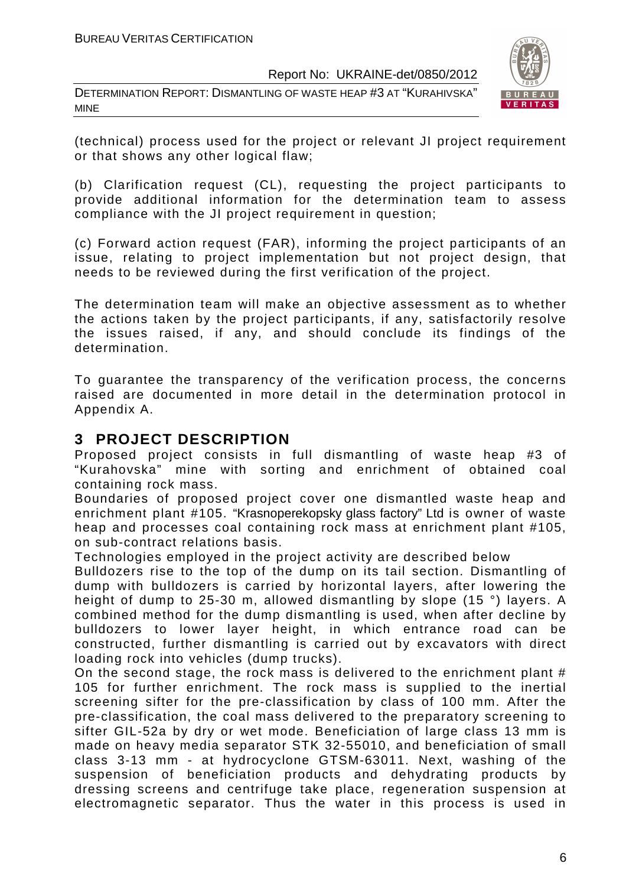(technical) process used for the project or relevant JI project requirement or that shows any other logical flaw;

(b) Clarification request (CL), requesting the project participants to provide additional information for the determination team to assess compliance with the JI project requirement in question;

(c) Forward action request (FAR), informing the project participants of an issue, relating to project implementation but not project design, that needs to be reviewed during the first verification of the project.

The determination team will make an objective assessment as to whether the actions taken by the project participants, if any, satisfactorily resolve the issues raised, if any, and should conclude its findings of the determination.

To guarantee the transparency of the verification process, the concerns raised are documented in more detail in the determination protocol in Appendix A.

# 3 PROJECT DESCRIPTION

Proposed project consists in full dismantling of waste heap #3 of "Kurahovska" mine with sorting and enrichment of obtained coal containing rock mass.

Boundaries of proposed project cover one dismantled waste heap and enrichment plant #105. "Krasnoperekopsky glass factory" Ltd is owner of waste heap and processes coal containing rock mass at enrichment plant #105, on sub-contract relations basis.

Technologies employed in the project activity are described below

Bulldozers rise to the top of the dump on its tail section. Dismantling of dump with bulldozers is carried by horizontal layers, after lowering the height of dump to 25-30 m, allowed dismantling by slope (15 °) layers. A combined method for the dump dismantling is used, when after decline by bulldozers to lower layer height, in which entrance road can be constructed, further dismantling is carried out by excavators with direct loading rock into vehicles (dump trucks).

On the second stage, the rock mass is delivered to the enrichment plant # 105 for further enrichment. The rock mass is supplied to the inertial screening sifter for the pre-classification by class of 100 mm. After the pre-classification, the coal mass delivered to the preparatory screening to sifter GIL-52a by dry or wet mode. Beneficiation of large class 13 mm is made on heavy media separator STK 32-55010, and beneficiation of small class 3-13 mm - at hydrocyclone GTSM-63011. Next, washing of the suspension of beneficiation products and dehydrating products by dressing screens and centrifuge take place, regeneration suspension at electromagnetic separator. Thus the water in this process is used in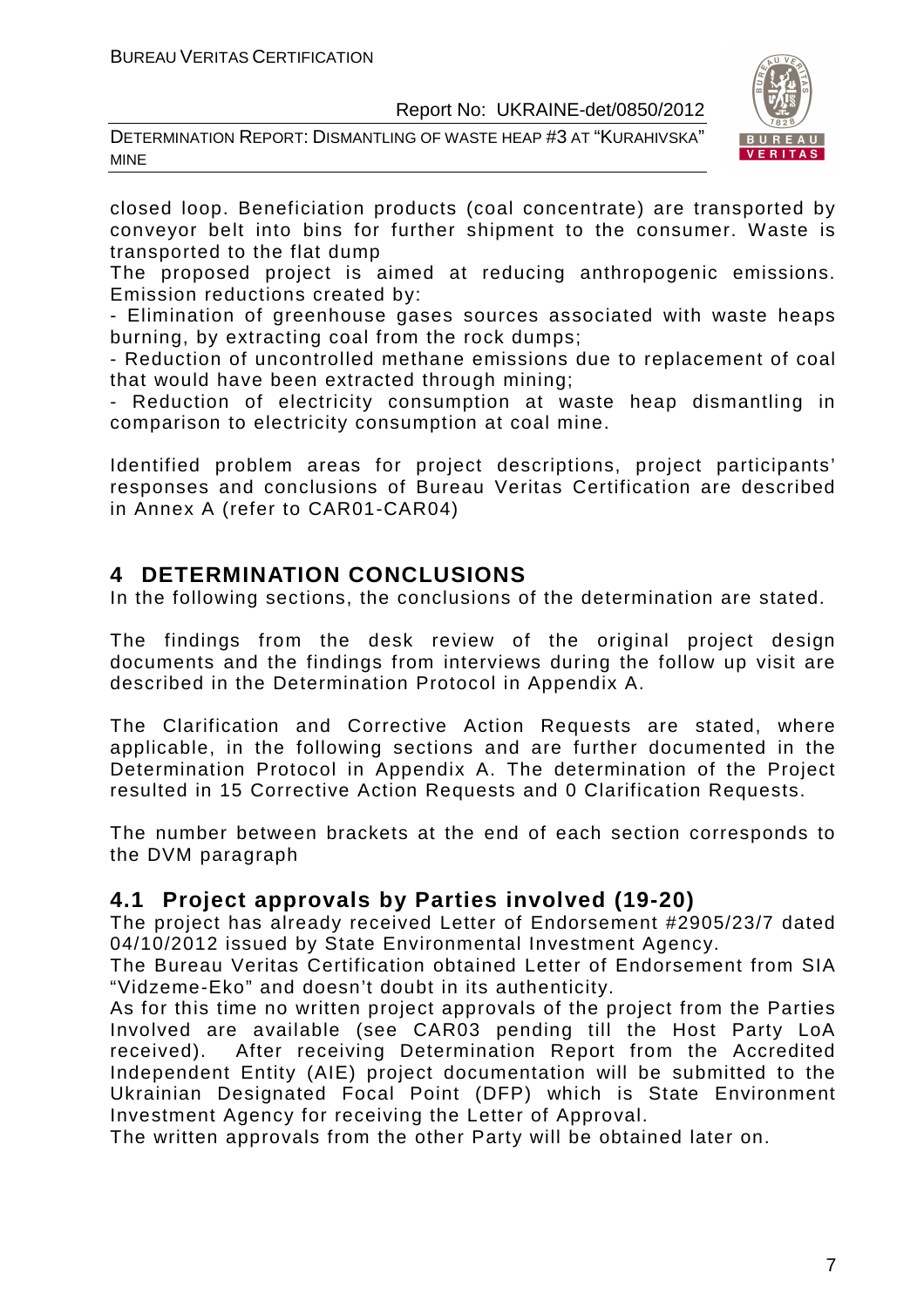closed loop. Beneficiation products (coal concentrate) are transported by conveyor belt into bins for further shipment to the consumer. Waste is transported to the flat dump

The proposed project is aimed at reducing anthropogenic emissions. Emission reductions created by:

- Elimination of greenhouse gases sources associated with waste heaps burning, by extracting coal from the rock dumps;
- Reduction of uncontrolled methane emissions due to replacement of coal that would have been extracted through mining;
- Reduction of electricity consumption at waste heap dismantling in comparison to electricity consumption at coal mine.

Identified problem areas for project descriptions, project participants' responses and conclusions of Bureau Veritas Certification are described in Annex A (refer to CAR01-CAR04)

# 4 DETERMINATION CONCLUSIONS

In the following sections, the conclusions of the determination are stated.

The findings from the desk review of the original project design documents and the findings from interviews during the follow up visit are described in the Determination Protocol in Appendix A.

The Clarification and Corrective Action Requests are stated, where applicable, in the following sections and are further documented in the Determination Protocol in Appendix A. The determination of the Project resulted in 15 Corrective Action Requests and 0 Clarification Requests.

The number between brackets at the end of each section corresponds to the DVM paragraph

## 4.1 Project approvals by Parties involved (19-20)

The project has already received Letter of Endorsement #2905/23/7 dated 04/10/2012 issued by State Environmental Investment Agency.

The Bureau Veritas Certification obtained Letter of Endorsement from SIA "Vidzeme-Eko" and doesn't doubt in its authenticity.

As for this time no written project approvals of the project from the Parties Involved are available (see CAR03 pending till the Host Party LoA received). After receiving Determination Report from the Accredited Independent Entity (AIE) project documentation will be submitted to the Ukrainian Designated Focal Point (DFP) which is State Environment Investment Agency for receiving the Letter of Approval.

The written approvals from the other Party will be obtained later on.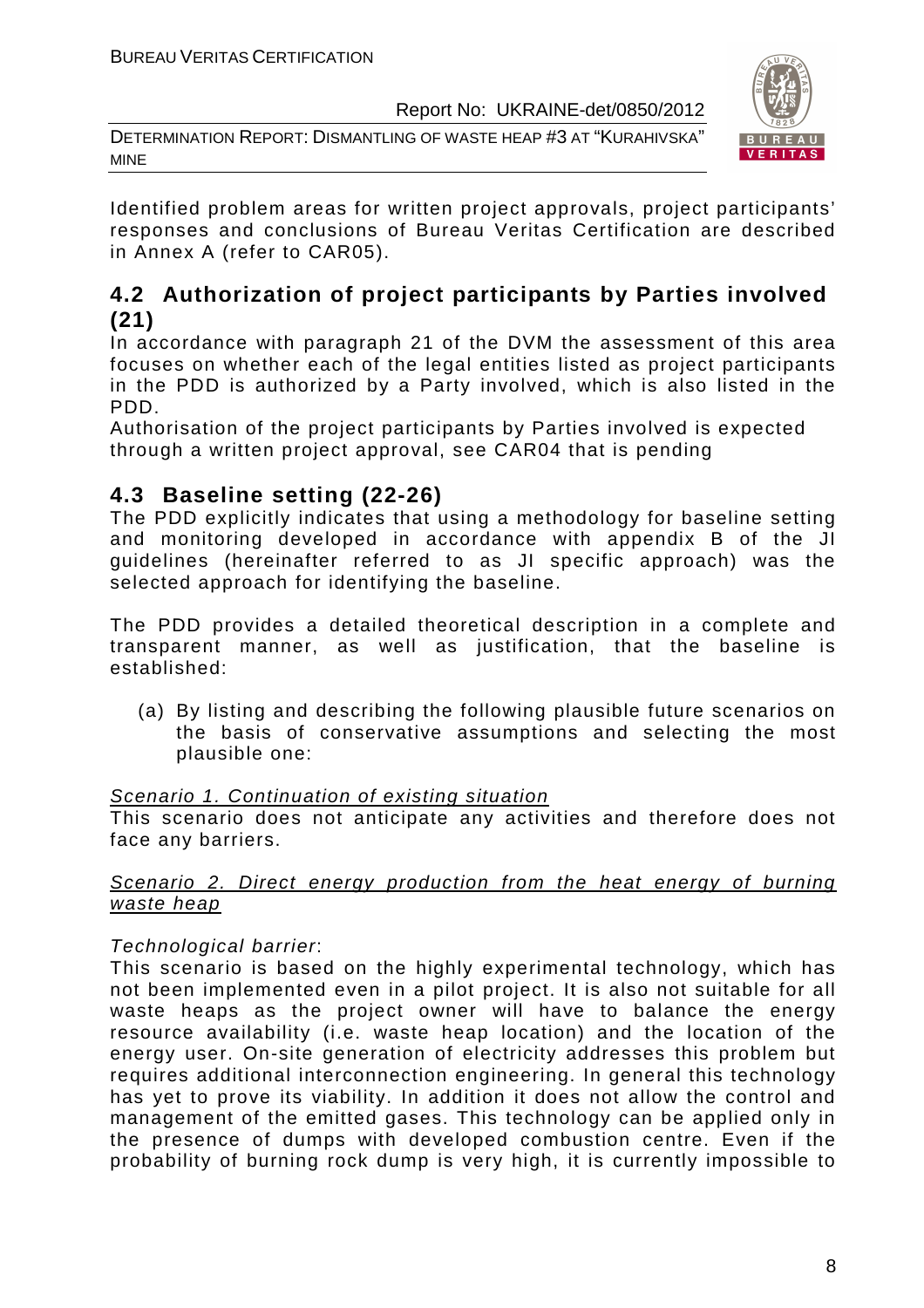Identified problem areas for written project approvals, project participants' responses and conclusions of Bureau Veritas Certification are described in Annex A (refer to CAR05).

## 4.2 Authorization of project participants by Parties involved (21)

In accordance with paragraph 21 of the DVM the assessment of this area focuses on whether each of the legal entities listed as project participants in the PDD is authorized by a Party involved, which is also listed in the PDD.

Authorisation of the project participants by Parties involved is expected through a written project approval, see CAR04 that is pending

## 4.3 Baseline setting (22-26)

The PDD explicitly indicates that using a methodology for baseline setting and monitoring developed in accordance with appendix B of the JI guidelines (hereinafter referred to as JI specific approach) was the selected approach for identifying the baseline.

The PDD provides a detailed theoretical description in a complete and transparent manner, as well as justification, that the baseline is established:

(a) By listing and describing the following plausible future scenarios on the basis of conservative assumptions and selecting the most plausible one:

Scenario 1. Continuation of existing situation

This scenario does not anticipate any activities and therefore does not face any barriers.

Scenario 2. Direct energy production from the heat energy of burning waste heap

*Technological barrier*:

This scenario is based on the highly experimental technology, which has not been implemented even in a pilot project. It is also not suitable for all waste heaps as the project owner will have to balance the energy resource availability (i.e. waste heap location) and the location of the energy user. On-site generation of electricity addresses this problem but requires additional interconnection engineering. In general this technology has yet to prove its viability. In addition it does not allow the control and management of the emitted gases. This technology can be applied only in the presence of dumps with developed combustion centre. Even if the probability of burning rock dump is very high, it is currently impossible to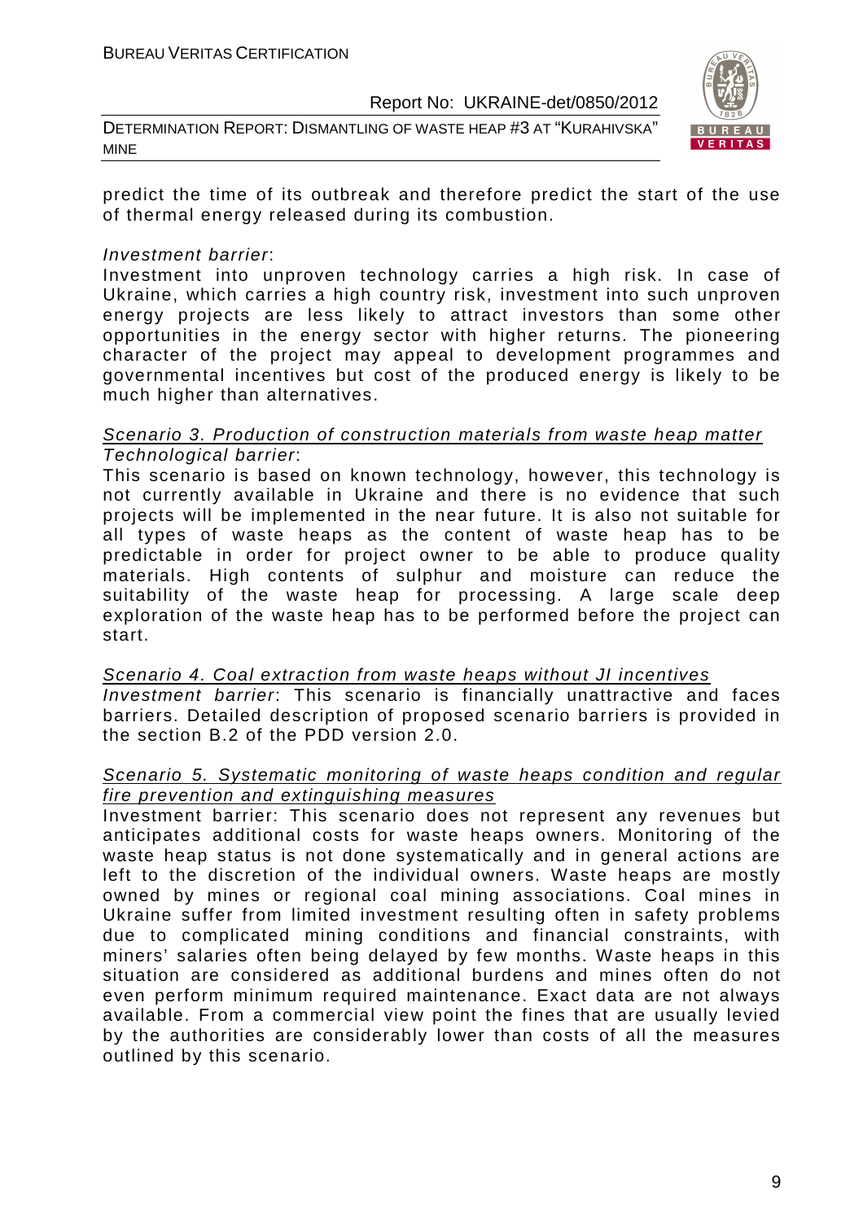predict the time of its outbreak and therefore predict the start of the use of thermal energy released during its combustion.

*Investment barrier*:

Investment into unproven technology carries a high risk. In case of Ukraine, which carries a high country risk, investment into such unproven energy projects are less likely to attract investors than some other opportunities in the energy sector with higher returns. The pioneering character of the project may appeal to development programmes and governmental incentives but cost of the produced energy is likely to be much higher than alternatives.

<u>*Scenario 3. Production of construction materials from waste heap matter*</u>

*Technological barrier*:

This scenario is based on known technology, however, this technology is not currently available in Ukraine and there is no evidence that such projects will be implemented in the near future. It is also not suitable for all types of waste heaps as the content of waste heap has to be predictable in order for project owner to be able to produce quality materials. High contents of sulphur and moisture can reduce the suitability of the waste heap for processing. A large scale deep exploration of the waste heap has to be performed before the project can start.

<u>*Scenario 4. Coal extraction from waste heaps without JI incentives*</u>

*Investment barrier*: This scenario is financially unattractive and faces barriers. Detailed description of proposed scenario barriers is provided in the section B.2 of the PDD version 2.0.

<u>*Scenario 5. Systematic monitoring of waste heaps condition and regular fire prevention and extinguishing measures*</u>

Investment barrier: This scenario does not represent any revenues but anticipates additional costs for waste heaps owners. Monitoring of the waste heap status is not done systematically and in general actions are left to the discretion of the individual owners. Waste heaps are mostly owned by mines or regional coal mining associations. Coal mines in Ukraine suffer from limited investment resulting often in safety problems due to complicated mining conditions and financial constraints, with miners' salaries often being delayed by few months. Waste heaps in this situation are considered as additional burdens and mines often do not even perform minimum required maintenance. Exact data are not always available. From a commercial view point the fines that are usually levied by the authorities are considerably lower than costs of all the measures outlined by this scenario.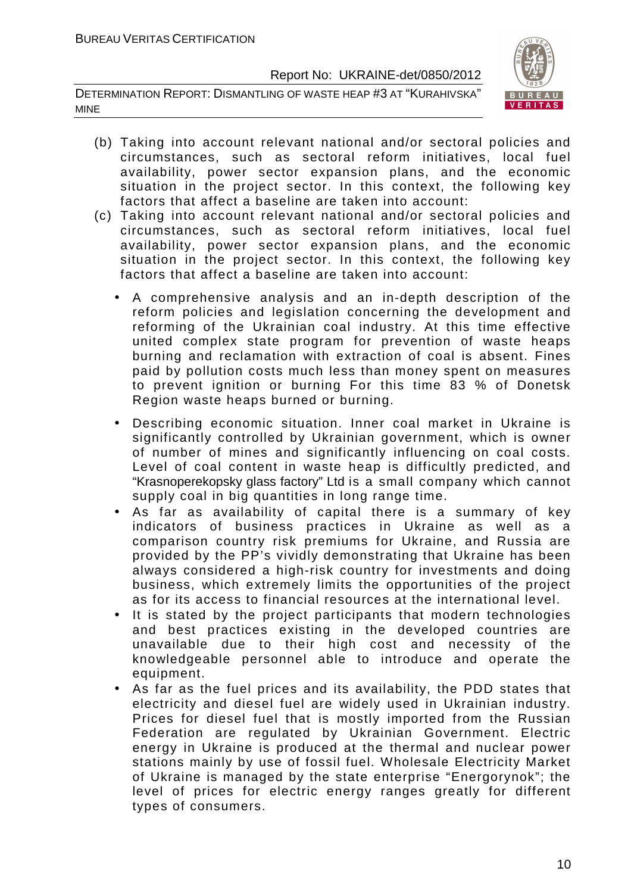(b) Taking into account relevant national and/or sectoral policies and circumstances, such as sectoral reform initiatives, local fuel availability, power sector expansion plans, and the economic situation in the project sector. In this context, the following key factors that affect a baseline are taken into account:

(c) Taking into account relevant national and/or sectoral policies and circumstances, such as sectoral reform initiatives, local fuel availability, power sector expansion plans, and the economic situation in the project sector. In this context, the following key factors that affect a baseline are taken into account:

- A comprehensive analysis and an in-depth description of the reform policies and legislation concerning the development and reforming of the Ukrainian coal industry. At this time effective united complex state program for prevention of waste heaps burning and reclamation with extraction of coal is absent. Fines paid by pollution costs much less than money spent on measures to prevent ignition or burning For this time 83 % of Donetsk Region waste heaps burned or burning.
- Describing economic situation. Inner coal market in Ukraine is significantly controlled by Ukrainian government, which is owner of number of mines and significantly influencing on coal costs. Level of coal content in waste heap is difficultly predicted, and "Krasnoperekopsky glass factory" Ltd is a small company which cannot supply coal in big quantities in long range time.
- As far as availability of capital there is a summary of key indicators of business practices in Ukraine as well as a comparison country risk premiums for Ukraine, and Russia are provided by the PP's vividly demonstrating that Ukraine has been always considered a high-risk country for investments and doing business, which extremely limits the opportunities of the project as for its access to financial resources at the international level.
- It is stated by the project participants that modern technologies and best practices existing in the developed countries are unavailable due to their high cost and necessity of the knowledgeable personnel able to introduce and operate the equipment.
- As far as the fuel prices and its availability, the PDD states that electricity and diesel fuel are widely used in Ukrainian industry. Prices for diesel fuel that is mostly imported from the Russian Federation are regulated by Ukrainian Government. Electric energy in Ukraine is produced at the thermal and nuclear power stations mainly by use of fossil fuel. Wholesale Electricity Market of Ukraine is managed by the state enterprise "Energorynok"; the level of prices for electric energy ranges greatly for different types of consumers.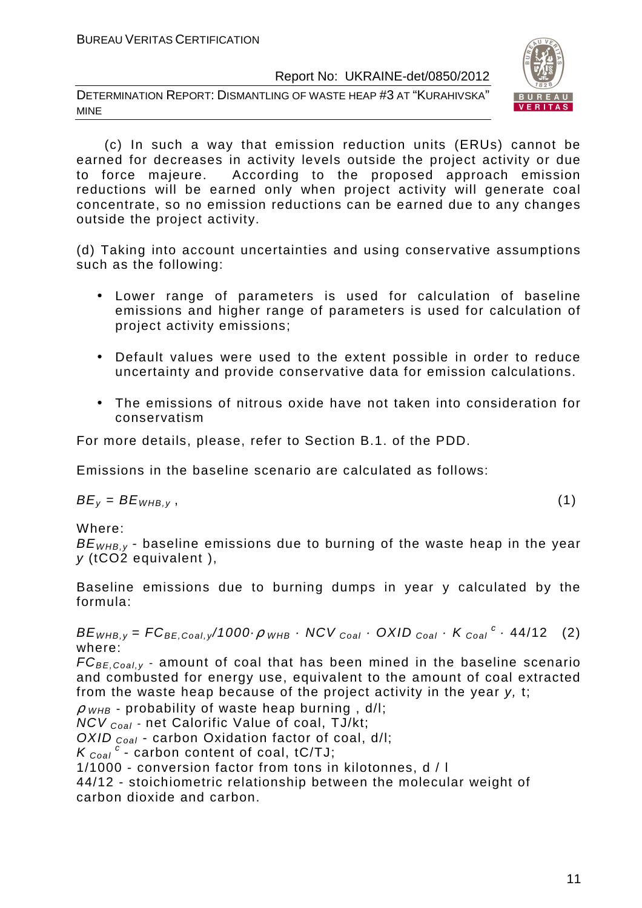(c) In such a way that emission reduction units (ERUs) cannot be earned for decreases in activity levels outside the project activity or due to force majeure. According to the proposed approach emission reductions will be earned only when project activity will generate coal concentrate, so no emission reductions can be earned due to any changes outside the project activity.

(d) Taking into account uncertainties and using conservative assumptions such as the following:

- Lower range of parameters is used for calculation of baseline emissions and higher range of parameters is used for calculation of project activity emissions;
- Default values were used to the extent possible in order to reduce uncertainty and provide conservative data for emission calculations.
- The emissions of nitrous oxide have not taken into consideration for conservatism

For more details, please, refer to Section B.1. of the PDD.

Emissions in the baseline scenario are calculated as follows:

$$BE_y = BE_{WHB,y}, \quad (1)$$

Where:

$BE_{WHB,y}$ - baseline emissions due to burning of the waste heap in the year $y$ (tCO2 equivalent ),

Baseline emissions due to burning dumps in year y calculated by the formula:

$$BE_{WHB,y} = FC_{BE,Coal,y}/1000 \cdot \rho_{WHB} \cdot NCV_{Coal} \cdot OXID_{Coal} \cdot K_{Coal}^{c} \cdot 44/12 \quad (2)$$

where:

$FC_{BE,Coal,y}$ - amount of coal that has been mined in the baseline scenario and combusted for energy use, equivalent to the amount of coal extracted from the waste heap because of the project activity in the year $y$, t;

$\rho_{WHB}$ - probability of waste heap burning , d/l;

$NCV_{Coal}$ - net Calorific Value of coal, TJ/kt;

$OXID_{Coal}$ - carbon Oxidation factor of coal, d/l;

$K_{Coal}^{c}$ - carbon content of coal, tC/TJ;

1/1000 - conversion factor from tons in kilotonnes, d / l

44/12 - stoichiometric relationship between the molecular weight of carbon dioxide and carbon.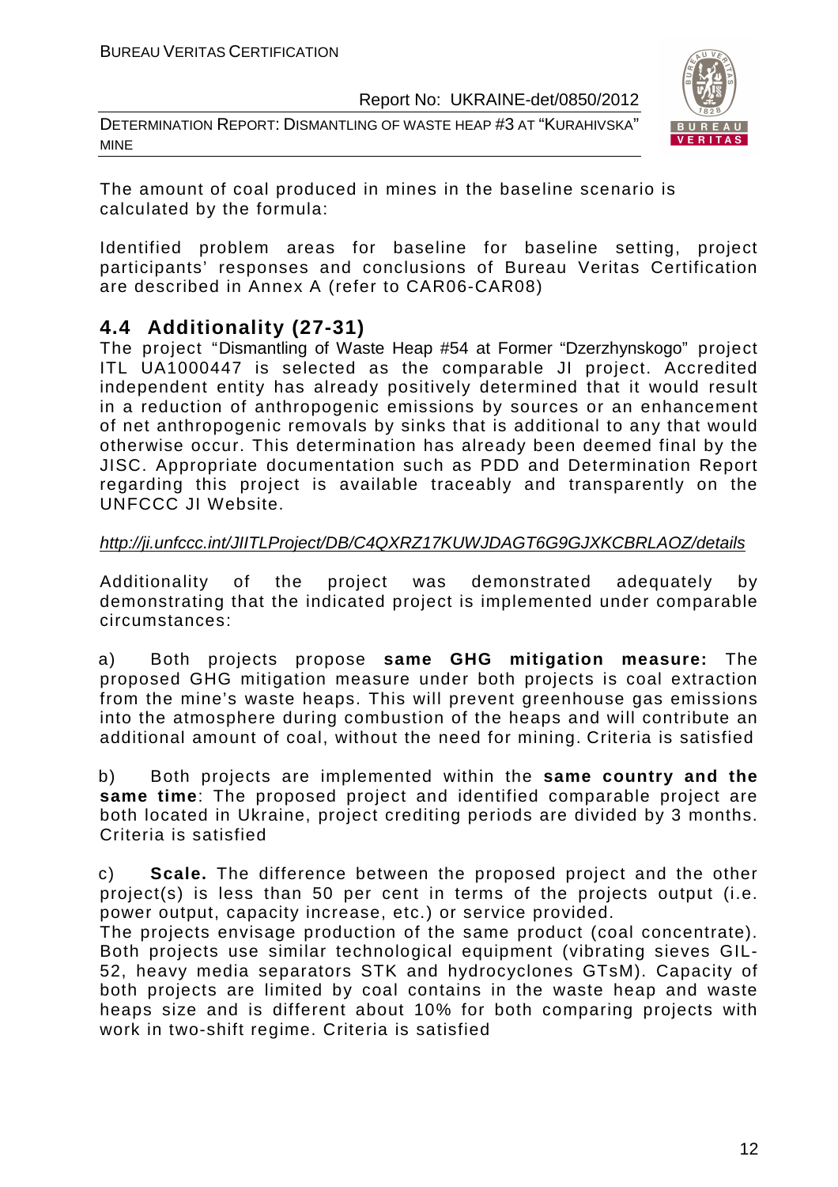The amount of coal produced in mines in the baseline scenario is calculated by the formula:

Identified problem areas for baseline for baseline setting, project participants' responses and conclusions of Bureau Veritas Certification are described in Annex A (refer to CAR06-CAR08)

## 4.4 Additionality (27-31)

The project "Dismantling of Waste Heap #54 at Former "Dzerzhynskogo" project ITL UA1000447 is selected as the comparable JI project. Accredited independent entity has already positively determined that it would result in a reduction of anthropogenic emissions by sources or an enhancement of net anthropogenic removals by sinks that is additional to any that would otherwise occur. This determination has already been deemed final by the JISC. Appropriate documentation such as PDD and Determination Report regarding this project is available traceably and transparently on the UNFCCC JI Website.

*http://ji.unfccc.int/JIITLProject/DB/C4QXRZ17KUWJDAGT6G9GJXKCBRLAOZ/details*

Additionality of the project was demonstrated adequately by demonstrating that the indicated project is implemented under comparable circumstances:

a) Both projects propose **same GHG mitigation measure:** The proposed GHG mitigation measure under both projects is coal extraction from the mine's waste heaps. This will prevent greenhouse gas emissions into the atmosphere during combustion of the heaps and will contribute an additional amount of coal, without the need for mining. Criteria is satisfied

b) Both projects are implemented within the **same country and the same time**: The proposed project and identified comparable project are both located in Ukraine, project crediting periods are divided by 3 months. Criteria is satisfied

c) **Scale.** The difference between the proposed project and the other project(s) is less than 50 per cent in terms of the projects output (i.e. power output, capacity increase, etc.) or service provided.
The projects envisage production of the same product (coal concentrate). Both projects use similar technological equipment (vibrating sieves GIL-52, heavy media separators STK and hydrocyclones GTsM). Capacity of both projects are limited by coal contains in the waste heap and waste heaps size and is different about 10% for both comparing projects with work in two-shift regime. Criteria is satisfied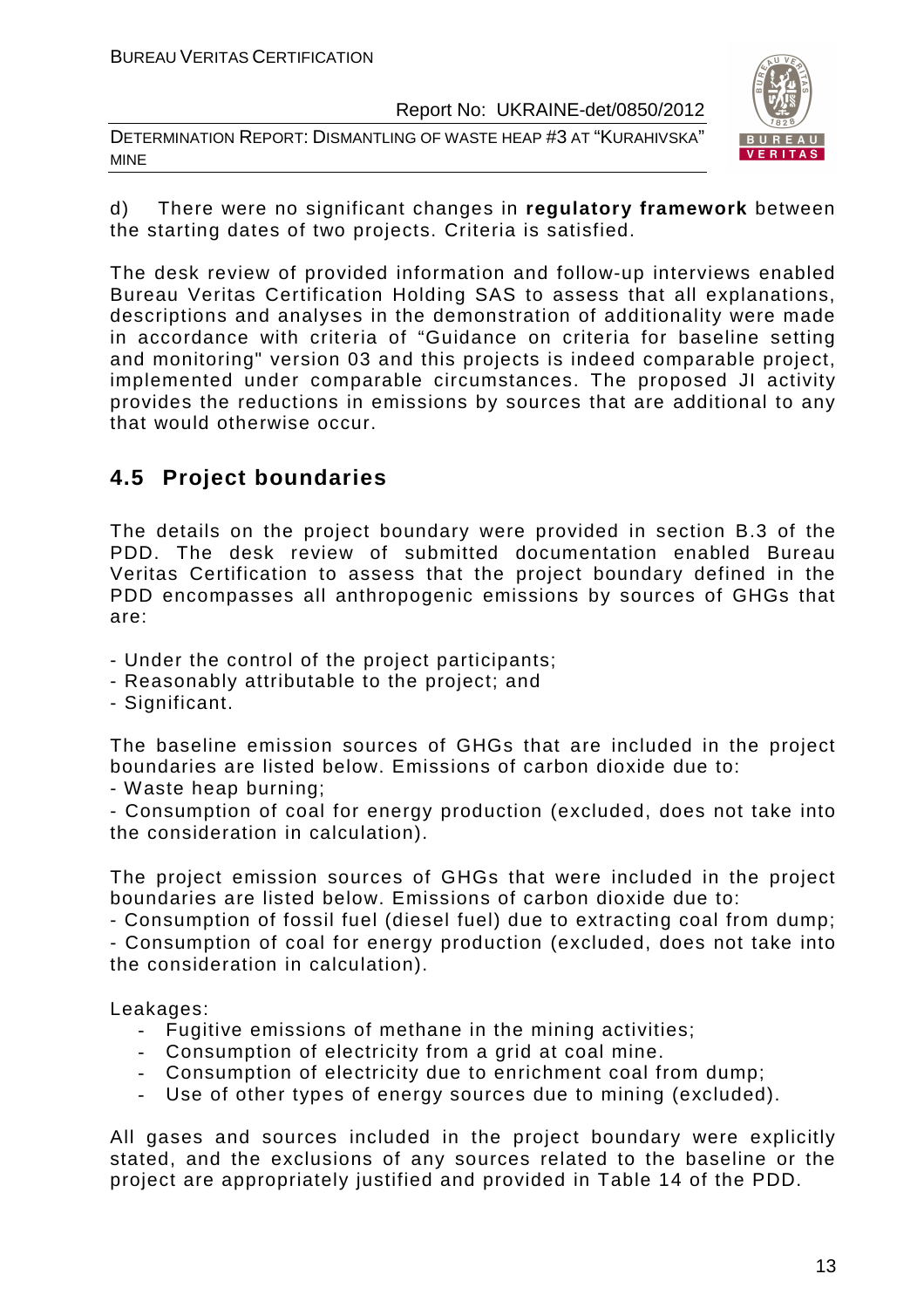d) There were no significant changes in **regulatory framework** between the starting dates of two projects. Criteria is satisfied.

The desk review of provided information and follow-up interviews enabled Bureau Veritas Certification Holding SAS to assess that all explanations, descriptions and analyses in the demonstration of additionality were made in accordance with criteria of "Guidance on criteria for baseline setting and monitoring" version 03 and this projects is indeed comparable project, implemented under comparable circumstances. The proposed JI activity provides the reductions in emissions by sources that are additional to any that would otherwise occur.

## 4.5 Project boundaries

The details on the project boundary were provided in section B.3 of the PDD. The desk review of submitted documentation enabled Bureau Veritas Certification to assess that the project boundary defined in the PDD encompasses all anthropogenic emissions by sources of GHGs that are:

- Under the control of the project participants;
- Reasonably attributable to the project; and
- Significant.

The baseline emission sources of GHGs that are included in the project boundaries are listed below. Emissions of carbon dioxide due to:

- Waste heap burning;
- Consumption of coal for energy production (excluded, does not take into the consideration in calculation).

The project emission sources of GHGs that were included in the project boundaries are listed below. Emissions of carbon dioxide due to:

- Consumption of fossil fuel (diesel fuel) due to extracting coal from dump;
- Consumption of coal for energy production (excluded, does not take into the consideration in calculation).

Leakages:

- Fugitive emissions of methane in the mining activities;
- Consumption of electricity from a grid at coal mine.
- Consumption of electricity due to enrichment coal from dump;
- Use of other types of energy sources due to mining (excluded).

All gases and sources included in the project boundary were explicitly stated, and the exclusions of any sources related to the baseline or the project are appropriately justified and provided in Table 14 of the PDD.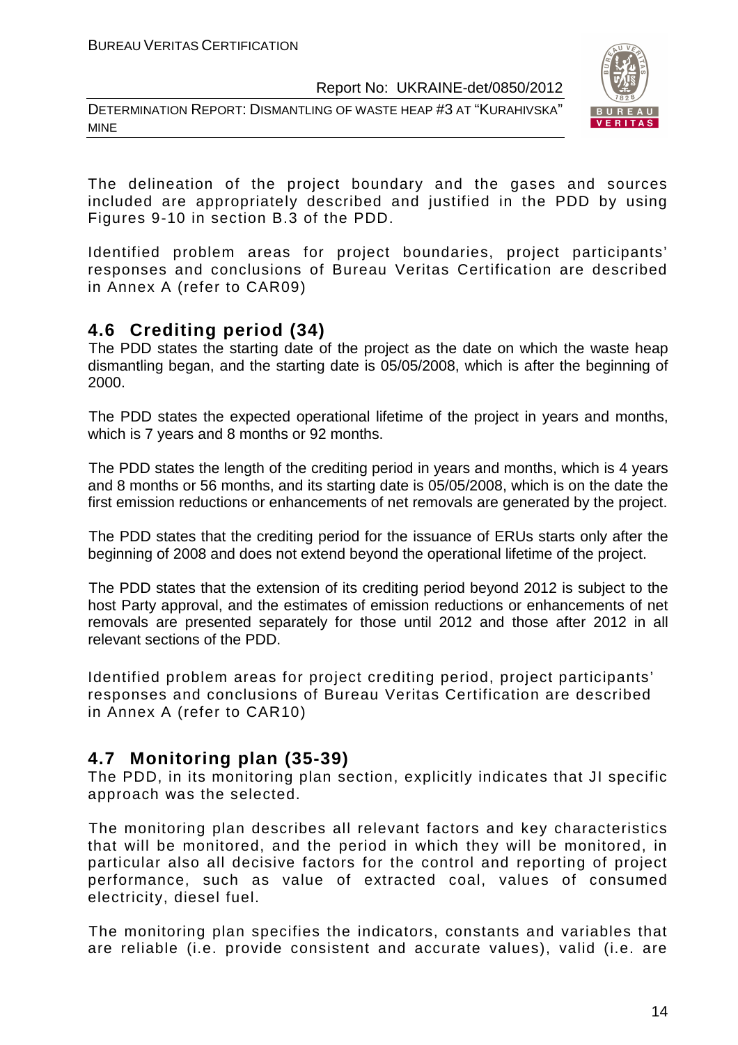The delineation of the project boundary and the gases and sources included are appropriately described and justified in the PDD by using Figures 9-10 in section B.3 of the PDD.

Identified problem areas for project boundaries, project participants' responses and conclusions of Bureau Veritas Certification are described in Annex A (refer to CAR09)

## 4.6 Crediting period (34)

The PDD states the starting date of the project as the date on which the waste heap dismantling began, and the starting date is 05/05/2008, which is after the beginning of 2000.

The PDD states the expected operational lifetime of the project in years and months, which is 7 years and 8 months or 92 months.

The PDD states the length of the crediting period in years and months, which is 4 years and 8 months or 56 months, and its starting date is 05/05/2008, which is on the date the first emission reductions or enhancements of net removals are generated by the project.

The PDD states that the crediting period for the issuance of ERUs starts only after the beginning of 2008 and does not extend beyond the operational lifetime of the project.

The PDD states that the extension of its crediting period beyond 2012 is subject to the host Party approval, and the estimates of emission reductions or enhancements of net removals are presented separately for those until 2012 and those after 2012 in all relevant sections of the PDD.

Identified problem areas for project crediting period, project participants' responses and conclusions of Bureau Veritas Certification are described in Annex A (refer to CAR10)

## 4.7 Monitoring plan (35-39)

The PDD, in its monitoring plan section, explicitly indicates that JI specific approach was the selected.

The monitoring plan describes all relevant factors and key characteristics that will be monitored, and the period in which they will be monitored, in particular also all decisive factors for the control and reporting of project performance, such as value of extracted coal, values of consumed electricity, diesel fuel.

The monitoring plan specifies the indicators, constants and variables that are reliable (i.e. provide consistent and accurate values), valid (i.e. are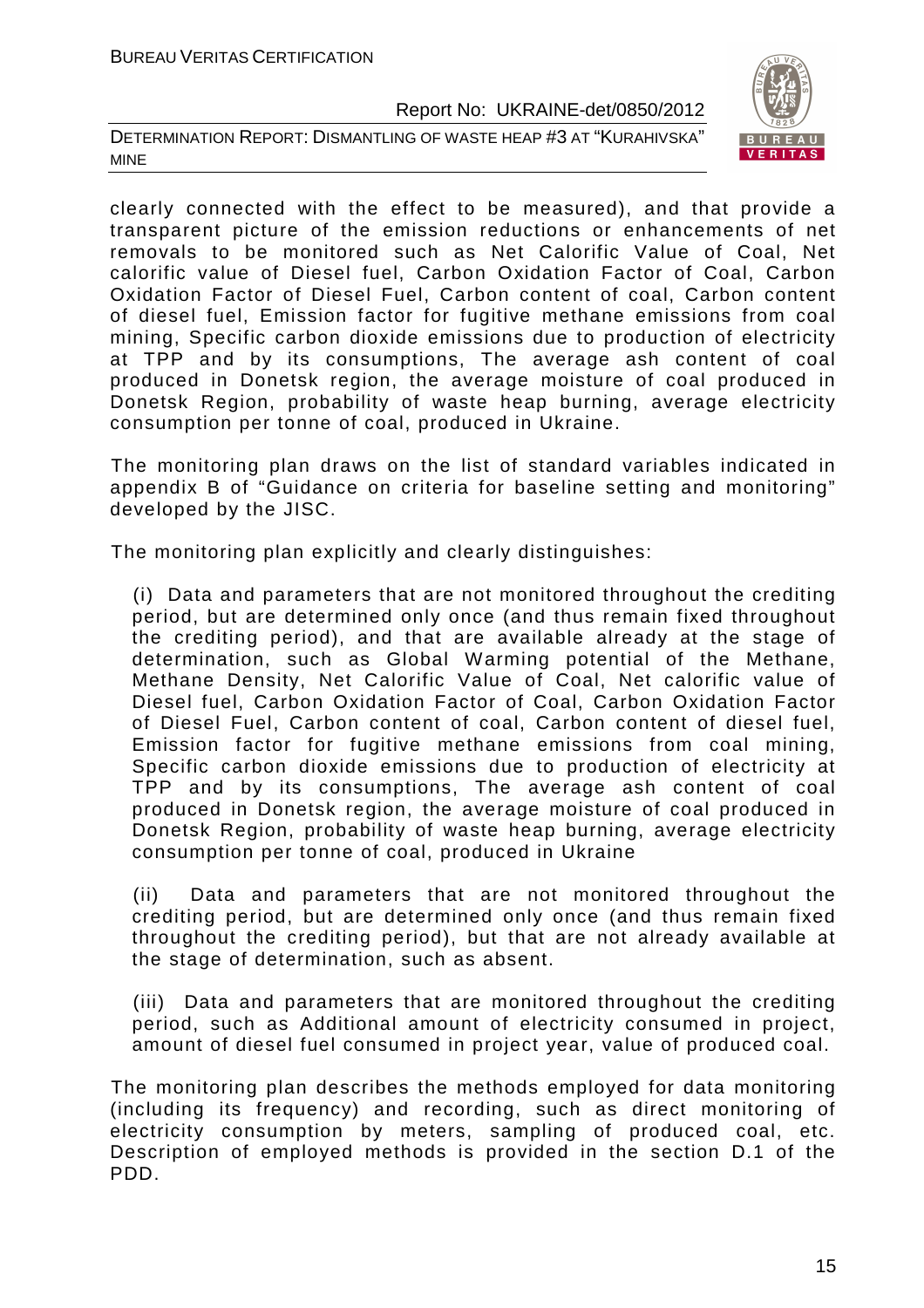clearly connected with the effect to be measured), and that provide a transparent picture of the emission reductions or enhancements of net removals to be monitored such as Net Calorific Value of Coal, Net calorific value of Diesel fuel, Carbon Oxidation Factor of Coal, Carbon Oxidation Factor of Diesel Fuel, Carbon content of coal, Carbon content of diesel fuel, Emission factor for fugitive methane emissions from coal mining, Specific carbon dioxide emissions due to production of electricity at TPP and by its consumptions, The average ash content of coal produced in Donetsk region, the average moisture of coal produced in Donetsk Region, probability of waste heap burning, average electricity consumption per tonne of coal, produced in Ukraine.

The monitoring plan draws on the list of standard variables indicated in appendix B of "Guidance on criteria for baseline setting and monitoring" developed by the JISC.

The monitoring plan explicitly and clearly distinguishes:

(i) Data and parameters that are not monitored throughout the crediting period, but are determined only once (and thus remain fixed throughout the crediting period), and that are available already at the stage of determination, such as Global Warming potential of the Methane, Methane Density, Net Calorific Value of Coal, Net calorific value of Diesel fuel, Carbon Oxidation Factor of Coal, Carbon Oxidation Factor of Diesel Fuel, Carbon content of coal, Carbon content of diesel fuel, Emission factor for fugitive methane emissions from coal mining, Specific carbon dioxide emissions due to production of electricity at TPP and by its consumptions, The average ash content of coal produced in Donetsk region, the average moisture of coal produced in Donetsk Region, probability of waste heap burning, average electricity consumption per tonne of coal, produced in Ukraine

(ii) Data and parameters that are not monitored throughout the crediting period, but are determined only once (and thus remain fixed throughout the crediting period), but that are not already available at the stage of determination, such as absent.

(iii) Data and parameters that are monitored throughout the crediting period, such as Additional amount of electricity consumed in project, amount of diesel fuel consumed in project year, value of produced coal.

The monitoring plan describes the methods employed for data monitoring (including its frequency) and recording, such as direct monitoring of electricity consumption by meters, sampling of produced coal, etc. Description of employed methods is provided in the section D.1 of the PDD.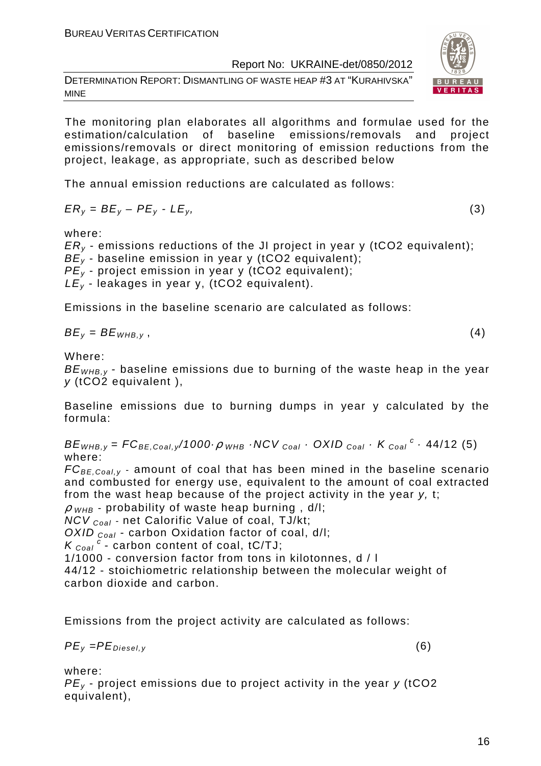The monitoring plan elaborates all algorithms and formulae used for the estimation/calculation of baseline emissions/removals and project emissions/removals or direct monitoring of emission reductions from the project, leakage, as appropriate, such as described below

The annual emission reductions are calculated as follows:

$$ER_y = BE_y - PE_y - LE_y, \quad (3)$$

where:
$ER_y$ - emissions reductions of the JI project in year y (tCO2 equivalent);
$BE_y$ - baseline emission in year y (tCO2 equivalent);
$PE_y$ - project emission in year y (tCO2 equivalent);
$LE_y$ - leakages in year y, (tCO2 equivalent).

Emissions in the baseline scenario are calculated as follows:

$$BE_y = BE_{WHB,y}, \quad (4)$$

Where:
$BE_{WHB,y}$ - baseline emissions due to burning of the waste heap in the year *y* (tCO2 equivalent ),

Baseline emissions due to burning dumps in year y calculated by the formula:

$$BE_{WHB,y} = FC_{BE,Coal,y}/1000 \cdot \rho_{WHB} \cdot NCV_{Coal} \cdot OXID_{Coal} \cdot K_{Coal}^{c} \cdot 44/12 \quad (5)$$

where:
$FC_{BE,Coal,y}$ - amount of coal that has been mined in the baseline scenario and combusted for energy use, equivalent to the amount of coal extracted from the wast heap because of the project activity in the year *y,* t;
$\rho_{WHB}$ - probability of waste heap burning , d/l;
$NCV_{Coal}$ - net Calorific Value of coal, TJ/kt;
$OXID_{Coal}$ - carbon Oxidation factor of coal, d/l;
$K_{Coal}^{c}$ - carbon content of coal, tC/TJ;
1/1000 - conversion factor from tons in kilotonnes, d / l
44/12 - stoichiometric relationship between the molecular weight of carbon dioxide and carbon.

Emissions from the project activity are calculated as follows:

$$PE_y = PE_{Diesel,y} \quad (6)$$

where:
$PE_y$ - project emissions due to project activity in the year *y* (tCO2 equivalent),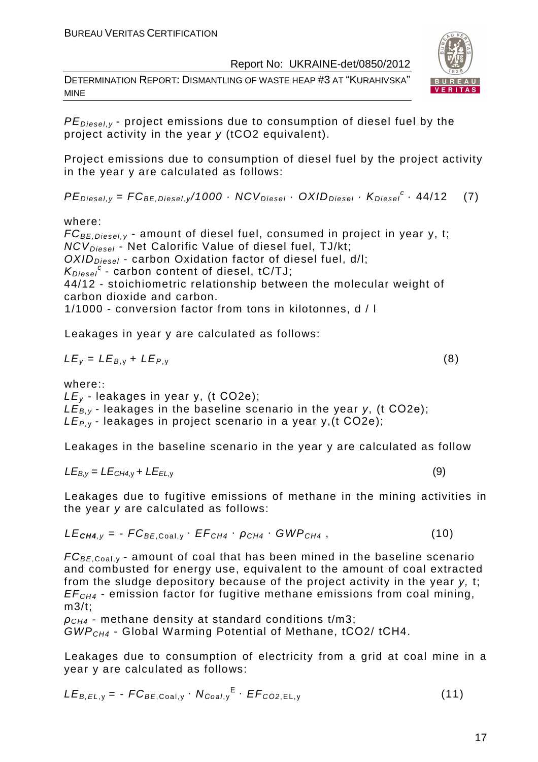$PE_{Diesel,y}$ - project emissions due to consumption of diesel fuel by the project activity in the year *y* (tCO2 equivalent).

Project emissions due to consumption of diesel fuel by the project activity in the year y are calculated as follows:

$$PE_{Diesel,y} = FC_{BE,Diesel,y}/1000 \cdot NCV_{Diesel} \cdot OXID_{Diesel} \cdot K_{Diesel}^{c} \cdot 44/12 \quad (7)$$

where:
$FC_{BE,Diesel,y}$ - amount of diesel fuel, consumed in project in year y, t;
$NCV_{Diesel}$ - Net Calorific Value of diesel fuel, TJ/kt;
$OXID_{Diesel}$ - carbon Oxidation factor of diesel fuel, d/l;
$K_{Diesel}^{c}$ - carbon content of diesel, tC/TJ;
44/12 - stoichiometric relationship between the molecular weight of carbon dioxide and carbon.
1/1000 - conversion factor from tons in kilotonnes, d / l

Leakages in year y are calculated as follows:

$$LE_y = LE_{B,y} + LE_{P,y} \quad (8)$$

where::
$LE_y$ - leakages in year y, (t CO2e);
$LE_{B,y}$ - leakages in the baseline scenario in the year *y*, (t CO2e);
$LE_{P,y}$ - leakages in project scenario in a year y,(t CO2e);

Leakages in the baseline scenario in the year y are calculated as follow

$$LE_{B,y} = LE_{CH4,y} + LE_{EL,y} \quad (9)$$

Leakages due to fugitive emissions of methane in the mining activities in the year *y* are calculated as follows:

$$LE_{CH4,y} = - FC_{BE,Coal,y} \cdot EF_{CH4} \cdot \rho_{CH4} \cdot GWP_{CH4}\ , \quad (10)$$

$FC_{BE,Coal,y}$ - amount of coal that has been mined in the baseline scenario and combusted for energy use, equivalent to the amount of coal extracted from the sludge depository because of the project activity in the year *y,* t;
$EF_{CH4}$ - emission factor for fugitive methane emissions from coal mining, m3/t;
$\rho_{CH4}$ - methane density at standard conditions t/m3;
$GWP_{CH4}$ - Global Warming Potential of Methane, tCO2/ tCH4.

Leakages due to consumption of electricity from a grid at coal mine in a year y are calculated as follows:

$$LE_{B,EL,y} = - FC_{BE,Coal,y} \cdot N_{Coal,y}^{E} \cdot EF_{CO2,EL,y} \quad (11)$$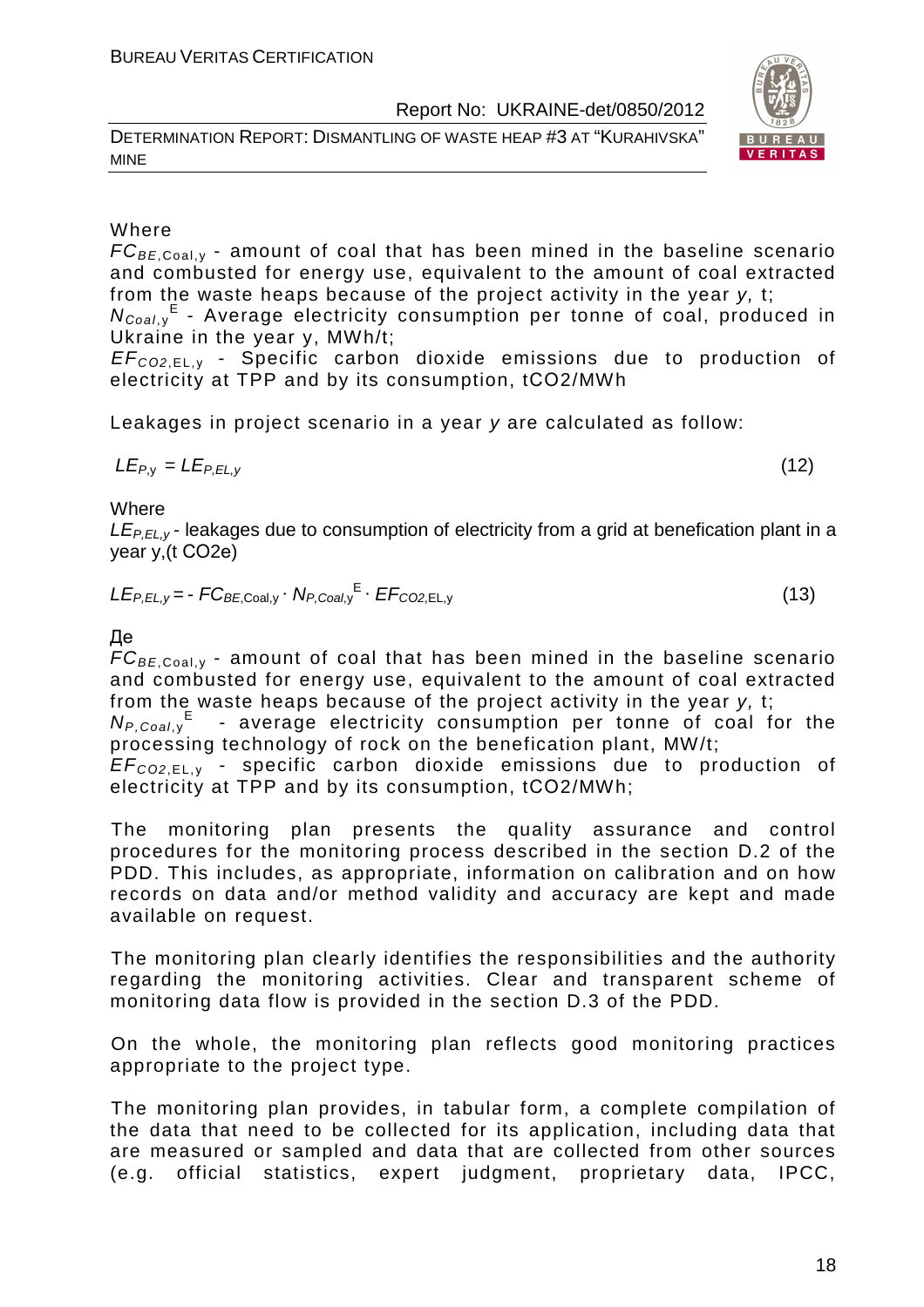Where

$FC_{BE,\text{Coal},y}$ - amount of coal that has been mined in the baseline scenario and combusted for energy use, equivalent to the amount of coal extracted from the waste heaps because of the project activity in the year *y,* t;

$N_{Coal,y}^{E}$ - Average electricity consumption per tonne of coal, produced in Ukraine in the year y, MWh/t;

$EF_{CO2,\text{EL},y}$ - Specific carbon dioxide emissions due to production of electricity at TPP and by its consumption, tCO2/MWh

Leakages in project scenario in a year *y* are calculated as follow:

$$LE_{P,y} = LE_{P,EL,y} \tag{12}$$

Where

$LE_{P,EL,y}$ - leakages due to consumption of electricity from a grid at benefication plant in a year y,(t CO2e)

$$LE_{P,EL,y} = - FC_{BE,\text{Coal},y} \cdot N_{P,Coal,y}^{E} \cdot EF_{CO2,\text{EL},y} \tag{13}$$

Де

$FC_{BE,\text{Coal},y}$ - amount of coal that has been mined in the baseline scenario and combusted for energy use, equivalent to the amount of coal extracted from the waste heaps because of the project activity in the year *y,* t;

$N_{P,Coal,y}^{E}$ - average electricity consumption per tonne of coal for the processing technology of rock on the benefication plant, MW/t;

$EF_{CO2,\text{EL},y}$ - specific carbon dioxide emissions due to production of electricity at TPP and by its consumption, tCO2/MWh;

The monitoring plan presents the quality assurance and control procedures for the monitoring process described in the section D.2 of the PDD. This includes, as appropriate, information on calibration and on how records on data and/or method validity and accuracy are kept and made available on request.

The monitoring plan clearly identifies the responsibilities and the authority regarding the monitoring activities. Clear and transparent scheme of monitoring data flow is provided in the section D.3 of the PDD.

On the whole, the monitoring plan reflects good monitoring practices appropriate to the project type.

The monitoring plan provides, in tabular form, a complete compilation of the data that need to be collected for its application, including data that are measured or sampled and data that are collected from other sources (e.g. official statistics, expert judgment, proprietary data, IPCC,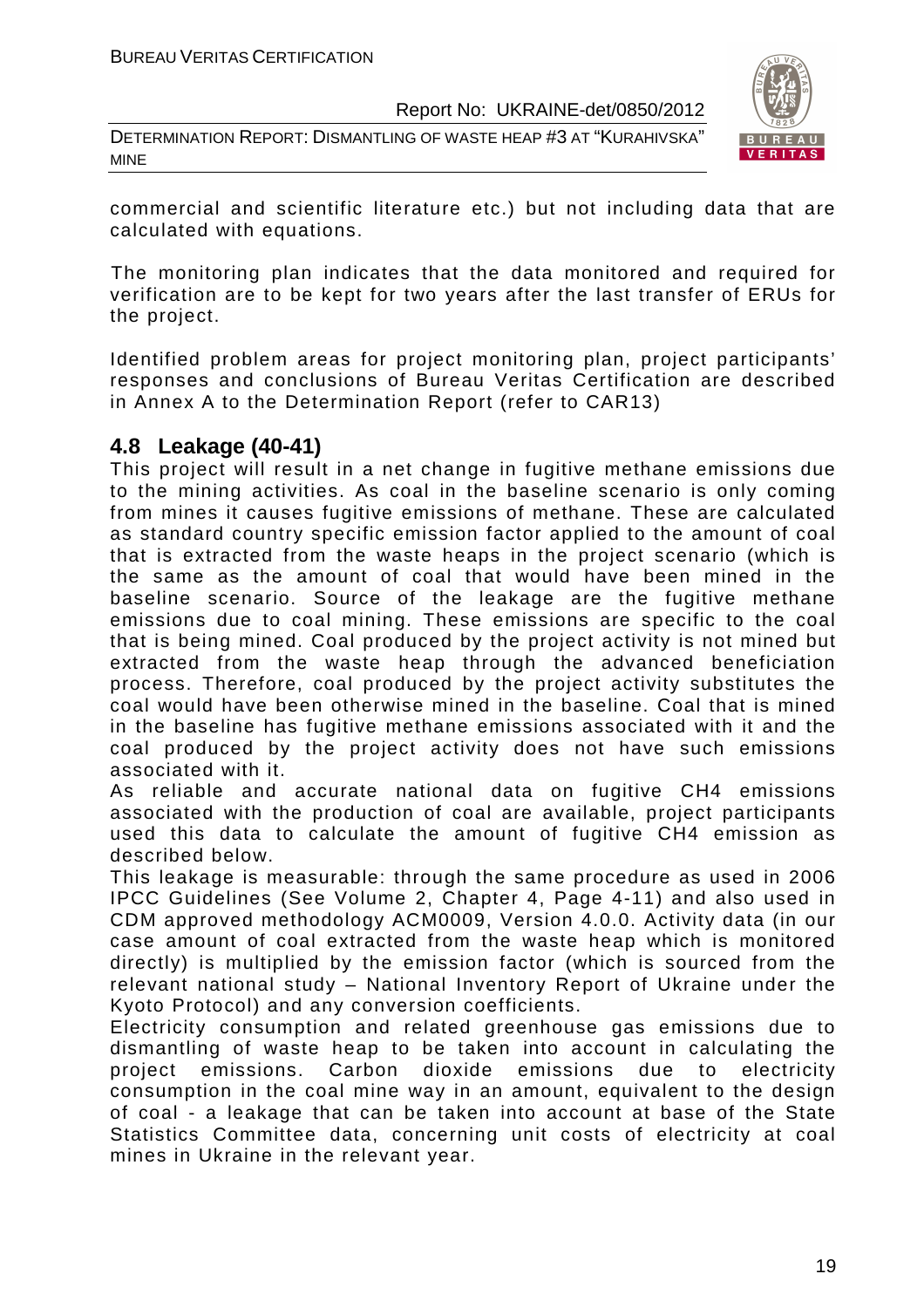commercial and scientific literature etc.) but not including data that are calculated with equations.

The monitoring plan indicates that the data monitored and required for verification are to be kept for two years after the last transfer of ERUs for the project.

Identified problem areas for project monitoring plan, project participants' responses and conclusions of Bureau Veritas Certification are described in Annex A to the Determination Report (refer to CAR13)

## 4.8 Leakage (40-41)

This project will result in a net change in fugitive methane emissions due to the mining activities. As coal in the baseline scenario is only coming from mines it causes fugitive emissions of methane. These are calculated as standard country specific emission factor applied to the amount of coal that is extracted from the waste heaps in the project scenario (which is the same as the amount of coal that would have been mined in the baseline scenario. Source of the leakage are the fugitive methane emissions due to coal mining. These emissions are specific to the coal that is being mined. Coal produced by the project activity is not mined but extracted from the waste heap through the advanced beneficiation process. Therefore, coal produced by the project activity substitutes the coal would have been otherwise mined in the baseline. Coal that is mined in the baseline has fugitive methane emissions associated with it and the coal produced by the project activity does not have such emissions associated with it.

As reliable and accurate national data on fugitive $CH_4$ emissions associated with the production of coal are available, project participants used this data to calculate the amount of fugitive $CH_4$ emission as described below.

This leakage is measurable: through the same procedure as used in 2006 IPCC Guidelines (See Volume 2, Chapter 4, Page 4-11) and also used in CDM approved methodology ACM0009, Version 4.0.0. Activity data (in our case amount of coal extracted from the waste heap which is monitored directly) is multiplied by the emission factor (which is sourced from the relevant national study – National Inventory Report of Ukraine under the Kyoto Protocol) and any conversion coefficients.

Electricity consumption and related greenhouse gas emissions due to dismantling of waste heap to be taken into account in calculating the project emissions. Carbon dioxide emissions due to electricity consumption in the coal mine way in an amount, equivalent to the design of coal - a leakage that can be taken into account at base of the State Statistics Committee data, concerning unit costs of electricity at coal mines in Ukraine in the relevant year.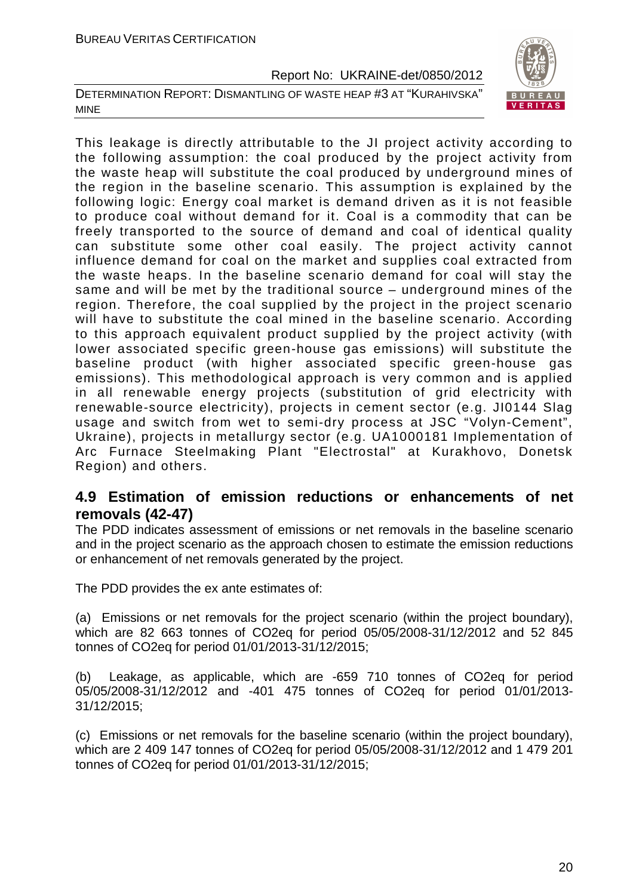This leakage is directly attributable to the JI project activity according to the following assumption: the coal produced by the project activity from the waste heap will substitute the coal produced by underground mines of the region in the baseline scenario. This assumption is explained by the following logic: Energy coal market is demand driven as it is not feasible to produce coal without demand for it. Coal is a commodity that can be freely transported to the source of demand and coal of identical quality can substitute some other coal easily. The project activity cannot influence demand for coal on the market and supplies coal extracted from the waste heaps. In the baseline scenario demand for coal will stay the same and will be met by the traditional source – underground mines of the region. Therefore, the coal supplied by the project in the project scenario will have to substitute the coal mined in the baseline scenario. According to this approach equivalent product supplied by the project activity (with lower associated specific green-house gas emissions) will substitute the baseline product (with higher associated specific green-house gas emissions). This methodological approach is very common and is applied in all renewable energy projects (substitution of grid electricity with renewable-source electricity), projects in cement sector (e.g. JI0144 Slag usage and switch from wet to semi-dry process at JSC "Volyn-Cement", Ukraine), projects in metallurgy sector (e.g. UA1000181 Implementation of Arc Furnace Steelmaking Plant "Electrostal" at Kurakhovo, Donetsk Region) and others.

## 4.9 Estimation of emission reductions or enhancements of net removals (42-47)

The PDD indicates assessment of emissions or net removals in the baseline scenario and in the project scenario as the approach chosen to estimate the emission reductions or enhancement of net removals generated by the project.

The PDD provides the ex ante estimates of:

(a) Emissions or net removals for the project scenario (within the project boundary), which are 82 663 tonnes of $CO_2$eq for period 05/05/2008-31/12/2012 and 52 845 tonnes of $CO_2$eq for period 01/01/2013-31/12/2015;

(b) Leakage, as applicable, which are -659 710 tonnes of $CO_2$eq for period 05/05/2008-31/12/2012 and -401 475 tonnes of $CO_2$eq for period 01/01/2013-31/12/2015;

(c) Emissions or net removals for the baseline scenario (within the project boundary), which are 2 409 147 tonnes of $CO_2$eq for period 05/05/2008-31/12/2012 and 1 479 201 tonnes of $CO_2$eq for period 01/01/2013-31/12/2015;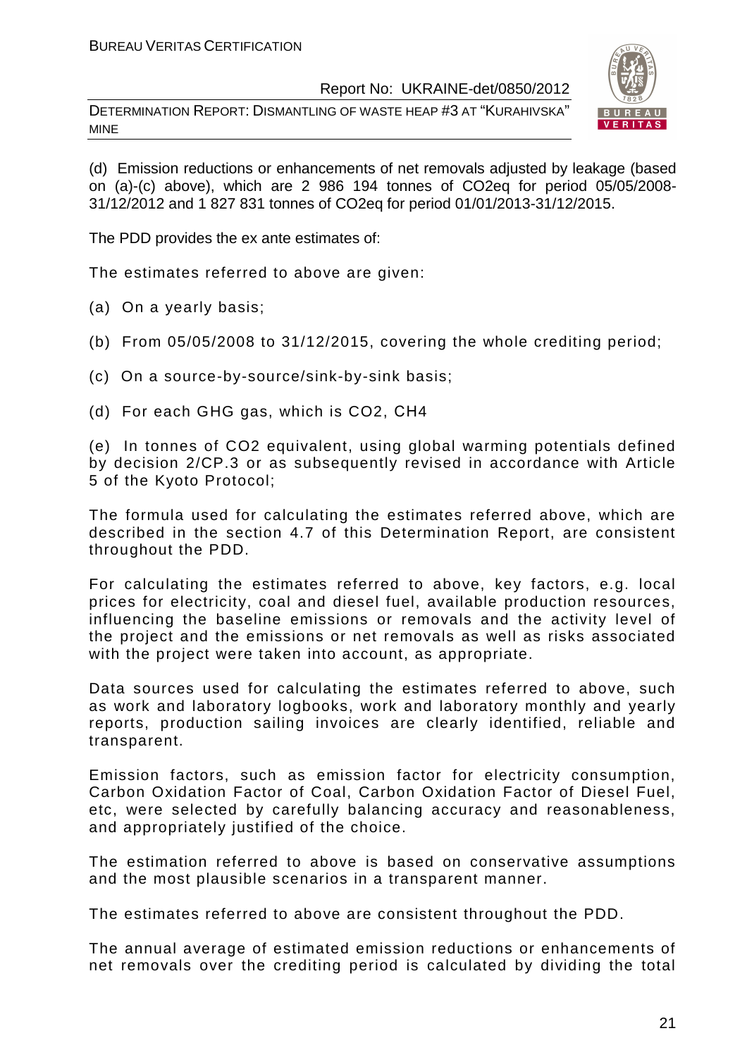(d) Emission reductions or enhancements of net removals adjusted by leakage (based on (a)-(c) above), which are 2 986 194 tonnes of CO2eq for period 05/05/2008-31/12/2012 and 1 827 831 tonnes of CO2eq for period 01/01/2013-31/12/2015.

The PDD provides the ex ante estimates of:

The estimates referred to above are given:

(a) On a yearly basis;

(b) From 05/05/2008 to 31/12/2015, covering the whole crediting period;

(c) On a source-by-source/sink-by-sink basis;

(d) For each GHG gas, which is CO2, CH4

(e) In tonnes of CO2 equivalent, using global warming potentials defined by decision 2/CP.3 or as subsequently revised in accordance with Article 5 of the Kyoto Protocol;

The formula used for calculating the estimates referred above, which are described in the section 4.7 of this Determination Report, are consistent throughout the PDD.

For calculating the estimates referred to above, key factors, e.g. local prices for electricity, coal and diesel fuel, available production resources, influencing the baseline emissions or removals and the activity level of the project and the emissions or net removals as well as risks associated with the project were taken into account, as appropriate.

Data sources used for calculating the estimates referred to above, such as work and laboratory logbooks, work and laboratory monthly and yearly reports, production sailing invoices are clearly identified, reliable and transparent.

Emission factors, such as emission factor for electricity consumption, Carbon Oxidation Factor of Coal, Carbon Oxidation Factor of Diesel Fuel, etc, were selected by carefully balancing accuracy and reasonableness, and appropriately justified of the choice.

The estimation referred to above is based on conservative assumptions and the most plausible scenarios in a transparent manner.

The estimates referred to above are consistent throughout the PDD.

The annual average of estimated emission reductions or enhancements of net removals over the crediting period is calculated by dividing the total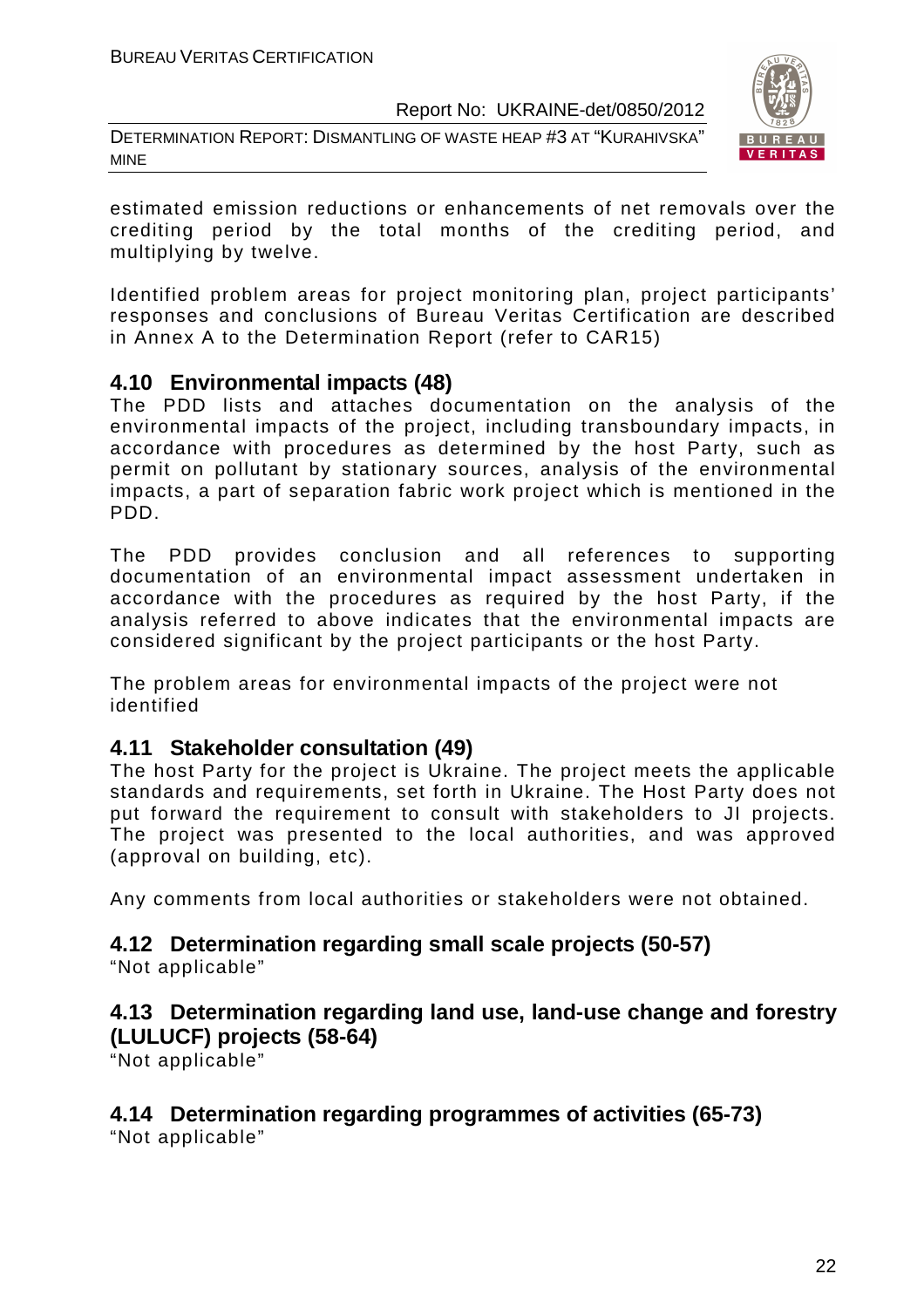estimated emission reductions or enhancements of net removals over the crediting period by the total months of the crediting period, and multiplying by twelve.

Identified problem areas for project monitoring plan, project participants' responses and conclusions of Bureau Veritas Certification are described in Annex A to the Determination Report (refer to CAR15)

## 4.10 Environmental impacts (48)

The PDD lists and attaches documentation on the analysis of the environmental impacts of the project, including transboundary impacts, in accordance with procedures as determined by the host Party, such as permit on pollutant by stationary sources, analysis of the environmental impacts, a part of separation fabric work project which is mentioned in the PDD.

The PDD provides conclusion and all references to supporting documentation of an environmental impact assessment undertaken in accordance with the procedures as required by the host Party, if the analysis referred to above indicates that the environmental impacts are considered significant by the project participants or the host Party.

The problem areas for environmental impacts of the project were not identified

## 4.11 Stakeholder consultation (49)

The host Party for the project is Ukraine. The project meets the applicable standards and requirements, set forth in Ukraine. The Host Party does not put forward the requirement to consult with stakeholders to JI projects. The project was presented to the local authorities, and was approved (approval on building, etc).

Any comments from local authorities or stakeholders were not obtained.

## 4.12 Determination regarding small scale projects (50-57)

"Not applicable"

## 4.13 Determination regarding land use, land-use change and forestry (LULUCF) projects (58-64)

"Not applicable"

## 4.14 Determination regarding programmes of activities (65-73)

"Not applicable"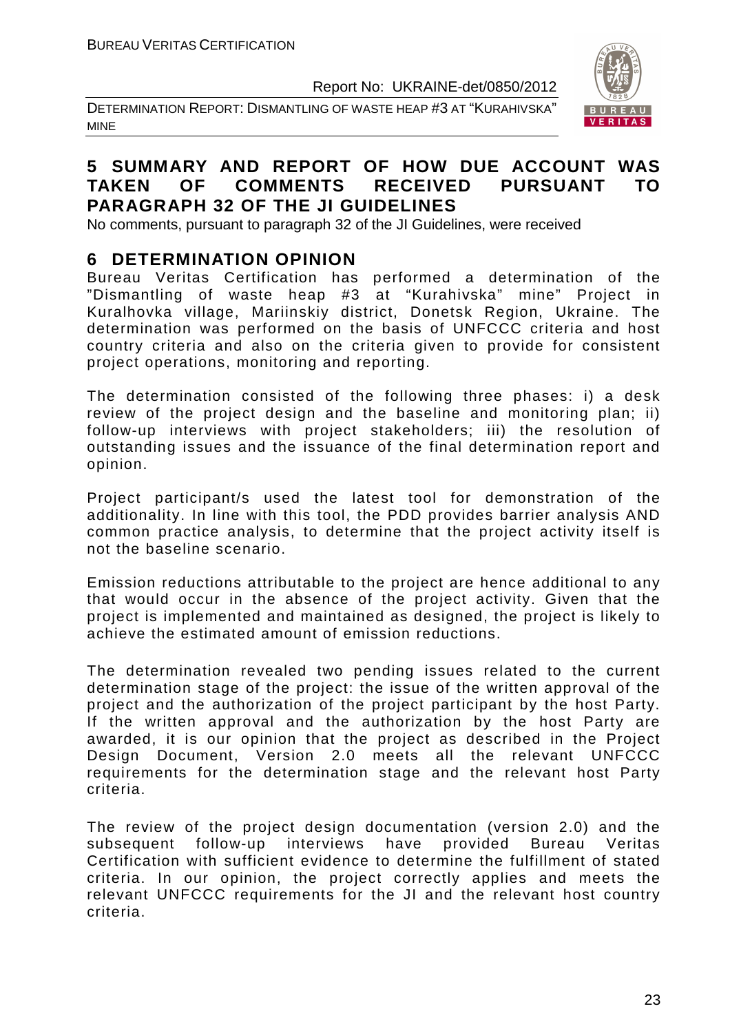## 5 SUMMARY AND REPORT OF HOW DUE ACCOUNT WAS TAKEN OF COMMENTS RECEIVED PURSUANT TO PARAGRAPH 32 OF THE JI GUIDELINES

No comments, pursuant to paragraph 32 of the JI Guidelines, were received

## 6 DETERMINATION OPINION

Bureau Veritas Certification has performed a determination of the "Dismantling of waste heap #3 at "Kurahivska" mine" Project in Kuralhovka village, Mariinskiy district, Donetsk Region, Ukraine. The determination was performed on the basis of UNFCCC criteria and host country criteria and also on the criteria given to provide for consistent project operations, monitoring and reporting.

The determination consisted of the following three phases: i) a desk review of the project design and the baseline and monitoring plan; ii) follow-up interviews with project stakeholders; iii) the resolution of outstanding issues and the issuance of the final determination report and opinion.

Project participant/s used the latest tool for demonstration of the additionality. In line with this tool, the PDD provides barrier analysis AND common practice analysis, to determine that the project activity itself is not the baseline scenario.

Emission reductions attributable to the project are hence additional to any that would occur in the absence of the project activity. Given that the project is implemented and maintained as designed, the project is likely to achieve the estimated amount of emission reductions.

The determination revealed two pending issues related to the current determination stage of the project: the issue of the written approval of the project and the authorization of the project participant by the host Party. If the written approval and the authorization by the host Party are awarded, it is our opinion that the project as described in the Project Design Document, Version 2.0 meets all the relevant UNFCCC requirements for the determination stage and the relevant host Party criteria.

The review of the project design documentation (version 2.0) and the subsequent follow-up interviews have provided Bureau Veritas Certification with sufficient evidence to determine the fulfillment of stated criteria. In our opinion, the project correctly applies and meets the relevant UNFCCC requirements for the JI and the relevant host country criteria.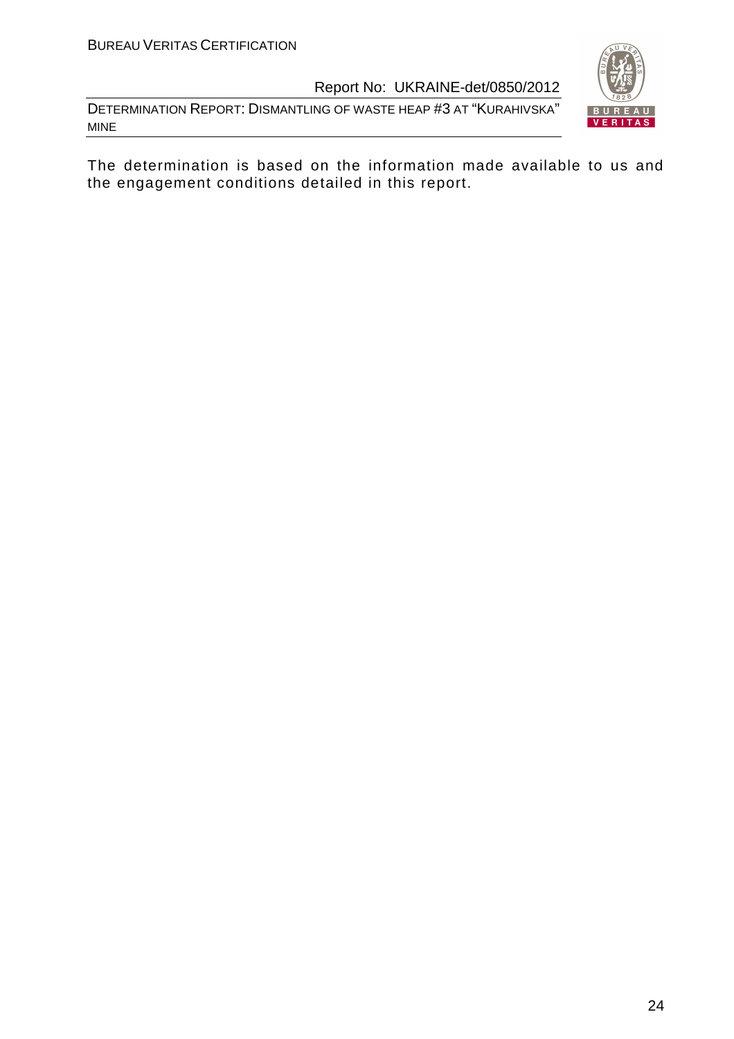The determination is based on the information made available to us and the engagement conditions detailed in this report.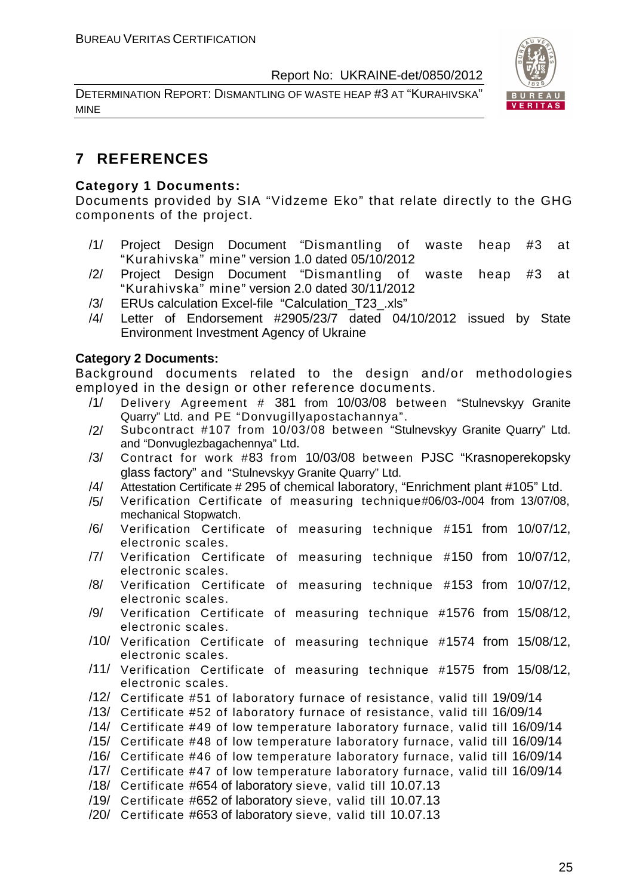## 7 REFERENCES

**Category 1 Documents:**

Documents provided by SIA "Vidzeme Eko" that relate directly to the GHG components of the project.

/1/ Project Design Document "Dismantling of waste heap #3 at "Kurahivska" mine" version 1.0 dated 05/10/2012

/2/ Project Design Document "Dismantling of waste heap #3 at "Kurahivska" mine" version 2.0 dated 30/11/2012

/3/ ERUs calculation Excel-file "Calculation_T23_.xls"

/4/ Letter of Endorsement #2905/23/7 dated 04/10/2012 issued by State Environment Investment Agency of Ukraine

**Category 2 Documents:**

Background documents related to the design and/or methodologies employed in the design or other reference documents.

/1/ Delivery Agreement # 381 from 10/03/08 between "Stulnevskyy Granite Quarry" Ltd. and PE "Donvugillyapostachannya".

/2/ Subcontract #107 from 10/03/08 between "Stulnevskyy Granite Quarry" Ltd. and "Donvuglezbagachennya" Ltd.

/3/ Contract for work #83 from 10/03/08 between PJSC "Krasnoperekopsky glass factory" and "Stulnevskyy Granite Quarry" Ltd.

/4/ Attestation Certificate # 295 of chemical laboratory, "Enrichment plant #105" Ltd.

/5/ Verification Certificate of measuring technique#06/03-/004 from 13/07/08, mechanical Stopwatch.

/6/ Verification Certificate of measuring technique #151 from 10/07/12, electronic scales.

/7/ Verification Certificate of measuring technique #150 from 10/07/12, electronic scales.

/8/ Verification Certificate of measuring technique #153 from 10/07/12, electronic scales.

/9/ Verification Certificate of measuring technique #1576 from 15/08/12, electronic scales.

/10/ Verification Certificate of measuring technique #1574 from 15/08/12, electronic scales.

/11/ Verification Certificate of measuring technique #1575 from 15/08/12, electronic scales.

/12/ Certificate #51 of laboratory furnace of resistance, valid till 19/09/14

/13/ Certificate #52 of laboratory furnace of resistance, valid till 16/09/14

/14/ Certificate #49 of low temperature laboratory furnace, valid till 16/09/14

/15/ Certificate #48 of low temperature laboratory furnace, valid till 16/09/14

/16/ Certificate #46 of low temperature laboratory furnace, valid till 16/09/14

/17/ Certificate #47 of low temperature laboratory furnace, valid till 16/09/14

/18/ Certificate #654 of laboratory sieve, valid till 10.07.13

/19/ Certificate #652 of laboratory sieve, valid till 10.07.13

/20/ Certificate #653 of laboratory sieve, valid till 10.07.13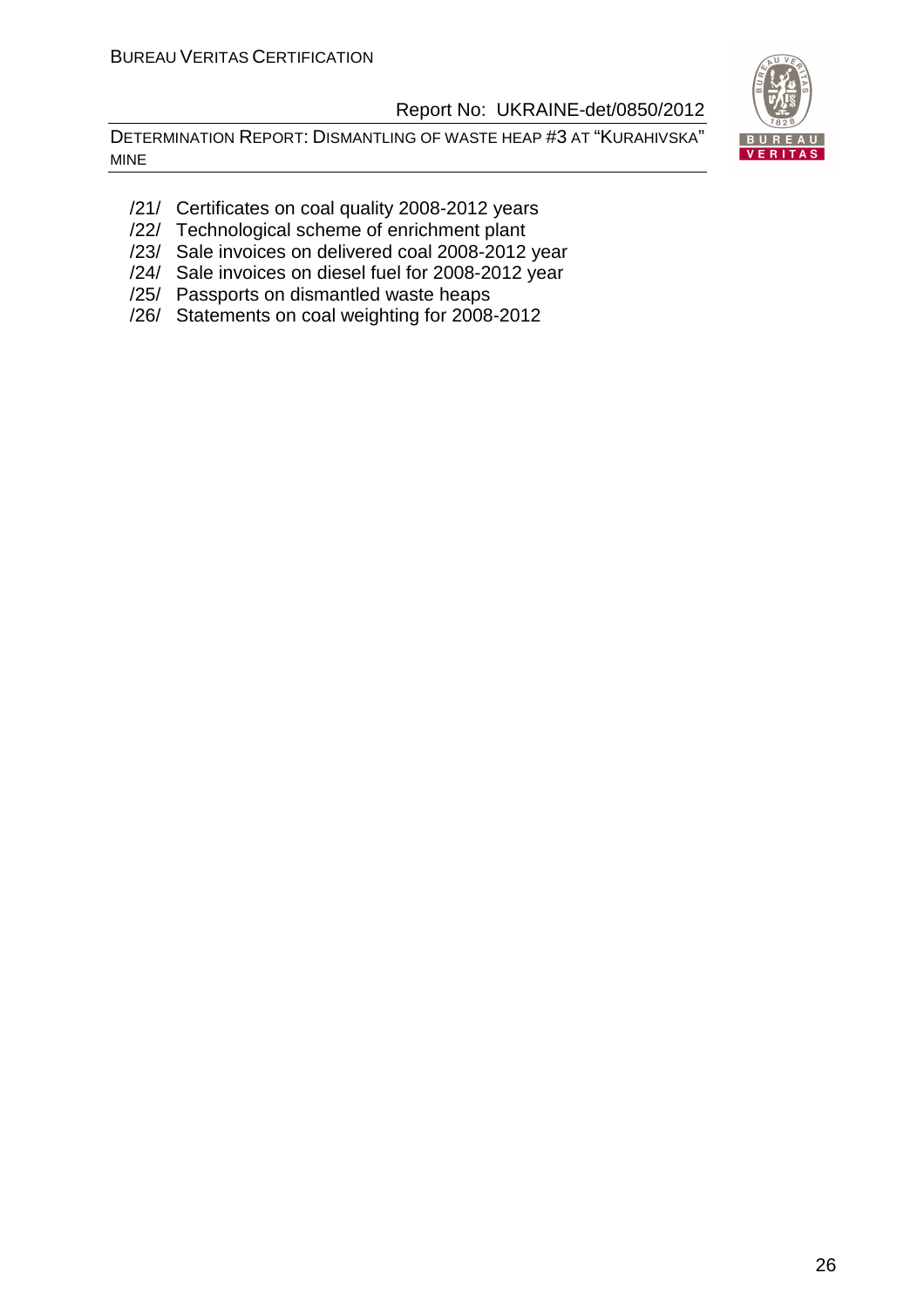/21/ Certificates on coal quality 2008-2012 years

/22/ Technological scheme of enrichment plant

/23/ Sale invoices on delivered coal 2008-2012 year

/24/ Sale invoices on diesel fuel for 2008-2012 year

/25/ Passports on dismantled waste heaps

/26/ Statements on coal weighting for 2008-2012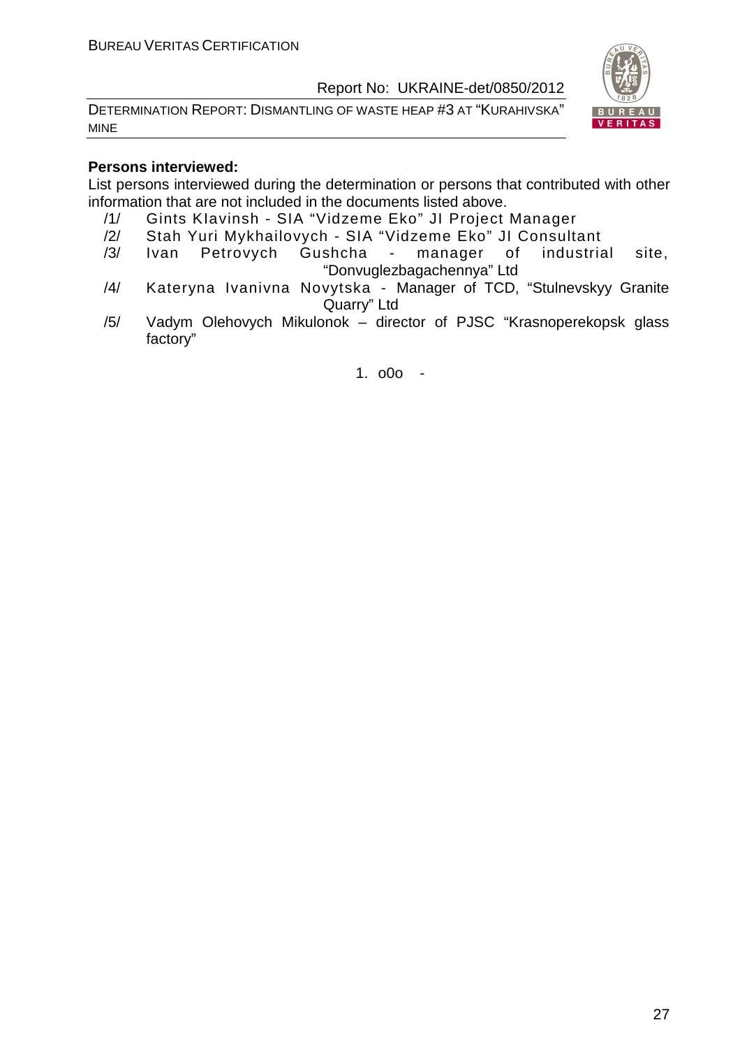**Persons interviewed:**

List persons interviewed during the determination or persons that contributed with other information that are not included in the documents listed above.

/1/ Gints Klavinsh - SIA "Vidzeme Eko" JI Project Manager

/2/ Stah Yuri Mykhailovych - SIA "Vidzeme Eko" JI Consultant

/3/ Ivan Petrovych Gushcha - manager of industrial site, "Donvuglezbagachennya" Ltd

/4/ Kateryna Ivanivna Novytska - Manager of TCD, "Stulnevskyy Granite Quarry" Ltd

/5/ Vadym Olehovych Mikulonok – director of PJSC "Krasnoperekopsk glass factory"

1. o0o -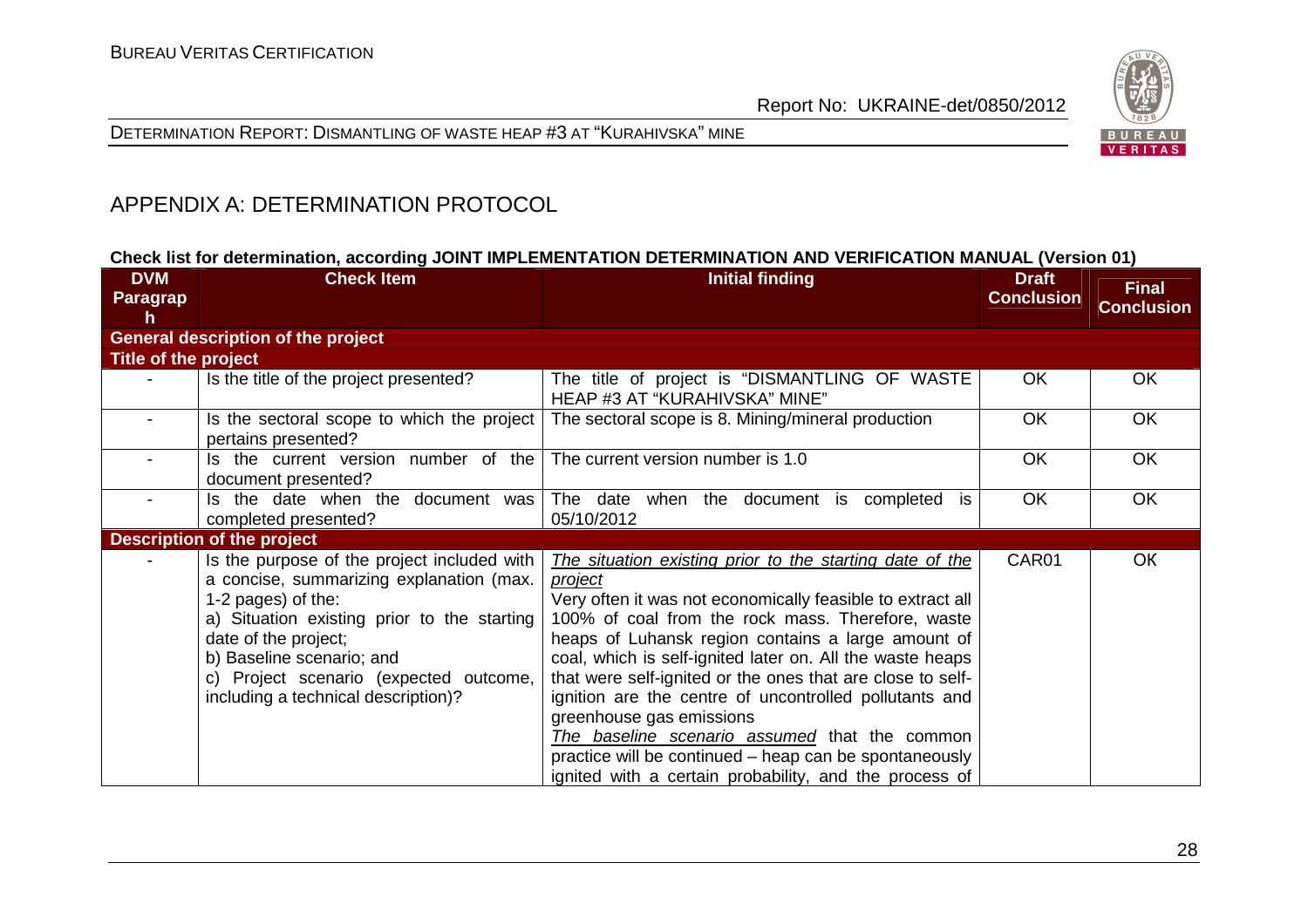## APPENDIX A: DETERMINATION PROTOCOL

**Check list for determination, according JOINT IMPLEMENTATION DETERMINATION AND VERIFICATION MANUAL (Version 01)**

| DVM Paragraph | Check Item | Initial finding | Draft Conclusion | Final Conclusion |
|---|---|---|---|---|
| **General description of the project** | | | | |
| **Title of the project** | | | | |
| - | Is the title of the project presented? | The title of project is "DISMANTLING OF WASTE HEAP #3 AT "KURAHIVSKA" MINE" | OK | OK |
| - | Is the sectoral scope to which the project pertains presented? | The sectoral scope is 8. Mining/mineral production | OK | OK |
| - | Is the current version number of the document presented? | The current version number is 1.0 | OK | OK |
| - | Is the date when the document was completed presented? | The date when the document is completed is 05/10/2012 | OK | OK |
| **Description of the project** | | | | |
| - | Is the purpose of the project included with a concise, summarizing explanation (max. 1-2 pages) of the:<br>a) Situation existing prior to the starting date of the project;<br>b) Baseline scenario; and<br>c) Project scenario (expected outcome, including a technical description)? | *The situation existing prior to the starting date of the project*<br>Very often it was not economically feasible to extract all 100% of coal from the rock mass. Therefore, waste heaps of Luhansk region contains a large amount of coal, which is self-ignited later on. All the waste heaps that were self-ignited or the ones that are close to self-ignition are the centre of uncontrolled pollutants and greenhouse gas emissions<br>*The baseline scenario assumed* that the common practice will be continued – heap can be spontaneously ignited with a certain probability, and the process of | CAR01 | OK |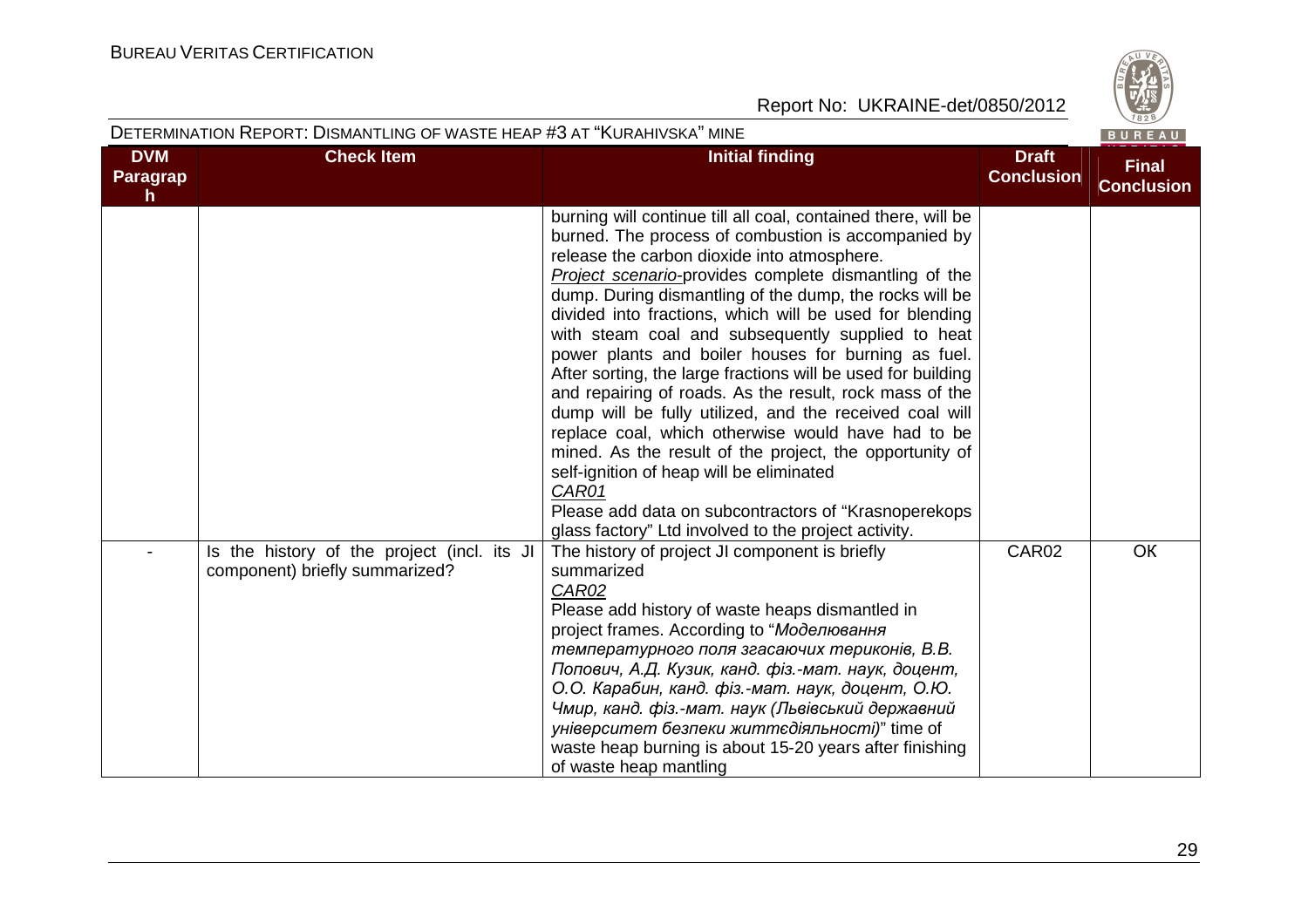| DVM Paragraph | Check Item | Initial finding | Draft Conclusion | Final Conclusion |
|---|---|---|---|---|
| | | burning will continue till all coal, contained there, will be burned. The process of combustion is accompanied by release the carbon dioxide into atmosphere.<br>*Project scenario*-provides complete dismantling of the dump. During dismantling of the dump, the rocks will be divided into fractions, which will be used for blending with steam coal and subsequently supplied to heat power plants and boiler houses for burning as fuel. After sorting, the large fractions will be used for building and repairing of roads. As the result, rock mass of the dump will be fully utilized, and the received coal will replace coal, which otherwise would have had to be mined. As the result of the project, the opportunity of self-ignition of heap will be eliminated<br>*CAR01*<br>Please add data on subcontractors of "Krasnoperekops glass factory" Ltd involved to the project activity. | | |
| - | Is the history of the project (incl. its JI component) briefly summarized? | The history of project JI component is briefly summarized<br>*CAR02*<br>Please add history of waste heaps dismantled in project frames. According to "*Моделювання температурного поля згасаючих териконів, В.В. Попович, А.Д. Кузик, канд. фіз.-мат. наук, доцент, О.О. Карабин, канд. фіз.-мат. наук, доцент, О.Ю. Чмир, канд. фіз.-мат. наук (Львівський державний університет безпеки життєдіяльності)*" time of waste heap burning is about 15-20 years after finishing of waste heap mantling | CAR02 | OK |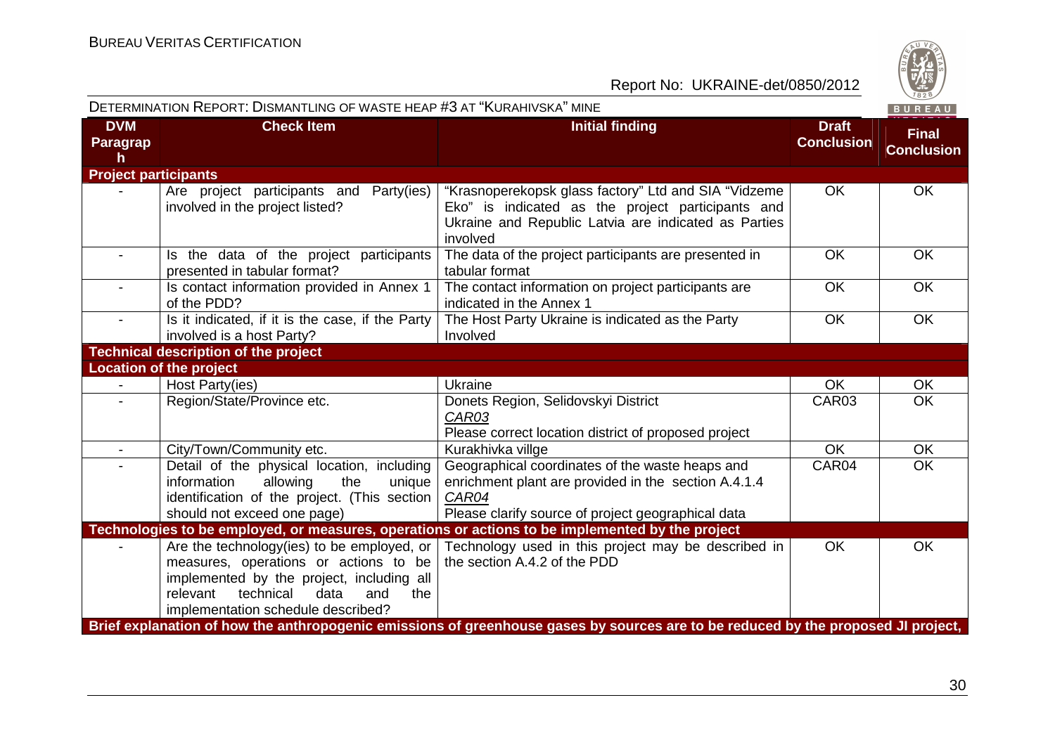| DVM Paragraph | Check Item | Initial finding | Draft Conclusion | Final Conclusion |
|---|---|---|---|---|
| **Project participants** | | | | |
| - | Are project participants and Party(ies) involved in the project listed? | "Krasnoperekopsk glass factory" Ltd and SIA "Vidzeme Eko" is indicated as the project participants and Ukraine and Republic Latvia are indicated as Parties involved | OK | OK |
| - | Is the data of the project participants presented in tabular format? | The data of the project participants are presented in tabular format | OK | OK |
| - | Is contact information provided in Annex 1 of the PDD? | The contact information on project participants are indicated in the Annex 1 | OK | OK |
| - | Is it indicated, if it is the case, if the Party involved is a host Party? | The Host Party Ukraine is indicated as the Party Involved | OK | OK |
| **Technical description of the project** | | | | |
| **Location of the project** | | | | |
| - | Host Party(ies) | Ukraine | OK | OK |
| - | Region/State/Province etc. | Donets Region, Selidovskyi District <br> _CAR03_ <br> Please correct location district of proposed project | CAR03 | OK |
| - | City/Town/Community etc. | Kurakhivka villge | OK | OK |
| - | Detail of the physical location, including information allowing the unique identification of the project. (This section should not exceed one page) | Geographical coordinates of the waste heaps and enrichment plant are provided in the section A.4.1.4 <br> _CAR04_ <br> Please clarify source of project geographical data | CAR04 | OK |
| **Technologies to be employed, or measures, operations or actions to be implemented by the project** | | | | |
| - | Are the technology(ies) to be employed, or measures, operations or actions to be implemented by the project, including all relevant technical data and the implementation schedule described? | Technology used in this project may be described in the section A.4.2 of the PDD | OK | OK |
| **Brief explanation of how the anthropogenic emissions of greenhouse gases by sources are to be reduced by the proposed JI project,** | | | | |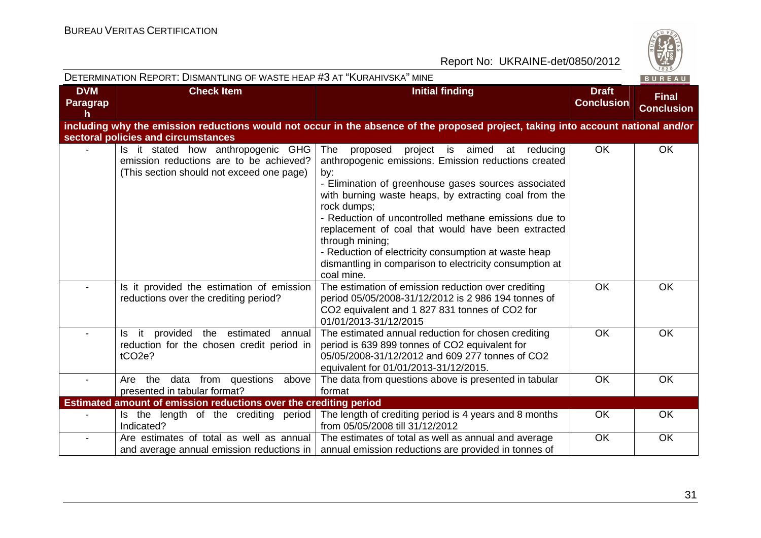| DVM Paragraph | Check Item | Initial finding | Draft Conclusion | Final Conclusion |
|---|---|---|---|---|
| **including why the emission reductions would not occur in the absence of the proposed project, taking into account national and/or sectoral policies and circumstances** | | | | |
| - | Is it stated how anthropogenic GHG emission reductions are to be achieved? (This section should not exceed one page) | The proposed project is aimed at reducing anthropogenic emissions. Emission reductions created by:<br>- Elimination of greenhouse gases sources associated with burning waste heaps, by extracting coal from the rock dumps;<br>- Reduction of uncontrolled methane emissions due to replacement of coal that would have been extracted through mining;<br>- Reduction of electricity consumption at waste heap dismantling in comparison to electricity consumption at coal mine. | OK | OK |
| - | Is it provided the estimation of emission reductions over the crediting period? | The estimation of emission reduction over crediting period 05/05/2008-31/12/2012 is 2 986 194 tonnes of $CO_2$ equivalent and 1 827 831 tonnes of $CO_2$ for 01/01/2013-31/12/2015 | OK | OK |
| - | Is it provided the estimated annual reduction for the chosen credit period in $tCO_2e$? | The estimated annual reduction for chosen crediting period is 639 899 tonnes of $CO_2$ equivalent for 05/05/2008-31/12/2012 and 609 277 tonnes of $CO_2$ equivalent for 01/01/2013-31/12/2015. | OK | OK |
| - | Are the data from questions above presented in tabular format? | The data from questions above is presented in tabular format | OK | OK |
| **Estimated amount of emission reductions over the crediting period** | | | | |
| - | Is the length of the crediting period Indicated? | The length of crediting period is 4 years and 8 months from 05/05/2008 till 31/12/2012 | OK | OK |
| - | Are estimates of total as well as annual and average annual emission reductions in | The estimates of total as well as annual and average annual emission reductions are provided in tonnes of | OK | OK |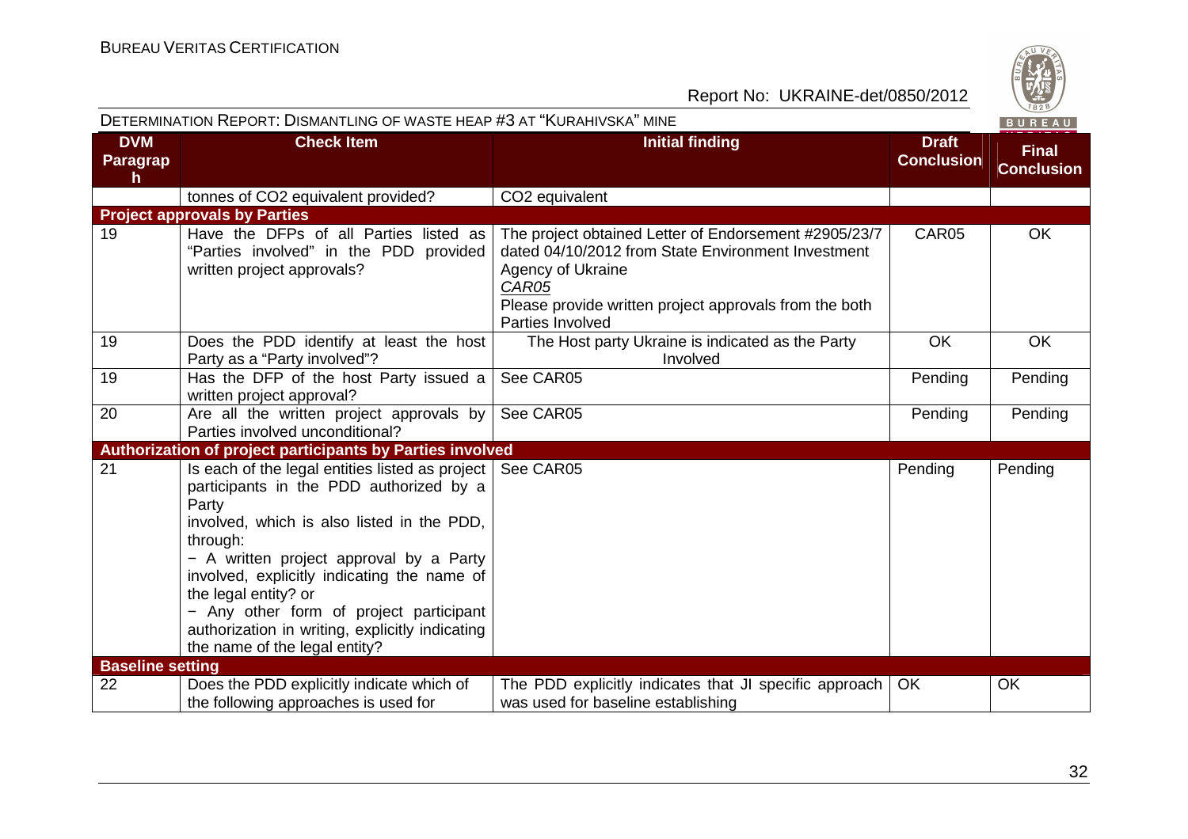| DVM Paragraph | Check Item | Initial finding | Draft Conclusion | Final Conclusion |
|---|---|---|---|---|
| | tonnes of $CO_2$ equivalent provided? | $CO_2$ equivalent | | |
| **Project approvals by Parties** | | | | |
| 19 | Have the DFPs of all Parties listed as "Parties involved" in the PDD provided written project approvals? | The project obtained Letter of Endorsement #2905/23/7 dated 04/10/2012 from State Environment Investment Agency of Ukraine<br>*CAR05*<br>Please provide written project approvals from the both Parties Involved | CAR05 | OK |
| 19 | Does the PDD identify at least the host Party as a "Party involved"? | The Host party Ukraine is indicated as the Party Involved | OK | OK |
| 19 | Has the DFP of the host Party issued a written project approval? | See CAR05 | Pending | Pending |
| 20 | Are all the written project approvals by Parties involved unconditional? | See CAR05 | Pending | Pending |
| **Authorization of project participants by Parties involved** | | | | |
| 21 | Is each of the legal entities listed as project participants in the PDD authorized by a Party involved, which is also listed in the PDD, through:<br>− A written project approval by a Party involved, explicitly indicating the name of the legal entity? or<br>− Any other form of project participant authorization in writing, explicitly indicating the name of the legal entity? | See CAR05 | Pending | Pending |
| **Baseline setting** | | | | |
| 22 | Does the PDD explicitly indicate which of the following approaches is used for | The PDD explicitly indicates that JI specific approach was used for baseline establishing | OK | OK |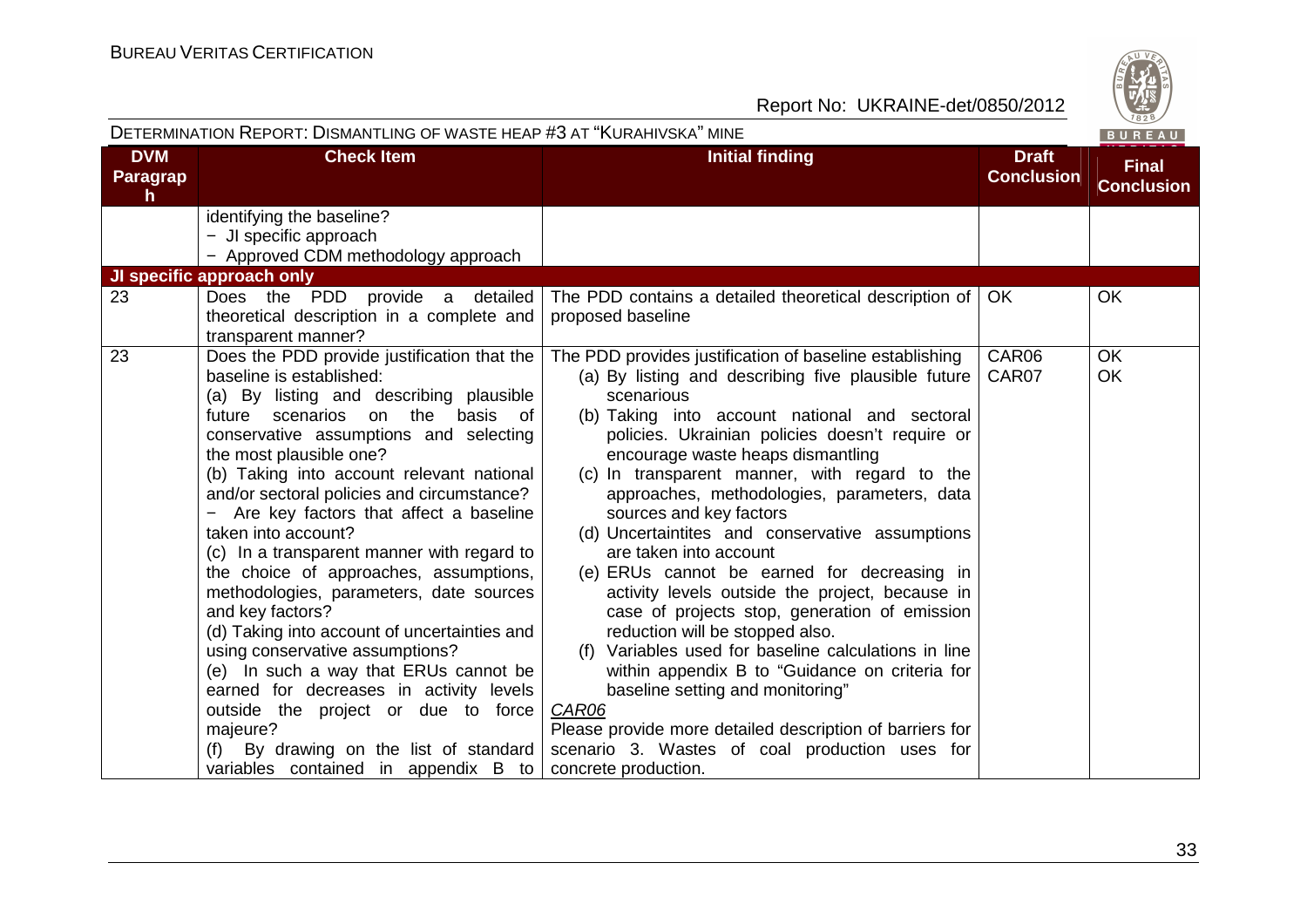| DVM Paragraph | Check Item | Initial finding | Draft Conclusion | Final Conclusion |
|---|---|---|---|---|
| | identifying the baseline?<br>− JI specific approach<br>− Approved CDM methodology approach | | | |
| **JI specific approach only** | | | | |
| 23 | Does the PDD provide a detailed theoretical description in a complete and transparent manner? | The PDD contains a detailed theoretical description of proposed baseline | OK | OK |
| 23 | Does the PDD provide justification that the baseline is established:<br>(a) By listing and describing plausible future scenarios on the basis of conservative assumptions and selecting the most plausible one?<br>(b) Taking into account relevant national and/or sectoral policies and circumstance?<br>− Are key factors that affect a baseline taken into account?<br>(c) In a transparent manner with regard to the choice of approaches, assumptions, methodologies, parameters, date sources and key factors?<br>(d) Taking into account of uncertainties and using conservative assumptions?<br>(e) In such a way that ERUs cannot be earned for decreases in activity levels outside the project or due to force majeure?<br>(f) By drawing on the list of standard variables contained in appendix B to | The PDD provides justification of baseline establishing<br>(a) By listing and describing five plausible future scenarious<br>(b) Taking into account national and sectoral policies. Ukrainian policies doesn't require or encourage waste heaps dismantling<br>(c) In transparent manner, with regard to the approaches, methodologies, parameters, data sources and key factors<br>(d) Uncertaintites and conservative assumptions are taken into account<br>(e) ERUs cannot be earned for decreasing in activity levels outside the project, because in case of projects stop, generation of emission reduction will be stopped also.<br>(f) Variables used for baseline calculations in line within appendix B to "Guidance on criteria for baseline setting and monitoring"<br>_CAR06_<br>Please provide more detailed description of barriers for scenario 3. Wastes of coal production uses for concrete production. | CAR06<br>CAR07 | OK<br>OK |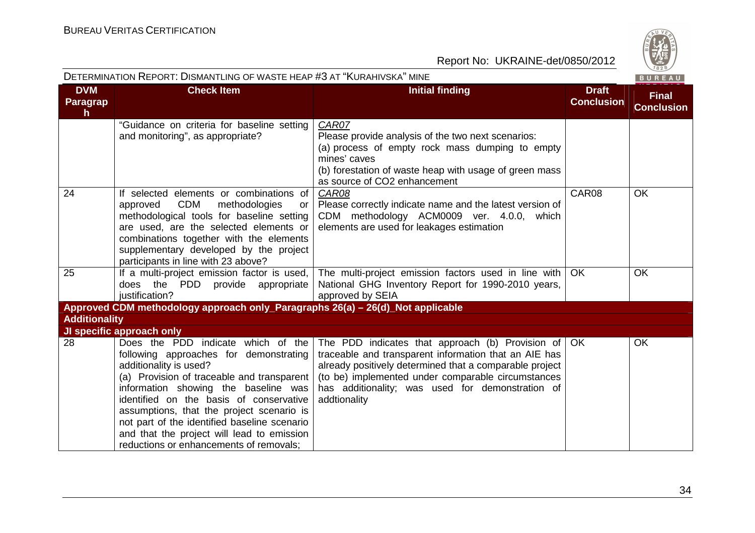| DVM Paragraph | Check Item | Initial finding | Draft Conclusion | Final Conclusion |
|---|---|---|---|---|
| | "Guidance on criteria for baseline setting and monitoring", as appropriate? | *CAR07*<br>Please provide analysis of the two next scenarios:<br>(a) process of empty rock mass dumping to empty mines' caves<br>(b) forestation of waste heap with usage of green mass as source of CO2 enhancement | | |
| 24 | If selected elements or combinations of approved CDM methodologies or methodological tools for baseline setting are used, are the selected elements or combinations together with the elements supplementary developed by the project participants in line with 23 above? | *CAR08*<br>Please correctly indicate name and the latest version of CDM methodology ACM0009 ver. 4.0.0, which elements are used for leakages estimation | CAR08 | OK |
| 25 | If a multi-project emission factor is used, does the PDD provide appropriate justification? | The multi-project emission factors used in line with National GHG Inventory Report for 1990-2010 years, approved by SEIA | OK | OK |
| **Approved CDM methodology approach only_Paragraphs 26(a) – 26(d)_Not applicable** | | | | |
| **Additionality** | | | | |
| **JI specific approach only** | | | | |
| 28 | Does the PDD indicate which of the following approaches for demonstrating additionality is used?<br>(a) Provision of traceable and transparent information showing the baseline was identified on the basis of conservative assumptions, that the project scenario is not part of the identified baseline scenario and that the project will lead to emission reductions or enhancements of removals; | The PDD indicates that approach (b) Provision of traceable and transparent information that an AIE has already positively determined that a comparable project (to be) implemented under comparable circumstances has additionality; was used for demonstration of addtionality | OK | OK |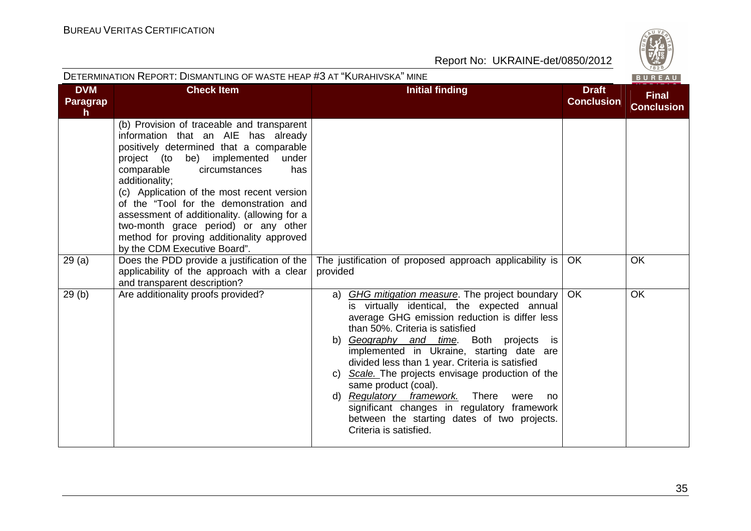| DVM Paragraph | Check Item | Initial finding | Draft Conclusion | Final Conclusion |
|---|---|---|---|---|
| | (b) Provision of traceable and transparent information that an AIE has already positively determined that a comparable project (to be) implemented under comparable circumstances has additionality;<br>(c) Application of the most recent version of the "Tool for the demonstration and assessment of additionality. (allowing for a two-month grace period) or any other method for proving additionality approved by the CDM Executive Board". | | | |
| 29 (a) | Does the PDD provide a justification of the applicability of the approach with a clear and transparent description? | The justification of proposed approach applicability is provided | OK | OK |
| 29 (b) | Are additionality proofs provided? | a) _GHG mitigation measure_. The project boundary is virtually identical, the expected annual average GHG emission reduction is differ less than 50%. Criteria is satisfied<br>b) _Geography and time_. Both projects is implemented in Ukraine, starting date are divided less than 1 year. Criteria is satisfied<br>c) _Scale._ The projects envisage production of the same product (coal).<br>d) _Regulatory framework._ There were no significant changes in regulatory framework between the starting dates of two projects. Criteria is satisfied. | OK | OK |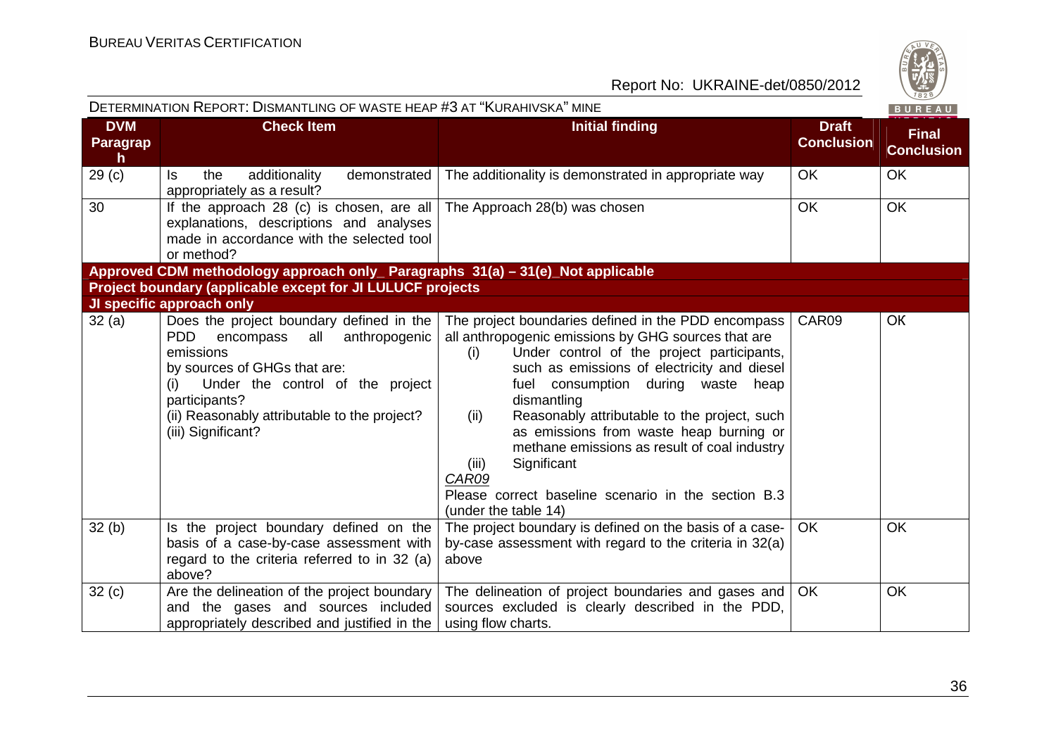| DVM Paragraph | Check Item | Initial finding | Draft Conclusion | Final Conclusion |
|---|---|---|---|---|
| 29 (c) | Is the additionality demonstrated appropriately as a result? | The additionality is demonstrated in appropriate way | OK | OK |
| 30 | If the approach 28 (c) is chosen, are all explanations, descriptions and analyses made in accordance with the selected tool or method? | The Approach 28(b) was chosen | OK | OK |
| **Approved CDM methodology approach only_ Paragraphs 31(a) – 31(e)_Not applicable** | | | | |
| **Project boundary (applicable except for JI LULUCF projects** | | | | |
| **JI specific approach only** | | | | |
| 32 (a) | Does the project boundary defined in the PDD encompass all anthropogenic emissions by sources of GHGs that are: (i) Under the control of the project participants? (ii) Reasonably attributable to the project? (iii) Significant? | The project boundaries defined in the PDD encompass all anthropogenic emissions by GHG sources that are (i) Under control of the project participants, such as emissions of electricity and diesel fuel consumption during waste heap dismantling (ii) Reasonably attributable to the project, such as emissions from waste heap burning or methane emissions as result of coal industry (iii) Significant *CAR09* Please correct baseline scenario in the section B.3 (under the table 14) | CAR09 | OK |
| 32 (b) | Is the project boundary defined on the basis of a case-by-case assessment with regard to the criteria referred to in 32 (a) above? | The project boundary is defined on the basis of a case-by-case assessment with regard to the criteria in 32(a) above | OK | OK |
| 32 (c) | Are the delineation of the project boundary and the gases and sources included appropriately described and justified in the | The delineation of project boundaries and gases and sources excluded is clearly described in the PDD, using flow charts. | OK | OK |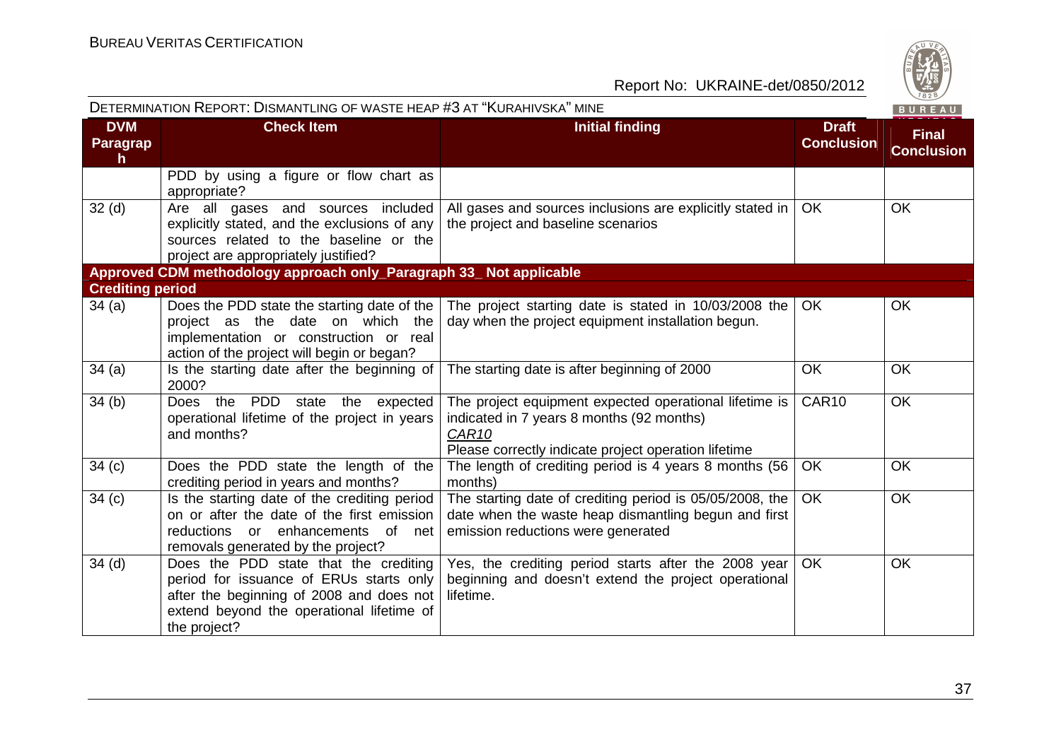| DVM Paragraph | Check Item | Initial finding | Draft Conclusion | Final Conclusion |
|---|---|---|---|---|
| | PDD by using a figure or flow chart as appropriate? | | | |
| 32 (d) | Are all gases and sources included explicitly stated, and the exclusions of any sources related to the baseline or the project are appropriately justified? | All gases and sources inclusions are explicitly stated in the project and baseline scenarios | OK | OK |
| **Approved CDM methodology approach only_Paragraph 33_ Not applicable** | | | | |
| **Crediting period** | | | | |
| 34 (a) | Does the PDD state the starting date of the project as the date on which the implementation or construction or real action of the project will begin or began? | The project starting date is stated in 10/03/2008 the day when the project equipment installation begun. | OK | OK |
| 34 (a) | Is the starting date after the beginning of 2000? | The starting date is after beginning of 2000 | OK | OK |
| 34 (b) | Does the PDD state the expected operational lifetime of the project in years and months? | The project equipment expected operational lifetime is indicated in 7 years 8 months (92 months)<br>CAR10<br>Please correctly indicate project operation lifetime | CAR10 | OK |
| 34 (c) | Does the PDD state the length of the crediting period in years and months? | The length of crediting period is 4 years 8 months (56 months) | OK | OK |
| 34 (c) | Is the starting date of the crediting period on or after the date of the first emission reductions or enhancements of net removals generated by the project? | The starting date of crediting period is 05/05/2008, the date when the waste heap dismantling begun and first emission reductions were generated | OK | OK |
| 34 (d) | Does the PDD state that the crediting period for issuance of ERUs starts only after the beginning of 2008 and does not extend beyond the operational lifetime of the project? | Yes, the crediting period starts after the 2008 year beginning and doesn't extend the project operational lifetime. | OK | OK |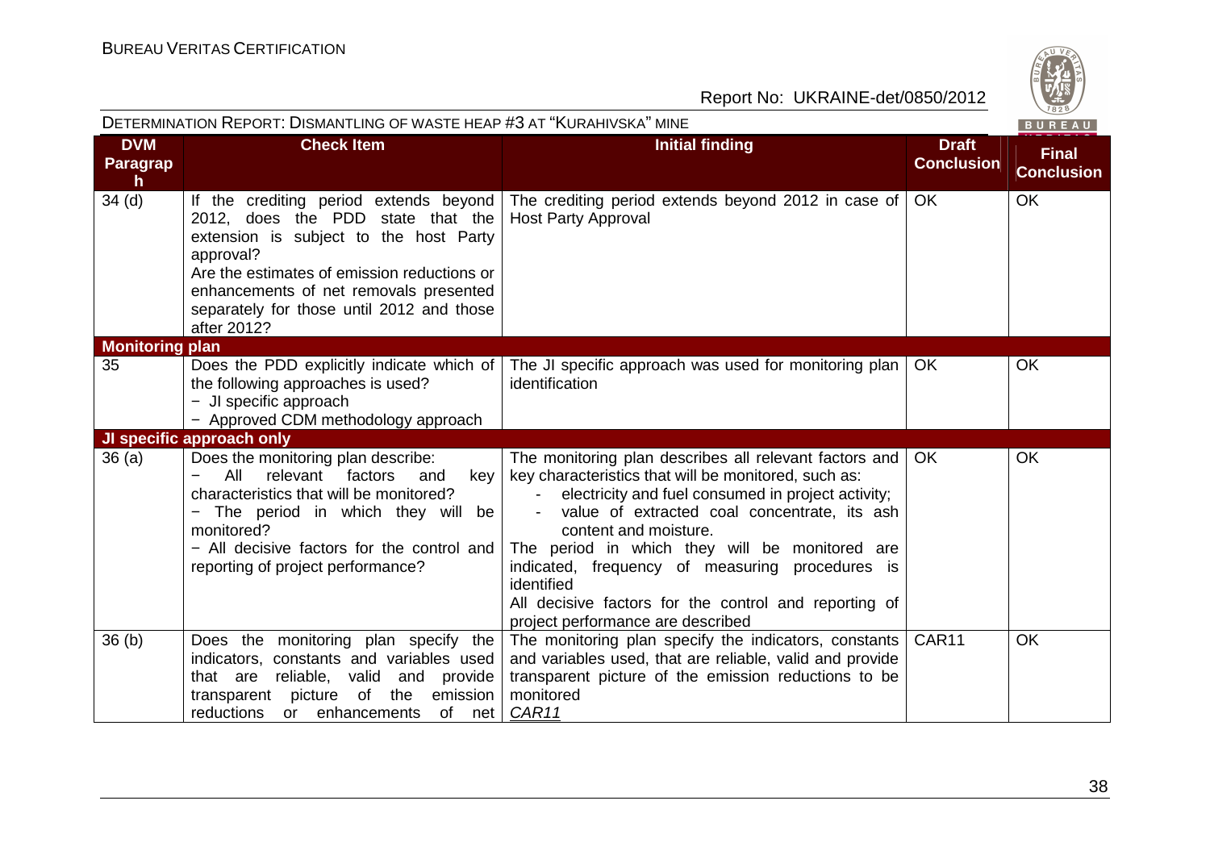DETERMINATION REPORT: DISMANTLING OF WASTE HEAP #3 AT "KURAHIVSKA" MINE

| DVM Paragraph | Check Item | Initial finding | Draft Conclusion | Final Conclusion |
|---|---|---|---|---|
| 34 (d) | If the crediting period extends beyond 2012, does the PDD state that the extension is subject to the host Party approval?<br>Are the estimates of emission reductions or enhancements of net removals presented separately for those until 2012 and those after 2012? | The crediting period extends beyond 2012 in case of Host Party Approval | OK | OK |
| **Monitoring plan** | | | | |
| 35 | Does the PDD explicitly indicate which of the following approaches is used?<br>− JI specific approach<br>− Approved CDM methodology approach | The JI specific approach was used for monitoring plan identification | OK | OK |
| **JI specific approach only** | | | | |
| 36 (a) | Does the monitoring plan describe:<br>− All relevant factors and key characteristics that will be monitored?<br>− The period in which they will be monitored?<br>− All decisive factors for the control and reporting of project performance? | The monitoring plan describes all relevant factors and key characteristics that will be monitored, such as:<br>- electricity and fuel consumed in project activity;<br>- value of extracted coal concentrate, its ash content and moisture.<br>The period in which they will be monitored are indicated, frequency of measuring procedures is identified<br>All decisive factors for the control and reporting of project performance are described | OK | OK |
| 36 (b) | Does the monitoring plan specify the indicators, constants and variables used that are reliable, valid and provide transparent picture of the emission reductions or enhancements of net | The monitoring plan specify the indicators, constants and variables used, that are reliable, valid and provide transparent picture of the emission reductions to be monitored<br>*CAR11* | CAR11 | OK |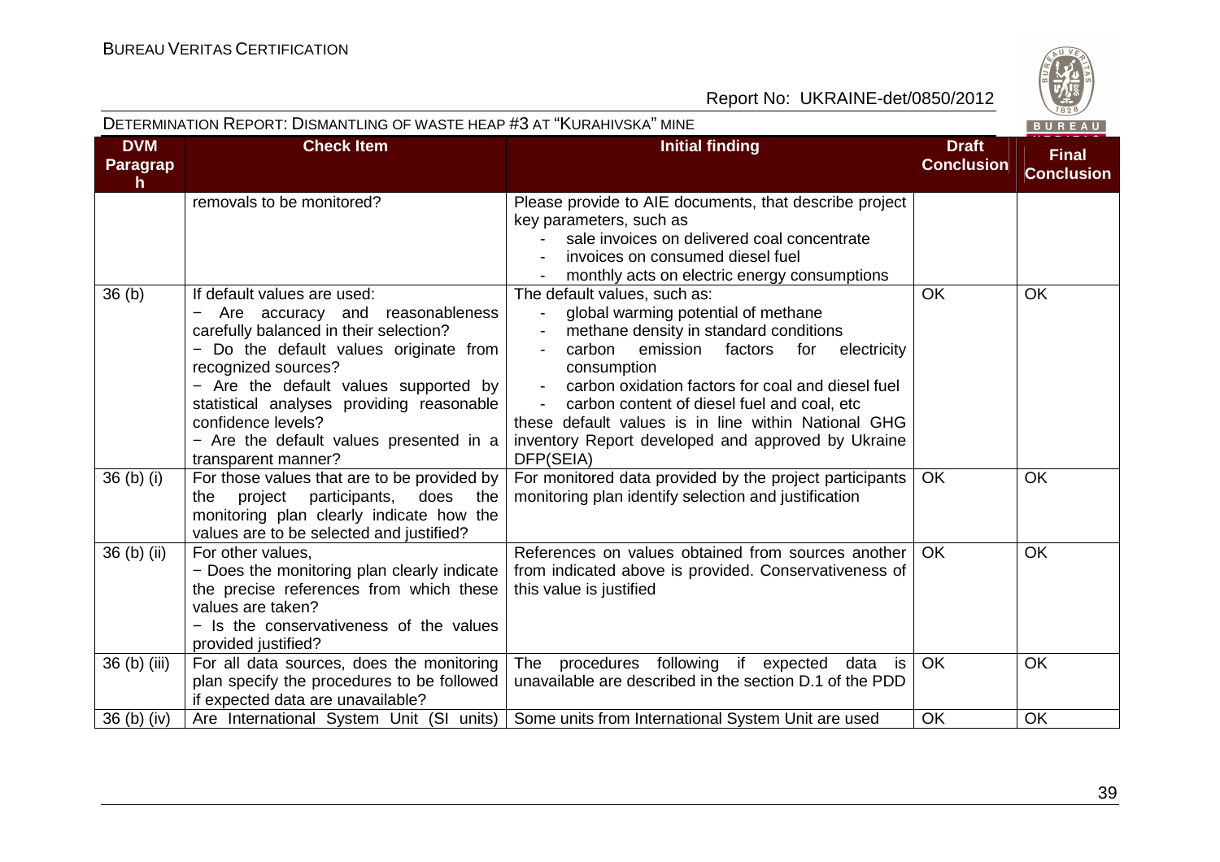| DVM Paragraph | Check Item | Initial finding | Draft Conclusion | Final Conclusion |
|---|---|---|---|---|
| | removals to be monitored? | Please provide to AIE documents, that describe project key parameters, such as<br>- sale invoices on delivered coal concentrate<br>- invoices on consumed diesel fuel<br>- monthly acts on electric energy consumptions | | |
| 36 (b) | If default values are used:<br>− Are accuracy and reasonableness carefully balanced in their selection?<br>− Do the default values originate from recognized sources?<br>− Are the default values supported by statistical analyses providing reasonable confidence levels?<br>− Are the default values presented in a transparent manner? | The default values, such as:<br>- global warming potential of methane<br>- methane density in standard conditions<br>- carbon emission factors for electricity consumption<br>- carbon oxidation factors for coal and diesel fuel<br>- carbon content of diesel fuel and coal, etc<br>these default values is in line within National GHG inventory Report developed and approved by Ukraine DFP(SEIA) | OK | OK |
| 36 (b) (i) | For those values that are to be provided by the project participants, does the monitoring plan clearly indicate how the values are to be selected and justified? | For monitored data provided by the project participants monitoring plan identify selection and justification | OK | OK |
| 36 (b) (ii) | For other values,<br>− Does the monitoring plan clearly indicate the precise references from which these values are taken?<br>− Is the conservativeness of the values provided justified? | References on values obtained from sources another from indicated above is provided. Conservativeness of this value is justified | OK | OK |
| 36 (b) (iii) | For all data sources, does the monitoring plan specify the procedures to be followed if expected data are unavailable? | The procedures following if expected data is unavailable are described in the section D.1 of the PDD | OK | OK |
| 36 (b) (iv) | Are International System Unit (SI units) | Some units from International System Unit are used | OK | OK |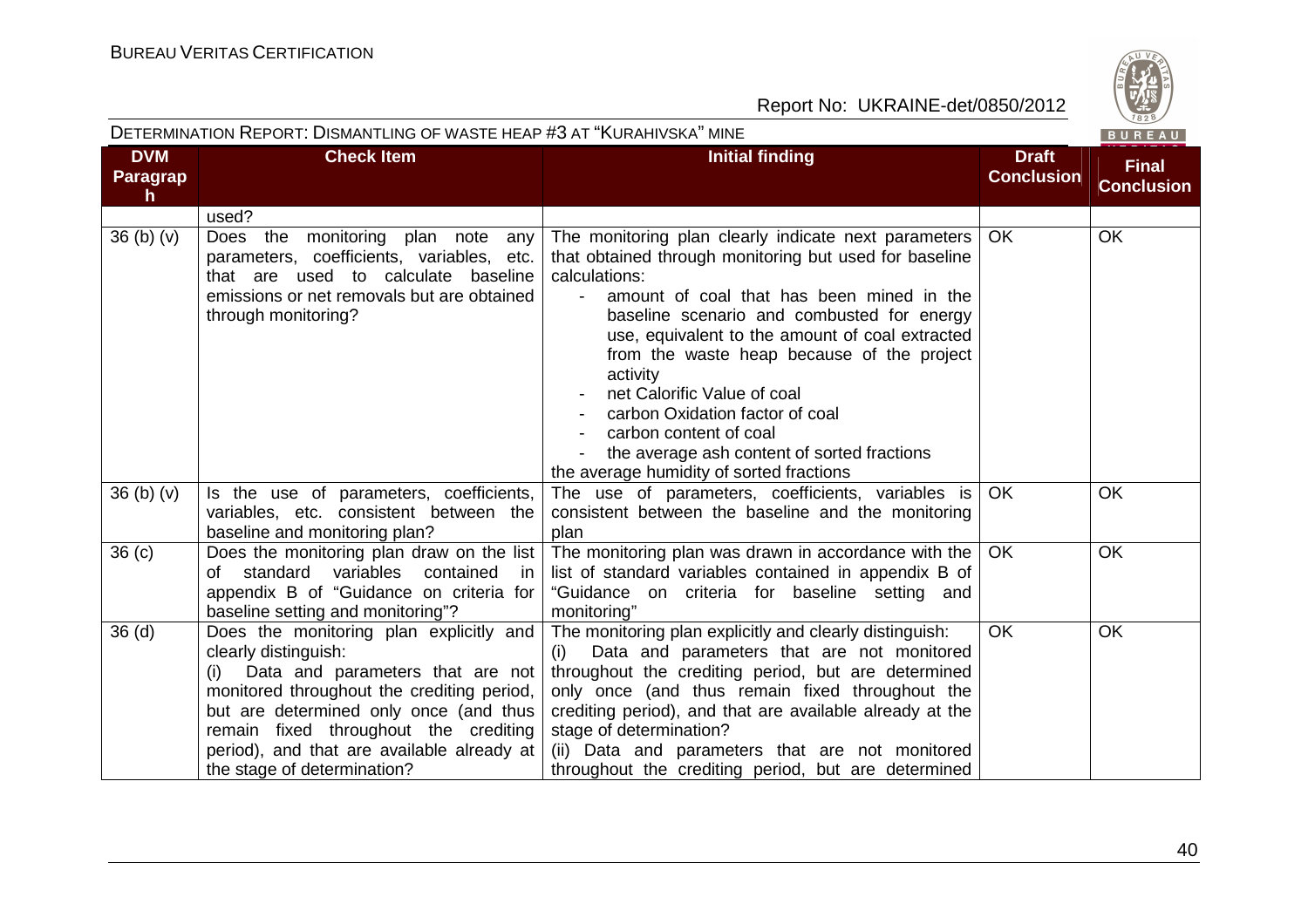| DVM Paragraph | Check Item | Initial finding | Draft Conclusion | Final Conclusion |
|---|---|---|---|---|
| | used? | | | |
| 36 (b) (v) | Does the monitoring plan note any parameters, coefficients, variables, etc. that are used to calculate baseline emissions or net removals but are obtained through monitoring? | The monitoring plan clearly indicate next parameters that obtained through monitoring but used for baseline calculations:<br>- amount of coal that has been mined in the baseline scenario and combusted for energy use, equivalent to the amount of coal extracted from the waste heap because of the project activity<br>- net Calorific Value of coal<br>- carbon Oxidation factor of coal<br>- carbon content of coal<br>- the average ash content of sorted fractions<br>the average humidity of sorted fractions | OK | OK |
| 36 (b) (v) | Is the use of parameters, coefficients, variables, etc. consistent between the baseline and monitoring plan? | The use of parameters, coefficients, variables is consistent between the baseline and the monitoring plan | OK | OK |
| 36 (c) | Does the monitoring plan draw on the list of standard variables contained in appendix B of "Guidance on criteria for baseline setting and monitoring"? | The monitoring plan was drawn in accordance with the list of standard variables contained in appendix B of "Guidance on criteria for baseline setting and monitoring" | OK | OK |
| 36 (d) | Does the monitoring plan explicitly and clearly distinguish:<br>(i) Data and parameters that are not monitored throughout the crediting period, but are determined only once (and thus remain fixed throughout the crediting period), and that are available already at the stage of determination? | The monitoring plan explicitly and clearly distinguish:<br>(i) Data and parameters that are not monitored throughout the crediting period, but are determined only once (and thus remain fixed throughout the crediting period), and that are available already at the stage of determination?<br>(ii) Data and parameters that are not monitored throughout the crediting period, but are determined | OK | OK |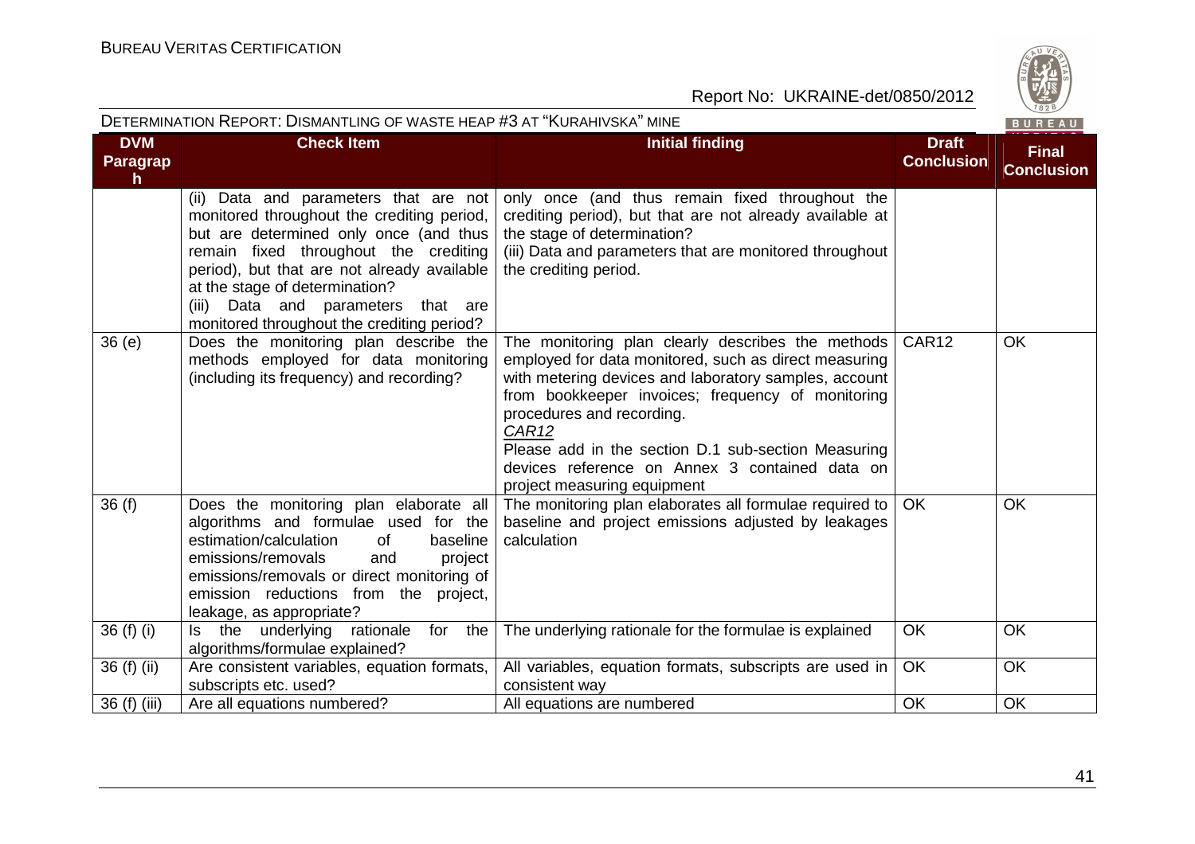| DVM Paragraph | Check Item | Initial finding | Draft Conclusion | Final Conclusion |
|---|---|---|---|---|
| | (ii) Data and parameters that are not monitored throughout the crediting period, but are determined only once (and thus remain fixed throughout the crediting period), but that are not already available at the stage of determination? (iii) Data and parameters that are monitored throughout the crediting period? | only once (and thus remain fixed throughout the crediting period), but that are not already available at the stage of determination? (iii) Data and parameters that are monitored throughout the crediting period. | | |
| 36 (e) | Does the monitoring plan describe the methods employed for data monitoring (including its frequency) and recording? | The monitoring plan clearly describes the methods employed for data monitored, such as direct measuring with metering devices and laboratory samples, account from bookkeeper invoices; frequency of monitoring procedures and recording. <br>_CAR12_ <br>Please add in the section D.1 sub-section Measuring devices reference on Annex 3 contained data on project measuring equipment | CAR12 | OK |
| 36 (f) | Does the monitoring plan elaborate all algorithms and formulae used for the estimation/calculation of baseline emissions/removals and project emissions/removals or direct monitoring of emission reductions from the project, leakage, as appropriate? | The monitoring plan elaborates all formulae required to baseline and project emissions adjusted by leakages calculation | OK | OK |
| 36 (f) (i) | Is the underlying rationale for the algorithms/formulae explained? | The underlying rationale for the formulae is explained | OK | OK |
| 36 (f) (ii) | Are consistent variables, equation formats, subscripts etc. used? | All variables, equation formats, subscripts are used in consistent way | OK | OK |
| 36 (f) (iii) | Are all equations numbered? | All equations are numbered | OK | OK |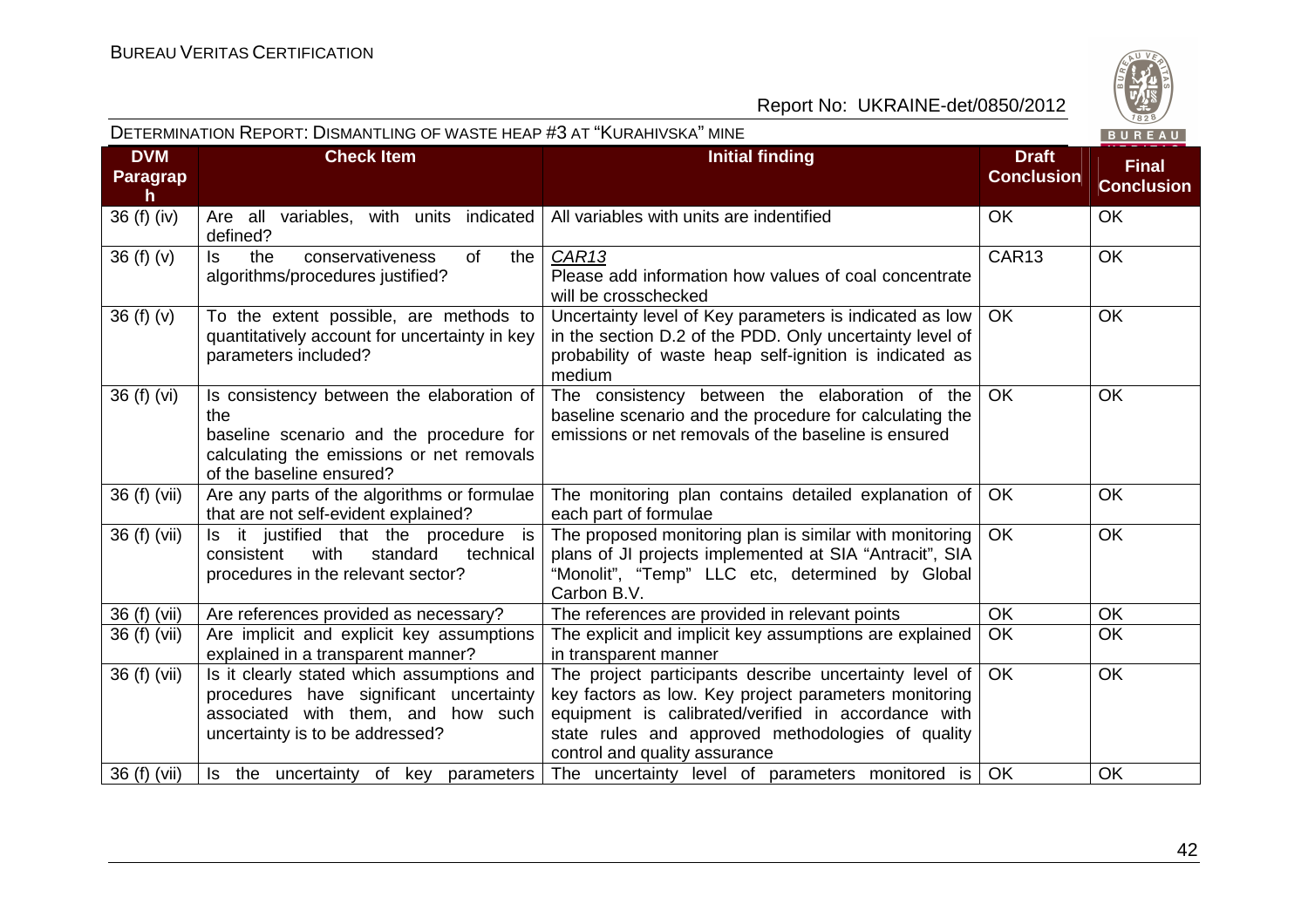| DVM Paragraph | Check Item | Initial finding | Draft Conclusion | Final Conclusion |
|---|---|---|---|---|
| 36 (f) (iv) | Are all variables, with units indicated defined? | All variables with units are indentified | OK | OK |
| 36 (f) (v) | Is the conservativeness of the algorithms/procedures justified? | *CAR13*<br>Please add information how values of coal concentrate will be crosschecked | CAR13 | OK |
| 36 (f) (v) | To the extent possible, are methods to quantitatively account for uncertainty in key parameters included? | Uncertainty level of Key parameters is indicated as low in the section D.2 of the PDD. Only uncertainty level of probability of waste heap self-ignition is indicated as medium | OK | OK |
| 36 (f) (vi) | Is consistency between the elaboration of the baseline scenario and the procedure for calculating the emissions or net removals of the baseline ensured? | The consistency between the elaboration of the baseline scenario and the procedure for calculating the emissions or net removals of the baseline is ensured | OK | OK |
| 36 (f) (vii) | Are any parts of the algorithms or formulae that are not self-evident explained? | The monitoring plan contains detailed explanation of each part of formulae | OK | OK |
| 36 (f) (vii) | Is it justified that the procedure is consistent with standard technical procedures in the relevant sector? | The proposed monitoring plan is similar with monitoring plans of JI projects implemented at SIA "Antracit", SIA "Monolit", "Temp" LLC etc, determined by Global Carbon B.V. | OK | OK |
| 36 (f) (vii) | Are references provided as necessary? | The references are provided in relevant points | OK | OK |
| 36 (f) (vii) | Are implicit and explicit key assumptions explained in a transparent manner? | The explicit and implicit key assumptions are explained in transparent manner | OK | OK |
| 36 (f) (vii) | Is it clearly stated which assumptions and procedures have significant uncertainty associated with them, and how such uncertainty is to be addressed? | The project participants describe uncertainty level of key factors as low. Key project parameters monitoring equipment is calibrated/verified in accordance with state rules and approved methodologies of quality control and quality assurance | OK | OK |
| 36 (f) (vii) | Is the uncertainty of key parameters | The uncertainty level of parameters monitored is | OK | OK |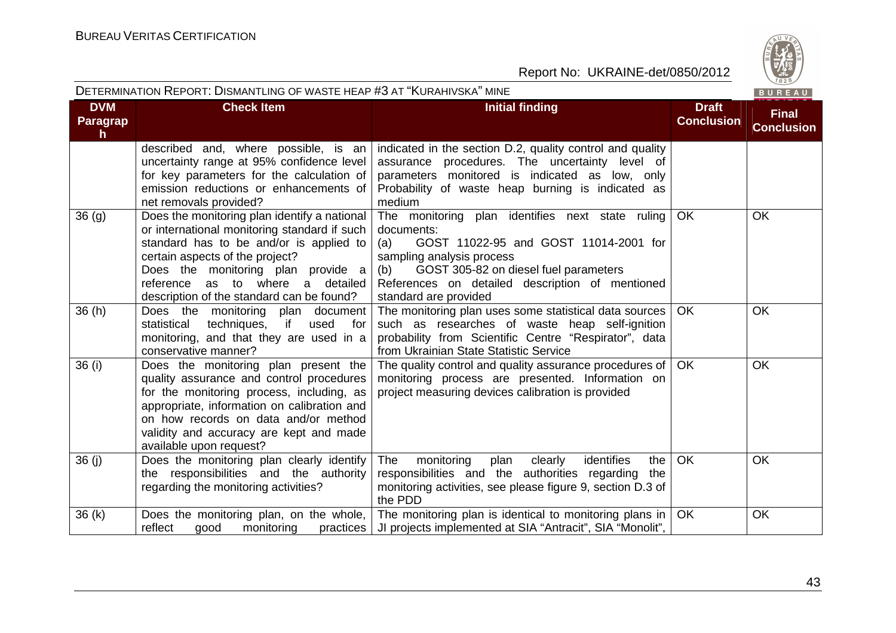| DVM Paragraph | Check Item | Initial finding | Draft Conclusion | Final Conclusion |
|---|---|---|---|---|
| | described and, where possible, is an uncertainty range at 95% confidence level for key parameters for the calculation of emission reductions or enhancements of net removals provided? | indicated in the section D.2, quality control and quality assurance procedures. The uncertainty level of parameters monitored is indicated as low, only Probability of waste heap burning is indicated as medium | | |
| 36 (g) | Does the monitoring plan identify a national or international monitoring standard if such standard has to be and/or is applied to certain aspects of the project? Does the monitoring plan provide a reference as to where a detailed description of the standard can be found? | The monitoring plan identifies next state ruling documents: (a) GOST 11022-95 and GOST 11014-2001 for sampling analysis process (b) GOST 305-82 on diesel fuel parameters References on detailed description of mentioned standard are provided | OK | OK |
| 36 (h) | Does the monitoring plan document statistical techniques, if used for monitoring, and that they are used in a conservative manner? | The monitoring plan uses some statistical data sources such as researches of waste heap self-ignition probability from Scientific Centre "Respirator", data from Ukrainian State Statistic Service | OK | OK |
| 36 (i) | Does the monitoring plan present the quality assurance and control procedures for the monitoring process, including, as appropriate, information on calibration and on how records on data and/or method validity and accuracy are kept and made available upon request? | The quality control and quality assurance procedures of monitoring process are presented. Information on project measuring devices calibration is provided | OK | OK |
| 36 (j) | Does the monitoring plan clearly identify the responsibilities and the authority regarding the monitoring activities? | The monitoring plan clearly identifies the responsibilities and the authorities regarding the monitoring activities, see please figure 9, section D.3 of the PDD | OK | OK |
| 36 (k) | Does the monitoring plan, on the whole, reflect good monitoring practices | The monitoring plan is identical to monitoring plans in JI projects implemented at SIA "Antracit", SIA "Monolit", | OK | OK |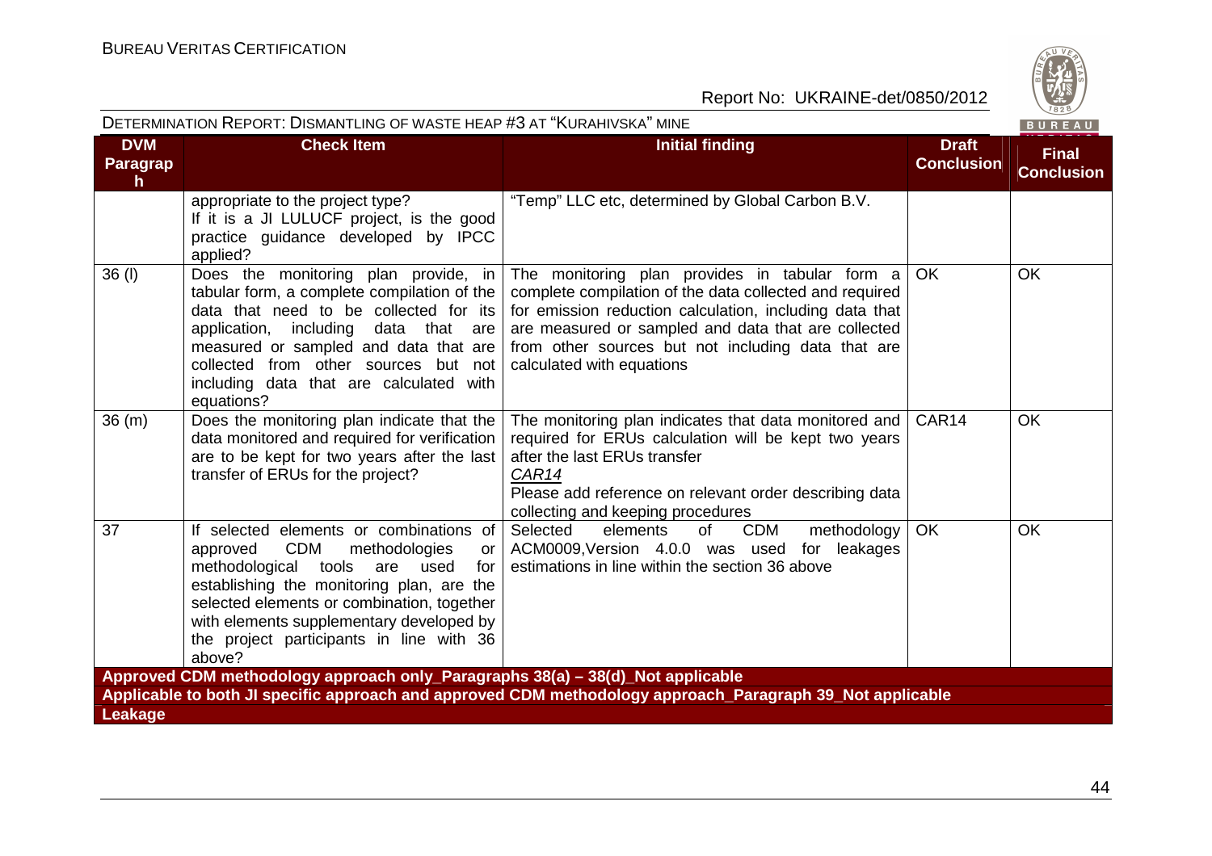| DVM Paragraph | Check Item | Initial finding | Draft Conclusion | Final Conclusion |
|---|---|---|---|---|
| | appropriate to the project type? If it is a JI LULUCF project, is the good practice guidance developed by IPCC applied? | "Temp" LLC etc, determined by Global Carbon B.V. | | |
| 36 (l) | Does the monitoring plan provide, in tabular form, a complete compilation of the data that need to be collected for its application, including data that are measured or sampled and data that are collected from other sources but not including data that are calculated with equations? | The monitoring plan provides in tabular form a complete compilation of the data collected and required for emission reduction calculation, including data that are measured or sampled and data that are collected from other sources but not including data that are calculated with equations | OK | OK |
| 36 (m) | Does the monitoring plan indicate that the data monitored and required for verification are to be kept for two years after the last transfer of ERUs for the project? | The monitoring plan indicates that data monitored and required for ERUs calculation will be kept two years after the last ERUs transfer<br>CAR14<br>Please add reference on relevant order describing data collecting and keeping procedures | CAR14 | OK |
| 37 | If selected elements or combinations of approved CDM methodologies or methodological tools are used for establishing the monitoring plan, are the selected elements or combination, together with elements supplementary developed by the project participants in line with 36 above? | Selected elements of CDM methodology ACM0009,Version 4.0.0 was used for leakages estimations in line within the section 36 above | OK | OK |
| **Approved CDM methodology approach only_Paragraphs 38(a) – 38(d)_Not applicable** | | | | |
| **Applicable to both JI specific approach and approved CDM methodology approach_Paragraph 39_Not applicable** | | | | |
| **Leakage** | | | | |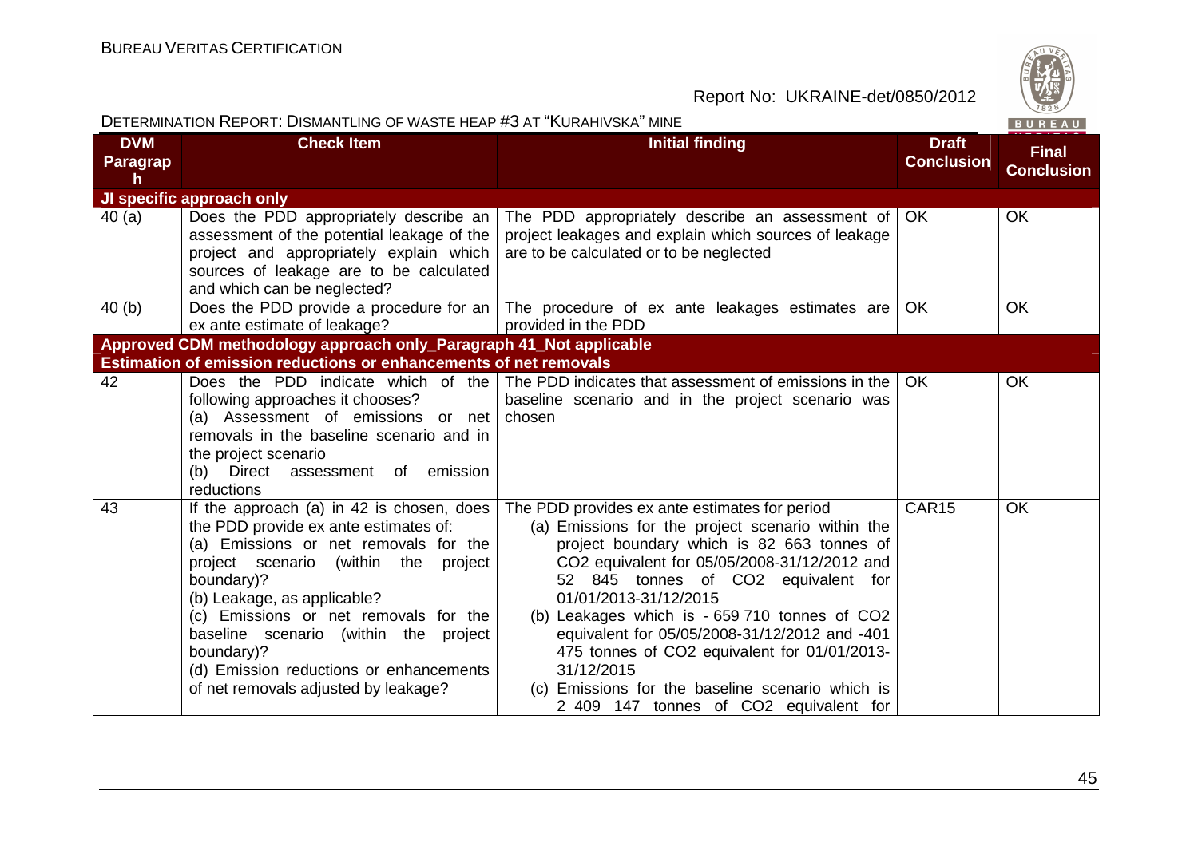DETERMINATION REPORT: DISMANTLING OF WASTE HEAP #3 AT "KURAHIVSKA" MINE

| DVM Paragraph | Check Item | Initial finding | Draft Conclusion | Final Conclusion |
|---|---|---|---|---|
| **JI specific approach only** | | | | |
| 40 (a) | Does the PDD appropriately describe an assessment of the potential leakage of the project and appropriately explain which sources of leakage are to be calculated and which can be neglected? | The PDD appropriately describe an assessment of project leakages and explain which sources of leakage are to be calculated or to be neglected | OK | OK |
| 40 (b) | Does the PDD provide a procedure for an ex ante estimate of leakage? | The procedure of ex ante leakages estimates are provided in the PDD | OK | OK |
| **Approved CDM methodology approach only_Paragraph 41_Not applicable** | | | | |
| **Estimation of emission reductions or enhancements of net removals** | | | | |
| 42 | Does the PDD indicate which of the following approaches it chooses?<br>(a) Assessment of emissions or net removals in the baseline scenario and in the project scenario<br>(b) Direct assessment of emission reductions | The PDD indicates that assessment of emissions in the baseline scenario and in the project scenario was chosen | OK | OK |
| 43 | If the approach (a) in 42 is chosen, does the PDD provide ex ante estimates of:<br>(a) Emissions or net removals for the project scenario (within the project boundary)?<br>(b) Leakage, as applicable?<br>(c) Emissions or net removals for the baseline scenario (within the project boundary)?<br>(d) Emission reductions or enhancements of net removals adjusted by leakage? | The PDD provides ex ante estimates for period<br>(a) Emissions for the project scenario within the project boundary which is 82 663 tonnes of $CO_2$ equivalent for 05/05/2008-31/12/2012 and 52 845 tonnes of $CO_2$ equivalent for 01/01/2013-31/12/2015<br>(b) Leakages which is - 659 710 tonnes of $CO_2$ equivalent for 05/05/2008-31/12/2012 and -401 475 tonnes of $CO_2$ equivalent for 01/01/2013-31/12/2015<br>(c) Emissions for the baseline scenario which is 2 409 147 tonnes of $CO_2$ equivalent for | CAR15 | OK |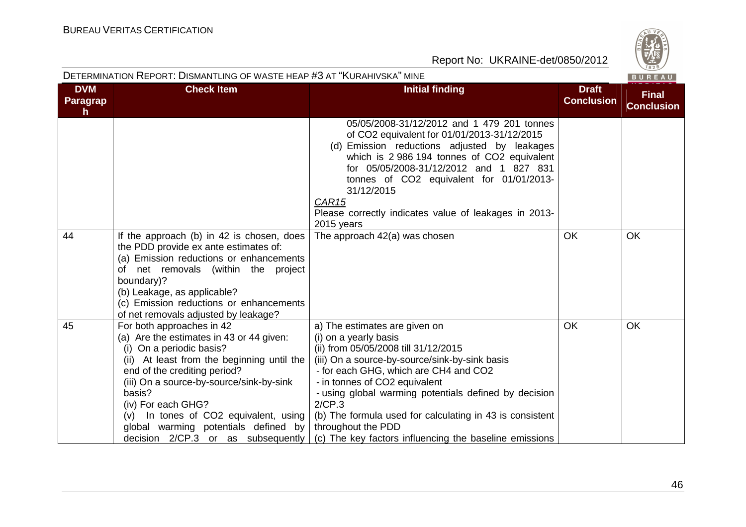| DVM Paragraph | Check Item | Initial finding | Draft Conclusion | Final Conclusion |
|---|---|---|---|---|
| | | 05/05/2008-31/12/2012 and 1 479 201 tonnes of CO2 equivalent for 01/01/2013-31/12/2015<br>(d) Emission reductions adjusted by leakages which is 2 986 194 tonnes of CO2 equivalent for 05/05/2008-31/12/2012 and 1 827 831 tonnes of CO2 equivalent for 01/01/2013-31/12/2015<br>*CAR15*<br>Please correctly indicates value of leakages in 2013-2015 years | | |
| 44 | If the approach (b) in 42 is chosen, does the PDD provide ex ante estimates of:<br>(a) Emission reductions or enhancements of net removals (within the project boundary)?<br>(b) Leakage, as applicable?<br>(c) Emission reductions or enhancements of net removals adjusted by leakage? | The approach 42(a) was chosen | OK | OK |
| 45 | For both approaches in 42<br>(a) Are the estimates in 43 or 44 given:<br>(i) On a periodic basis?<br>(ii) At least from the beginning until the end of the crediting period?<br>(iii) On a source-by-source/sink-by-sink basis?<br>(iv) For each GHG?<br>(v) In tones of CO2 equivalent, using global warming potentials defined by decision 2/CP.3 or as subsequently | a) The estimates are given on<br>(i) on a yearly basis<br>(ii) from 05/05/2008 till 31/12/2015<br>(iii) On a source-by-source/sink-by-sink basis<br>- for each GHG, which are CH4 and CO2<br>- in tonnes of CO2 equivalent<br>- using global warming potentials defined by decision 2/CP.3<br>(b) The formula used for calculating in 43 is consistent throughout the PDD<br>(c) The key factors influencing the baseline emissions | OK | OK |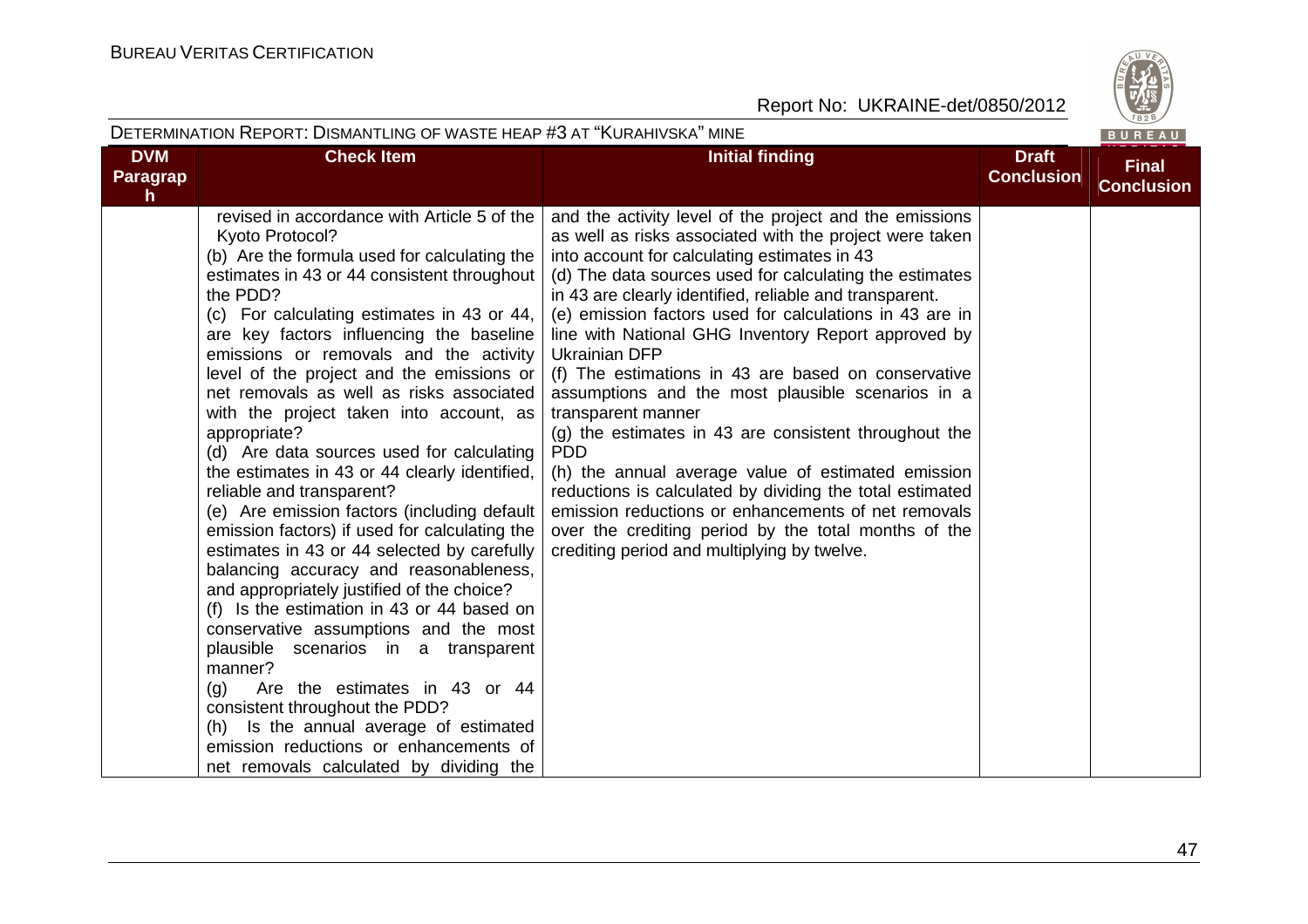| DVM Paragraph | Check Item | Initial finding | Draft Conclusion | Final Conclusion |
|---|---|---|---|---|
| | revised in accordance with Article 5 of the Kyoto Protocol?<br>(b) Are the formula used for calculating the estimates in 43 or 44 consistent throughout the PDD?<br>(c) For calculating estimates in 43 or 44, are key factors influencing the baseline emissions or removals and the activity level of the project and the emissions or net removals as well as risks associated with the project taken into account, as appropriate?<br>(d) Are data sources used for calculating the estimates in 43 or 44 clearly identified, reliable and transparent?<br>(e) Are emission factors (including default emission factors) if used for calculating the estimates in 43 or 44 selected by carefully balancing accuracy and reasonableness, and appropriately justified of the choice?<br>(f) Is the estimation in 43 or 44 based on conservative assumptions and the most plausible scenarios in a transparent manner?<br>(g) Are the estimates in 43 or 44 consistent throughout the PDD?<br>(h) Is the annual average of estimated emission reductions or enhancements of net removals calculated by dividing the | and the activity level of the project and the emissions as well as risks associated with the project were taken into account for calculating estimates in 43<br>(d) The data sources used for calculating the estimates in 43 are clearly identified, reliable and transparent.<br>(e) emission factors used for calculations in 43 are in line with National GHG Inventory Report approved by Ukrainian DFP<br>(f) The estimations in 43 are based on conservative assumptions and the most plausible scenarios in a transparent manner<br>(g) the estimates in 43 are consistent throughout the PDD<br>(h) the annual average value of estimated emission reductions is calculated by dividing the total estimated emission reductions or enhancements of net removals over the crediting period by the total months of the crediting period and multiplying by twelve. | | |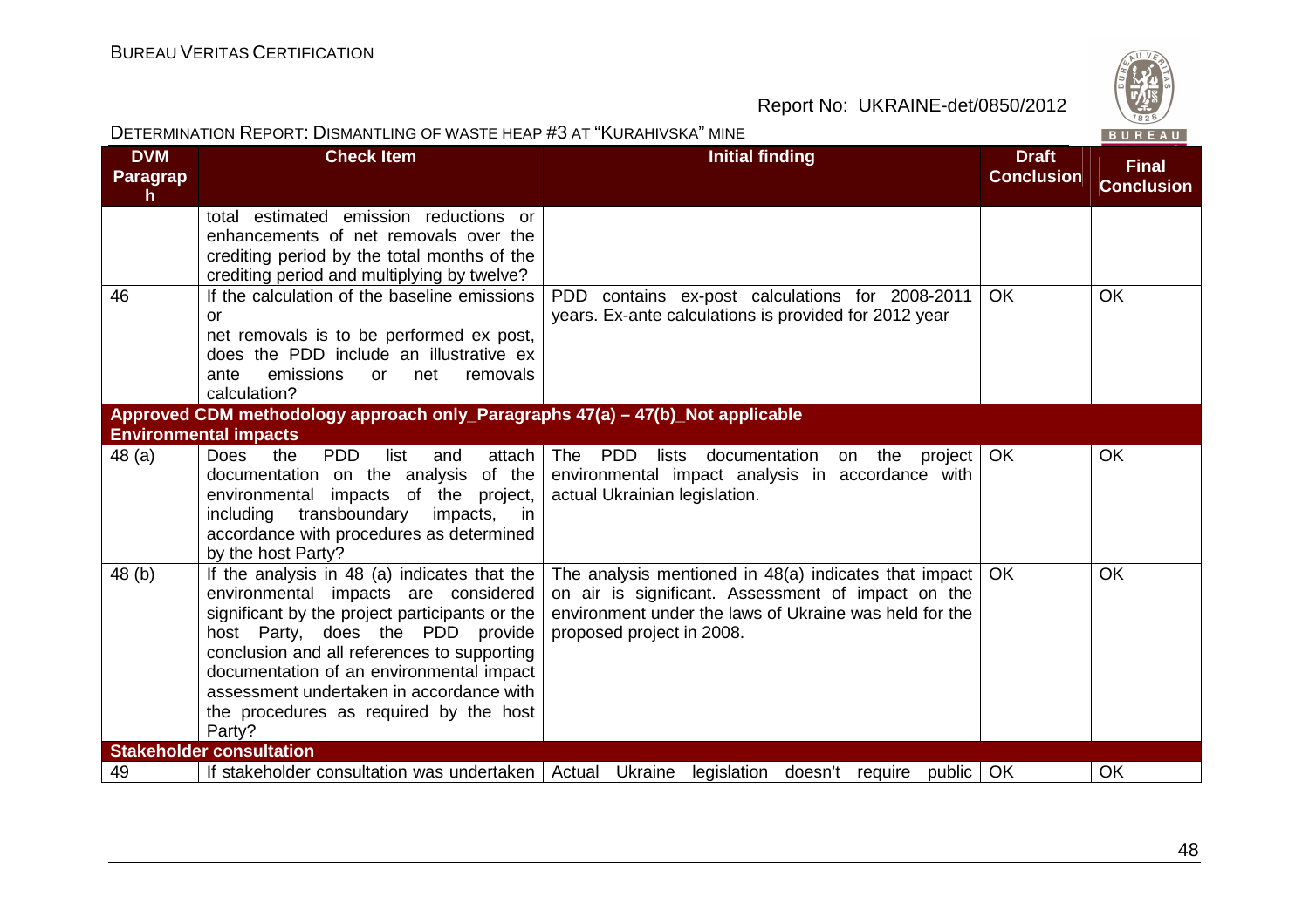| DVM Paragraph | Check Item | Initial finding | Draft Conclusion | Final Conclusion |
|---|---|---|---|---|
| | total estimated emission reductions or enhancements of net removals over the crediting period by the total months of the crediting period and multiplying by twelve? | | | |
| 46 | If the calculation of the baseline emissions or net removals is to be performed ex post, does the PDD include an illustrative ex ante emissions or net removals calculation? | PDD contains ex-post calculations for 2008-2011 years. Ex-ante calculations is provided for 2012 year | OK | OK |
| **Approved CDM methodology approach only_Paragraphs 47(a) – 47(b)_Not applicable** | | | | |
| **Environmental impacts** | | | | |
| 48 (a) | Does the PDD list and attach documentation on the analysis of the environmental impacts of the project, including transboundary impacts, in accordance with procedures as determined by the host Party? | The PDD lists documentation on the project environmental impact analysis in accordance with actual Ukrainian legislation. | OK | OK |
| 48 (b) | If the analysis in 48 (a) indicates that the environmental impacts are considered significant by the project participants or the host Party, does the PDD provide conclusion and all references to supporting documentation of an environmental impact assessment undertaken in accordance with the procedures as required by the host Party? | The analysis mentioned in 48(a) indicates that impact on air is significant. Assessment of impact on the environment under the laws of Ukraine was held for the proposed project in 2008. | OK | OK |
| **Stakeholder consultation** | | | | |
| 49 | If stakeholder consultation was undertaken | Actual Ukraine legislation doesn't require public | OK | OK |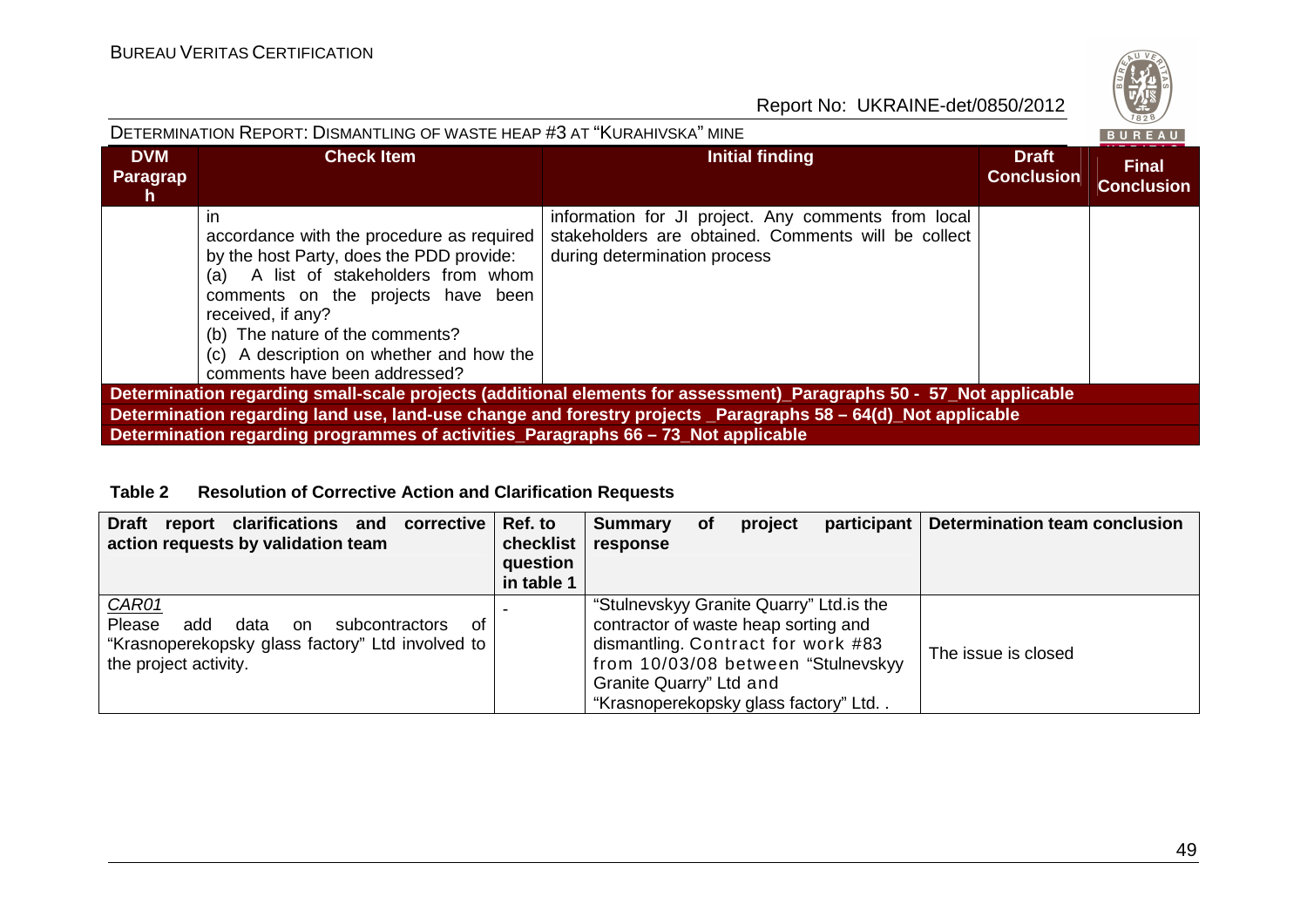| DVM Paragraph | Check Item | Initial finding | Draft Conclusion | Final Conclusion |
|---|---|---|---|---|
| | in accordance with the procedure as required by the host Party, does the PDD provide:<br>(a) A list of stakeholders from whom comments on the projects have been received, if any?<br>(b) The nature of the comments?<br>(c) A description on whether and how the comments have been addressed? | information for JI project. Any comments from local stakeholders are obtained. Comments will be collect during determination process | | |
| **Determination regarding small-scale projects (additional elements for assessment)_Paragraphs 50 - 57_Not applicable** | | | | |
| **Determination regarding land use, land-use change and forestry projects _Paragraphs 58 – 64(d)_Not applicable** | | | | |
| **Determination regarding programmes of activities_Paragraphs 66 – 73_Not applicable** | | | | |

**Table 2 Resolution of Corrective Action and Clarification Requests**

| Draft report clarifications and corrective action requests by validation team | Ref. to checklist question in table 1 | Summary of project participant response | Determination team conclusion |
|---|---|---|---|
| *CAR01*<br>Please add data on subcontractors of "Krasnoperekopsky glass factory" Ltd involved to the project activity. | - | "Stulnevskyy Granite Quarry" Ltd.is the contractor of waste heap sorting and dismantling. Contract for work #83 from 10/03/08 between "Stulnevskyy Granite Quarry" Ltd and "Krasnoperekopsky glass factory" Ltd. . | The issue is closed |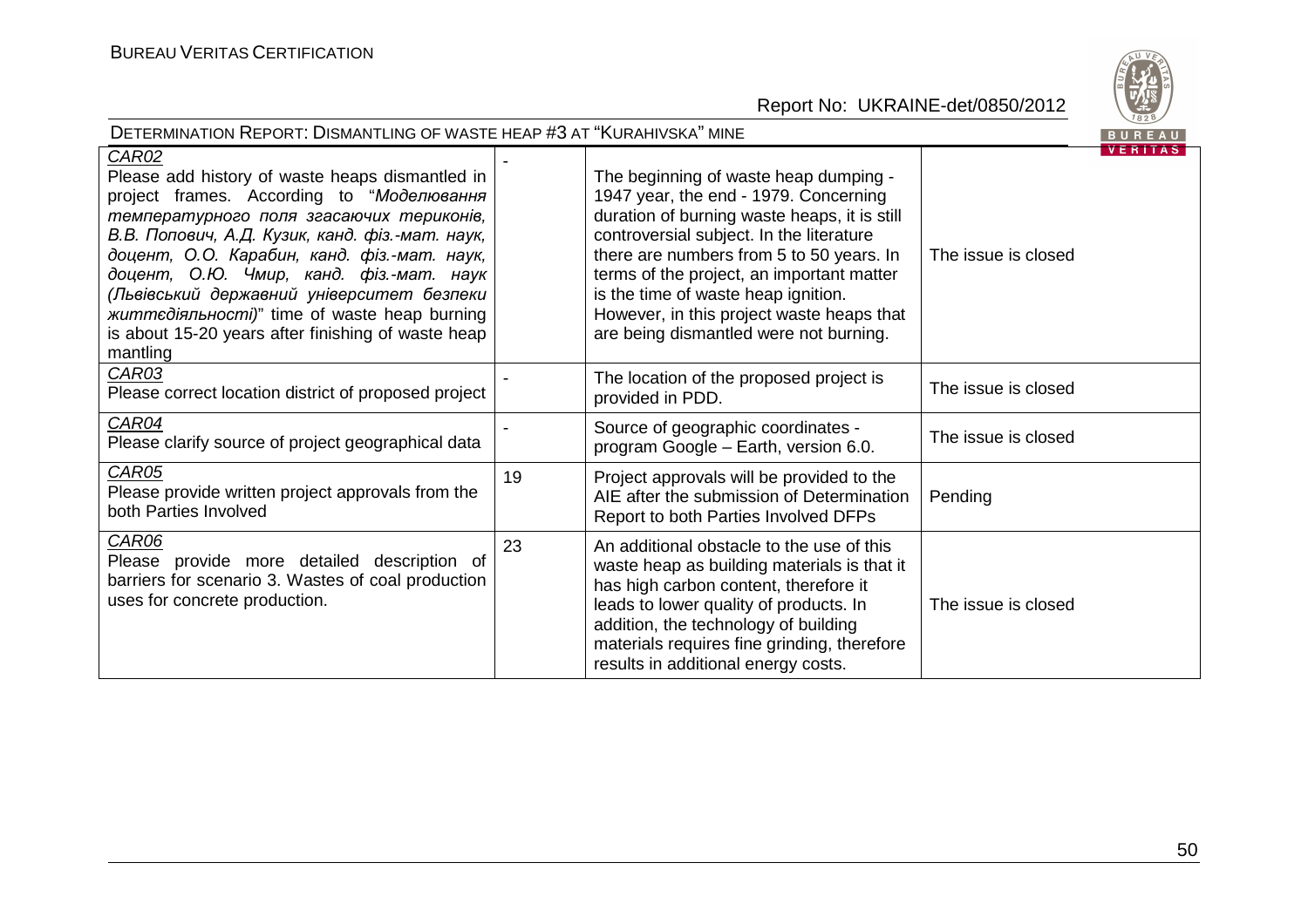| | | | |
|---|---|---|---|
| CAR02<br>Please add history of waste heaps dismantled in project frames. According to "*Моделювання температурного поля згасаючих териконів, В.В. Попович, А.Д. Кузик, канд. фіз.-мат. наук, доцент, О.О. Карабин, канд. фіз.-мат. наук, доцент, О.Ю. Чмир, канд. фіз.-мат. наук (Львівський державний університет безпеки життєдіяльності)*" time of waste heap burning is about 15-20 years after finishing of waste heap mantling | - | The beginning of waste heap dumping - 1947 year, the end - 1979. Concerning duration of burning waste heaps, it is still controversial subject. In the literature there are numbers from 5 to 50 years. In terms of the project, an important matter is the time of waste heap ignition. However, in this project waste heaps that are being dismantled were not burning. | The issue is closed |
| CAR03<br>Please correct location district of proposed project | - | The location of the proposed project is provided in PDD. | The issue is closed |
| CAR04<br>Please clarify source of project geographical data | - | Source of geographic coordinates - program Google – Earth, version 6.0. | The issue is closed |
| CAR05<br>Please provide written project approvals from the both Parties Involved | 19 | Project approvals will be provided to the AIE after the submission of Determination Report to both Parties Involved DFPs | Pending |
| CAR06<br>Please provide more detailed description of barriers for scenario 3. Wastes of coal production uses for concrete production. | 23 | An additional obstacle to the use of this waste heap as building materials is that it has high carbon content, therefore it leads to lower quality of products. In addition, the technology of building materials requires fine grinding, therefore results in additional energy costs. | The issue is closed |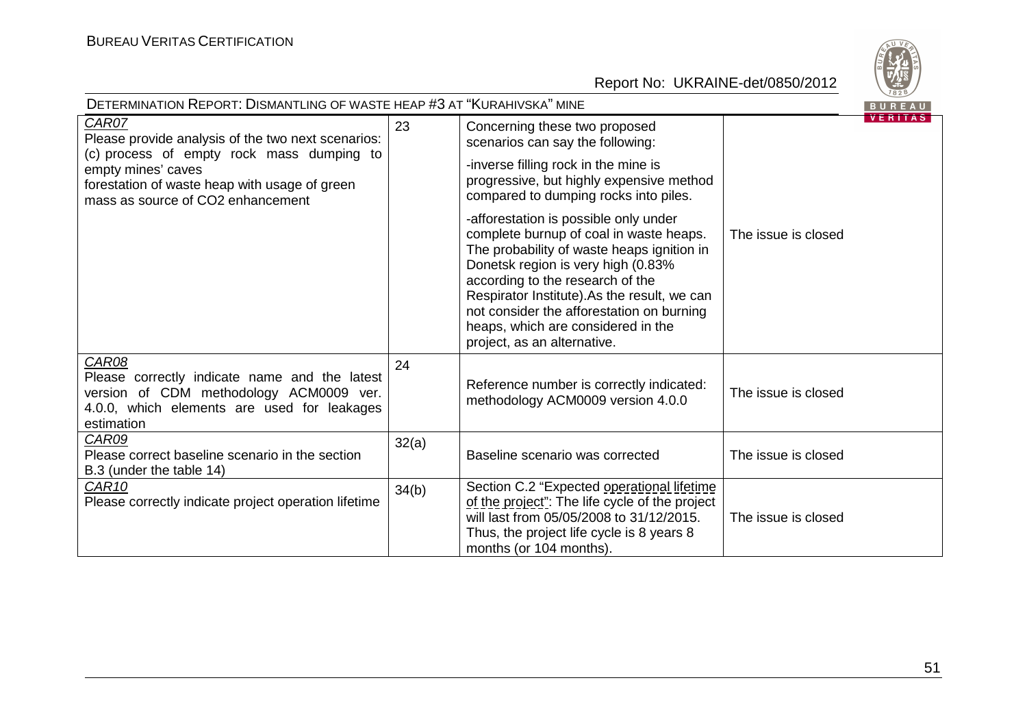| | | | |
|---|---|---|---|
| CAR07<br>Please provide analysis of the two next scenarios:<br>(c) process of empty rock mass dumping to empty mines' caves<br>forestation of waste heap with usage of green mass as source of $CO_2$ enhancement | 23 | Concerning these two proposed scenarios can say the following:<br>-inverse filling rock in the mine is progressive, but highly expensive method compared to dumping rocks into piles.<br>-afforestation is possible only under complete burnup of coal in waste heaps. The probability of waste heaps ignition in Donetsk region is very high (0.83% according to the research of the Respirator Institute).As the result, we can not consider the afforestation on burning heaps, which are considered in the project, as an alternative. | The issue is closed |
| CAR08<br>Please correctly indicate name and the latest version of CDM methodology ACM0009 ver. 4.0.0, which elements are used for leakages estimation | 24 | Reference number is correctly indicated: methodology ACM0009 version 4.0.0 | The issue is closed |
| CAR09<br>Please correct baseline scenario in the section B.3 (under the table 14) | 32(a) | Baseline scenario was corrected | The issue is closed |
| CAR10<br>Please correctly indicate project operation lifetime | 34(b) | Section C.2 "Expected operational lifetime of the project": The life cycle of the project will last from 05/05/2008 to 31/12/2015. Thus, the project life cycle is 8 years 8 months (or 104 months). | The issue is closed |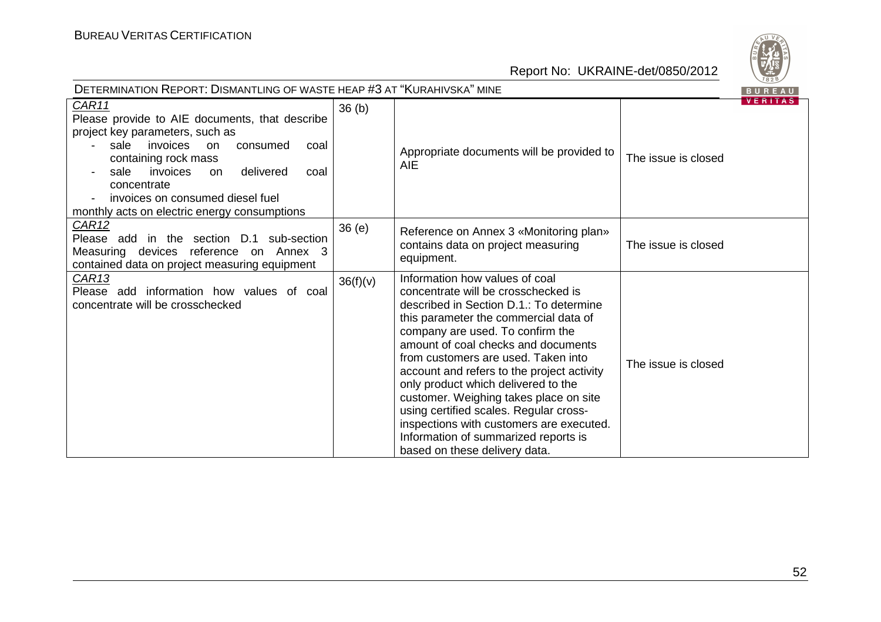| CAR11 Please provide to AIE documents, that describe project key parameters, such as<br>- sale invoices on consumed coal containing rock mass<br>- sale invoices on delivered coal concentrate<br>- invoices on consumed diesel fuel<br>monthly acts on electric energy consumptions | 36 (b) | Appropriate documents will be provided to AIE | The issue is closed |
|---|---|---|---|
| CAR12 Please add in the section D.1 sub-section Measuring devices reference on Annex 3 contained data on project measuring equipment | 36 (e) | Reference on Annex 3 «Monitoring plan» contains data on project measuring equipment. | The issue is closed |
| CAR13 Please add information how values of coal concentrate will be crosschecked | 36(f)(v) | Information how values of coal concentrate will be crosschecked is described in Section D.1.: To determine this parameter the commercial data of company are used. To confirm the amount of coal checks and documents from customers are used. Taken into account and refers to the project activity only product which delivered to the customer. Weighing takes place on site using certified scales. Regular cross-inspections with customers are executed. Information of summarized reports is based on these delivery data. | The issue is closed |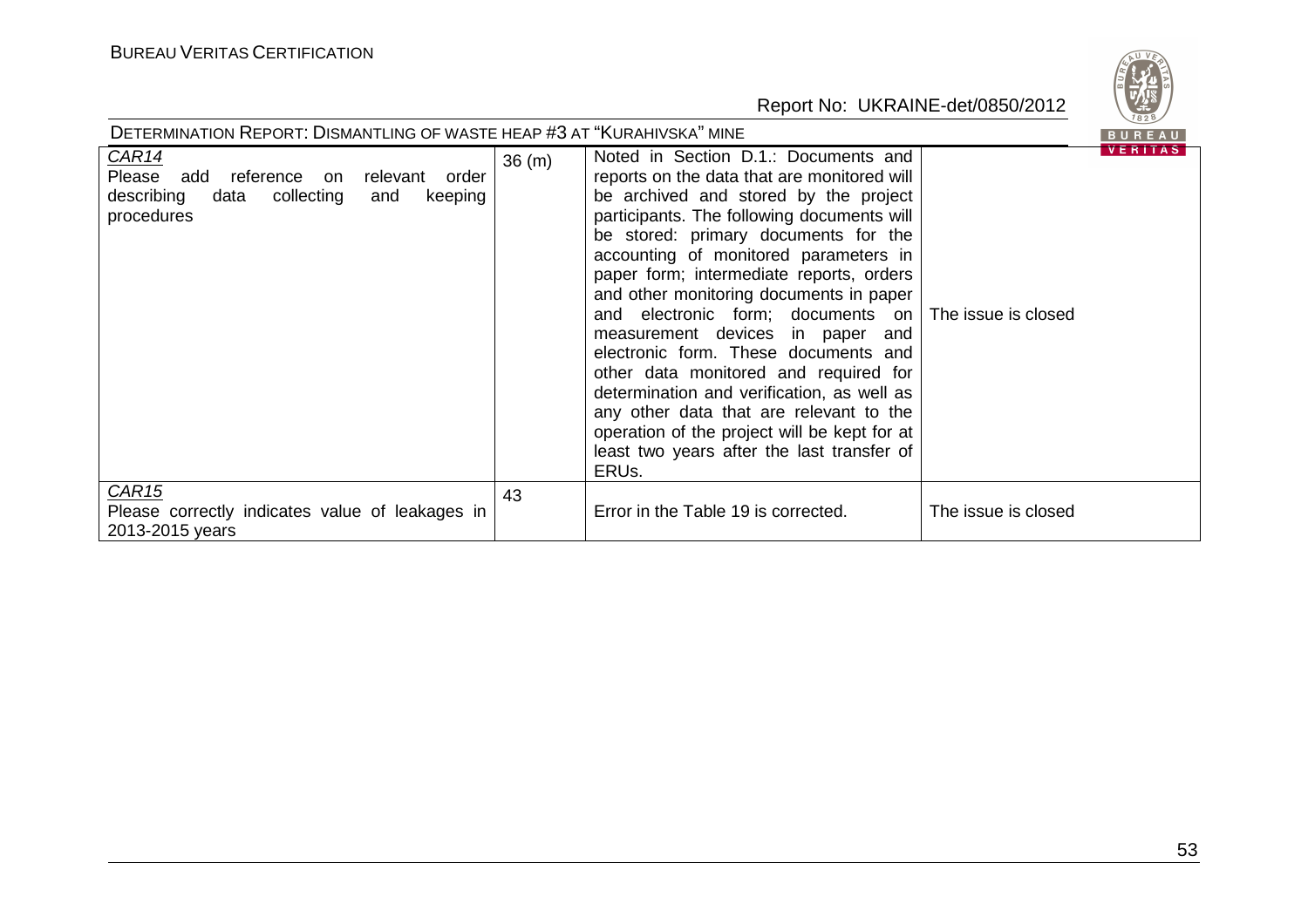| | | | |
|---|---|---|---|
| CAR14<br>Please add reference on relevant order describing data collecting and keeping procedures | 36 (m) | Noted in Section D.1.: Documents and reports on the data that are monitored will be archived and stored by the project participants. The following documents will be stored: primary documents for the accounting of monitored parameters in paper form; intermediate reports, orders and other monitoring documents in paper and electronic form; documents on measurement devices in paper and electronic form. These documents and other data monitored and required for determination and verification, as well as any other data that are relevant to the operation of the project will be kept for at least two years after the last transfer of ERUs. | The issue is closed |
| CAR15<br>Please correctly indicates value of leakages in 2013-2015 years | 43 | Error in the Table 19 is corrected. | The issue is closed |